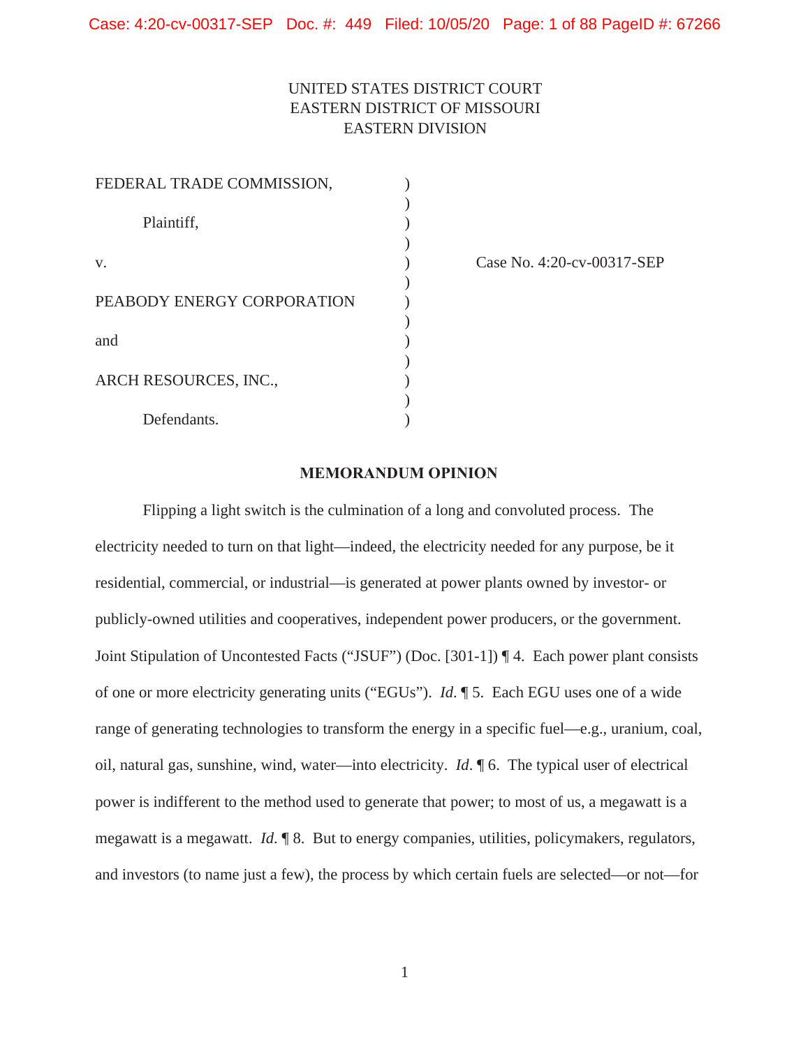UNITED STATES DISTRICT COURT
EASTERN DISTRICT OF MISSOURI
EASTERN DIVISION

| | | |
|---|---|---|
| FEDERAL TRADE COMMISSION, | ) | |
| Plaintiff, | ) | |
| v. | ) | Case No. 4:20-cv-00317-SEP |
| PEABODY ENERGY CORPORATION | ) | |
| and | ) | |
| ARCH RESOURCES, INC., | ) | |
| Defendants. | ) | |

**MEMORANDUM OPINION**

Flipping a light switch is the culmination of a long and convoluted process. The electricity needed to turn on that light—indeed, the electricity needed for any purpose, be it residential, commercial, or industrial—is generated at power plants owned by investor- or publicly-owned utilities and cooperatives, independent power producers, or the government. Joint Stipulation of Uncontested Facts ("JSUF") (Doc. [301-1]) ¶ 4. Each power plant consists of one or more electricity generating units ("EGUs"). *Id.* ¶ 5. Each EGU uses one of a wide range of generating technologies to transform the energy in a specific fuel—e.g., uranium, coal, oil, natural gas, sunshine, wind, water—into electricity. *Id.* ¶ 6. The typical user of electrical power is indifferent to the method used to generate that power; to most of us, a megawatt is a megawatt is a megawatt. *Id.* ¶ 8. But to energy companies, utilities, policymakers, regulators, and investors (to name just a few), the process by which certain fuels are selected—or not—for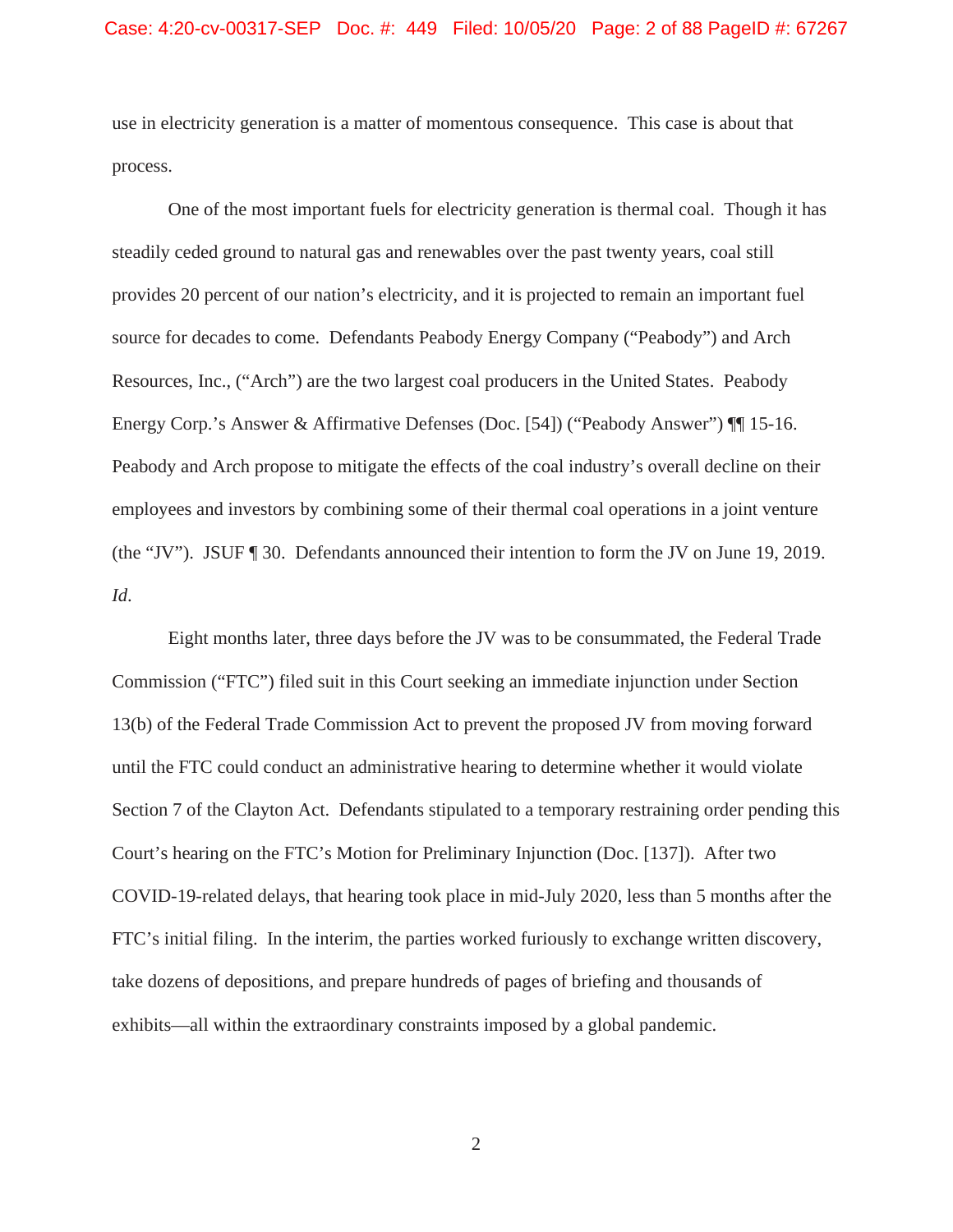use in electricity generation is a matter of momentous consequence. This case is about that process.

One of the most important fuels for electricity generation is thermal coal. Though it has steadily ceded ground to natural gas and renewables over the past twenty years, coal still provides 20 percent of our nation's electricity, and it is projected to remain an important fuel source for decades to come. Defendants Peabody Energy Company ("Peabody") and Arch Resources, Inc., ("Arch") are the two largest coal producers in the United States. Peabody Energy Corp.'s Answer & Affirmative Defenses (Doc. [54]) ("Peabody Answer") ¶¶ 15-16. Peabody and Arch propose to mitigate the effects of the coal industry's overall decline on their employees and investors by combining some of their thermal coal operations in a joint venture (the "JV"). JSUF ¶ 30. Defendants announced their intention to form the JV on June 19, 2019. *Id*.

Eight months later, three days before the JV was to be consummated, the Federal Trade Commission ("FTC") filed suit in this Court seeking an immediate injunction under Section 13(b) of the Federal Trade Commission Act to prevent the proposed JV from moving forward until the FTC could conduct an administrative hearing to determine whether it would violate Section 7 of the Clayton Act. Defendants stipulated to a temporary restraining order pending this Court's hearing on the FTC's Motion for Preliminary Injunction (Doc. [137]). After two COVID-19-related delays, that hearing took place in mid-July 2020, less than 5 months after the FTC's initial filing. In the interim, the parties worked furiously to exchange written discovery, take dozens of depositions, and prepare hundreds of pages of briefing and thousands of exhibits—all within the extraordinary constraints imposed by a global pandemic.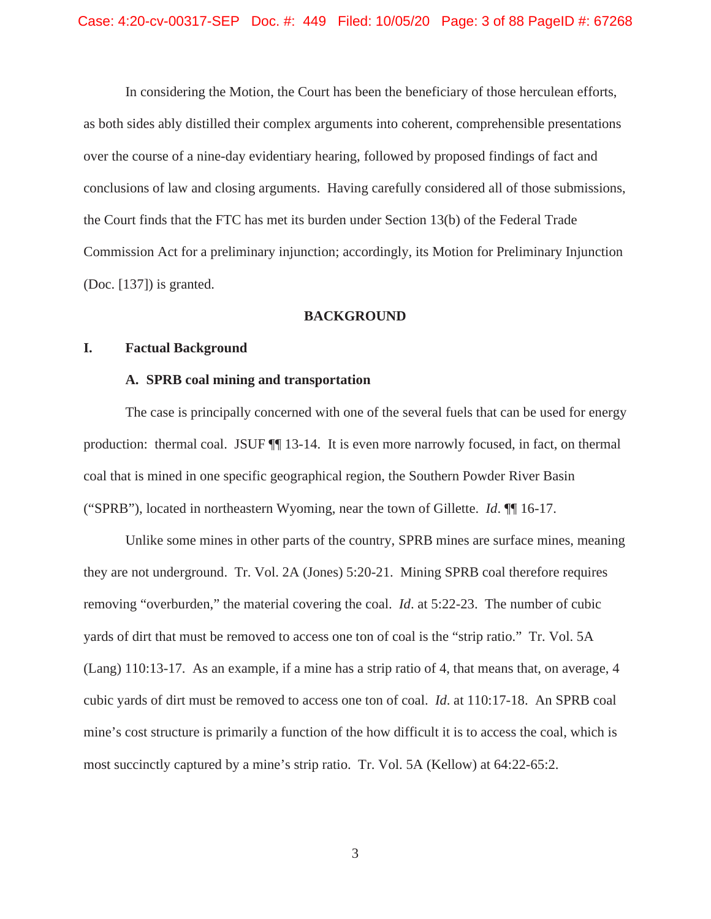In considering the Motion, the Court has been the beneficiary of those herculean efforts, as both sides ably distilled their complex arguments into coherent, comprehensible presentations over the course of a nine-day evidentiary hearing, followed by proposed findings of fact and conclusions of law and closing arguments. Having carefully considered all of those submissions, the Court finds that the FTC has met its burden under Section 13(b) of the Federal Trade Commission Act for a preliminary injunction; accordingly, its Motion for Preliminary Injunction (Doc. [137]) is granted.

## BACKGROUND

### I. Factual Background

#### A. SPRB coal mining and transportation

The case is principally concerned with one of the several fuels that can be used for energy production: thermal coal. JSUF ¶¶ 13-14. It is even more narrowly focused, in fact, on thermal coal that is mined in one specific geographical region, the Southern Powder River Basin ("SPRB"), located in northeastern Wyoming, near the town of Gillette. *Id*. ¶¶ 16-17.

Unlike some mines in other parts of the country, SPRB mines are surface mines, meaning they are not underground. Tr. Vol. 2A (Jones) 5:20-21. Mining SPRB coal therefore requires removing "overburden," the material covering the coal. *Id*. at 5:22-23. The number of cubic yards of dirt that must be removed to access one ton of coal is the "strip ratio." Tr. Vol. 5A (Lang) 110:13-17. As an example, if a mine has a strip ratio of 4, that means that, on average, 4 cubic yards of dirt must be removed to access one ton of coal. *Id.* at 110:17-18. An SPRB coal mine's cost structure is primarily a function of the how difficult it is to access the coal, which is most succinctly captured by a mine's strip ratio. Tr. Vol. 5A (Kellow) at 64:22-65:2.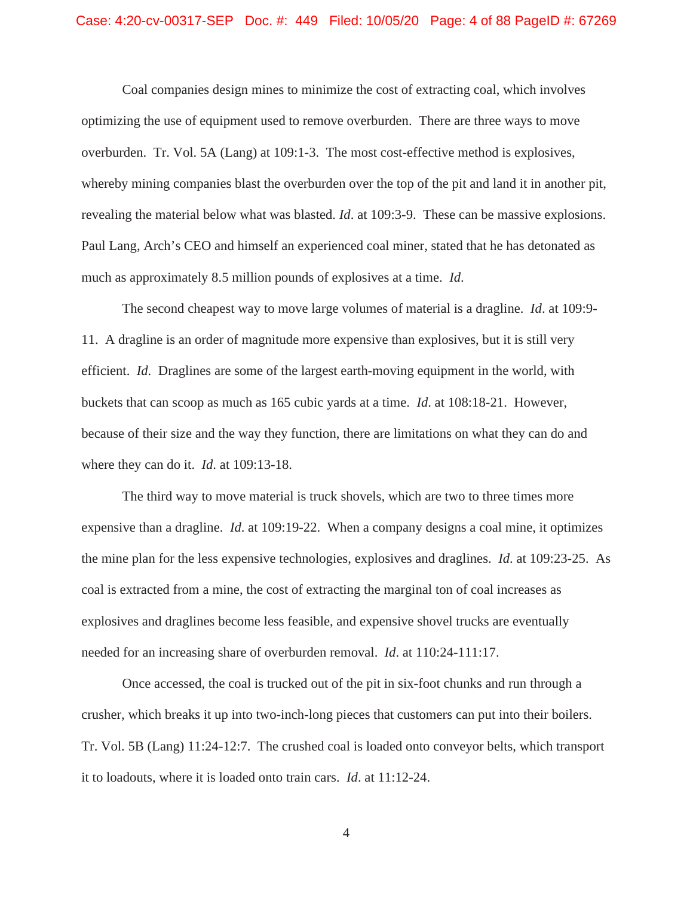Coal companies design mines to minimize the cost of extracting coal, which involves optimizing the use of equipment used to remove overburden. There are three ways to move overburden. Tr. Vol. 5A (Lang) at 109:1-3. The most cost-effective method is explosives, whereby mining companies blast the overburden over the top of the pit and land it in another pit, revealing the material below what was blasted. *Id*. at 109:3-9. These can be massive explosions. Paul Lang, Arch's CEO and himself an experienced coal miner, stated that he has detonated as much as approximately 8.5 million pounds of explosives at a time. *Id.*

The second cheapest way to move large volumes of material is a dragline. *Id*. at 109:9-11. A dragline is an order of magnitude more expensive than explosives, but it is still very efficient. *Id.* Draglines are some of the largest earth-moving equipment in the world, with buckets that can scoop as much as 165 cubic yards at a time. *Id*. at 108:18-21. However, because of their size and the way they function, there are limitations on what they can do and where they can do it. *Id*. at 109:13-18.

The third way to move material is truck shovels, which are two to three times more expensive than a dragline. *Id*. at 109:19-22. When a company designs a coal mine, it optimizes the mine plan for the less expensive technologies, explosives and draglines. *Id*. at 109:23-25. As coal is extracted from a mine, the cost of extracting the marginal ton of coal increases as explosives and draglines become less feasible, and expensive shovel trucks are eventually needed for an increasing share of overburden removal. *Id*. at 110:24-111:17.

Once accessed, the coal is trucked out of the pit in six-foot chunks and run through a crusher, which breaks it up into two-inch-long pieces that customers can put into their boilers. Tr. Vol. 5B (Lang) 11:24-12:7. The crushed coal is loaded onto conveyor belts, which transport it to loadouts, where it is loaded onto train cars. *Id*. at 11:12-24.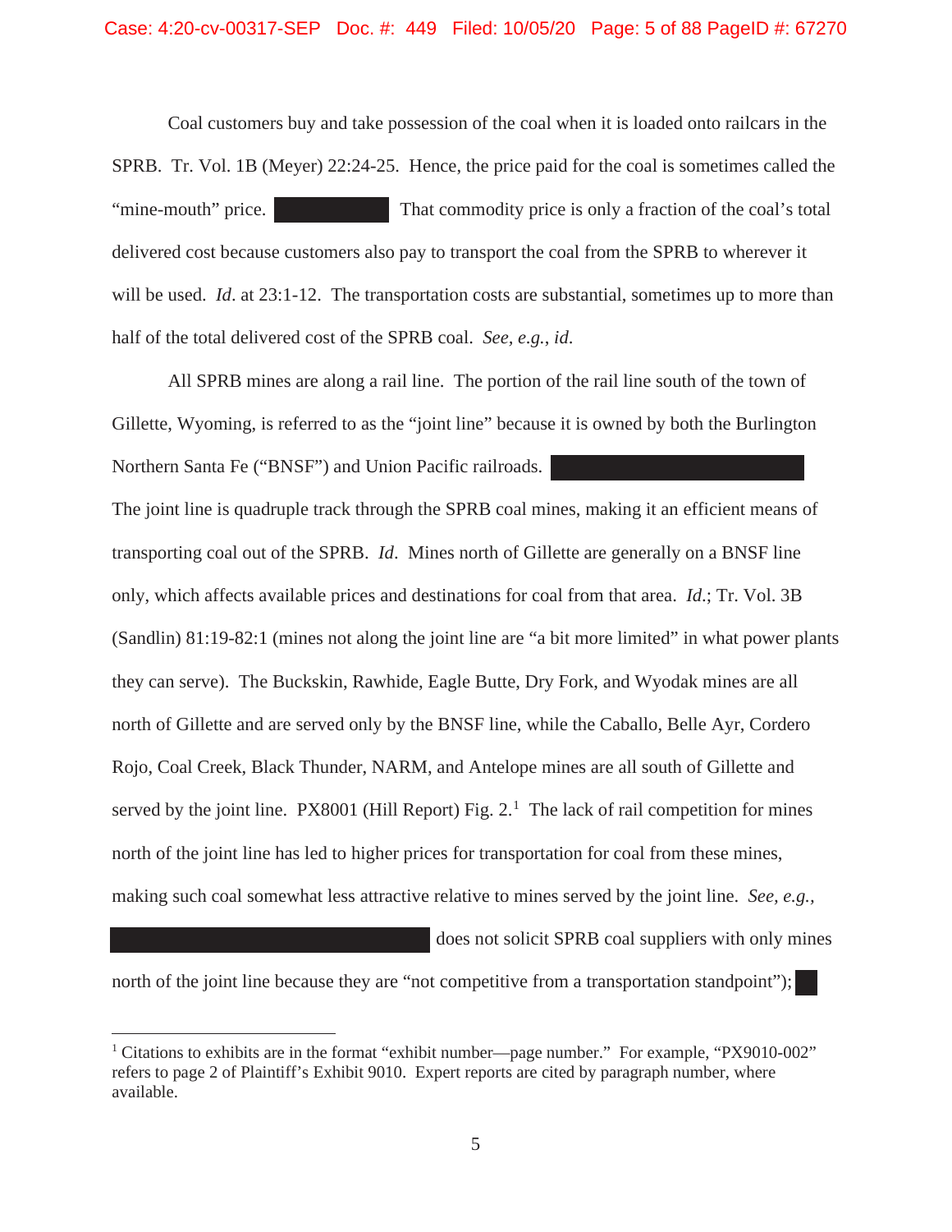Coal customers buy and take possession of the coal when it is loaded onto railcars in the SPRB. Tr. Vol. 1B (Meyer) 22:24-25. Hence, the price paid for the coal is sometimes called the "mine-mouth" price. ██████████ That commodity price is only a fraction of the coal's total delivered cost because customers also pay to transport the coal from the SPRB to wherever it will be used. *Id*. at 23:1-12. The transportation costs are substantial, sometimes up to more than half of the total delivered cost of the SPRB coal. *See, e.g.*, *id*.

All SPRB mines are along a rail line. The portion of the rail line south of the town of Gillette, Wyoming, is referred to as the "joint line" because it is owned by both the Burlington Northern Santa Fe ("BNSF") and Union Pacific railroads. ██████████████████████ The joint line is quadruple track through the SPRB coal mines, making it an efficient means of transporting coal out of the SPRB. *Id*. Mines north of Gillette are generally on a BNSF line only, which affects available prices and destinations for coal from that area. *Id*.; Tr. Vol. 3B (Sandlin) 81:19-82:1 (mines not along the joint line are "a bit more limited" in what power plants they can serve). The Buckskin, Rawhide, Eagle Butte, Dry Fork, and Wyodak mines are all north of Gillette and are served only by the BNSF line, while the Caballo, Belle Ayr, Cordero Rojo, Coal Creek, Black Thunder, NARM, and Antelope mines are all south of Gillette and served by the joint line. PX8001 (Hill Report) Fig. 2.[1] The lack of rail competition for mines north of the joint line has led to higher prices for transportation for coal from these mines, making such coal somewhat less attractive relative to mines served by the joint line. *See, e.g.*, ████████████████████████████ does not solicit SPRB coal suppliers with only mines north of the joint line because they are "not competitive from a transportation standpoint"); ██

[1] Citations to exhibits are in the format "exhibit number—page number." For example, "PX9010-002" refers to page 2 of Plaintiff's Exhibit 9010. Expert reports are cited by paragraph number, where available.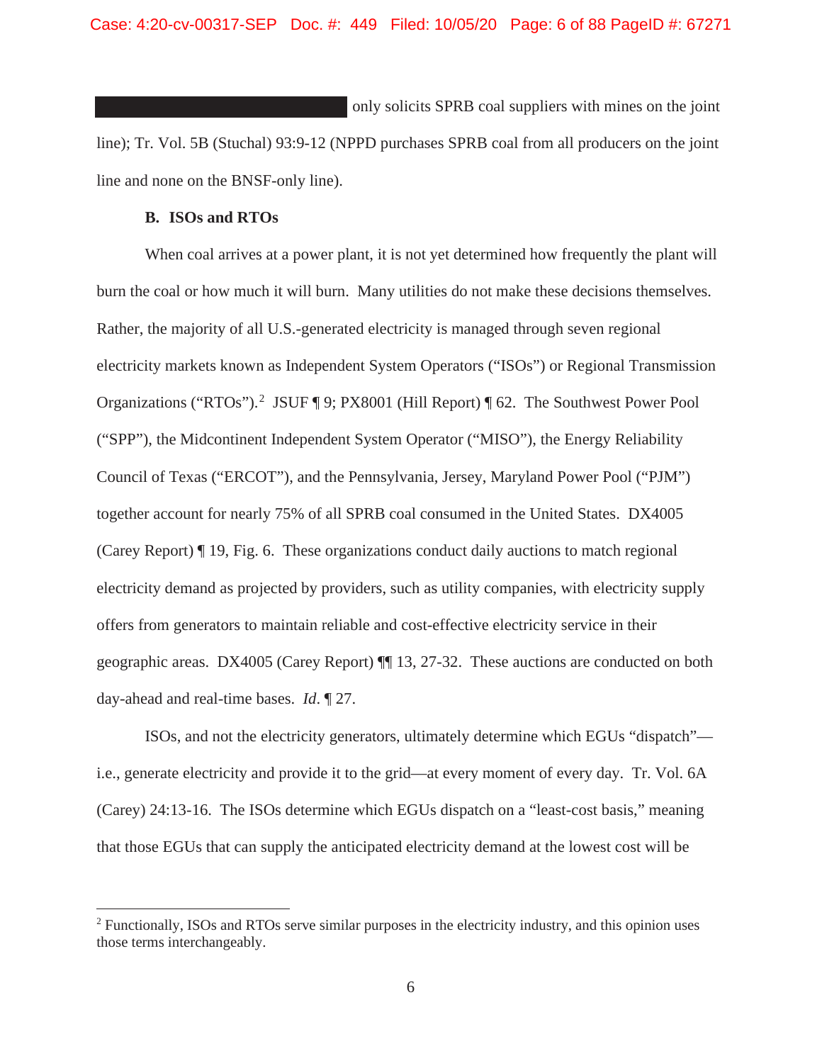█████████████████████ only solicits SPRB coal suppliers with mines on the joint line); Tr. Vol. 5B (Stuchal) 93:9-12 (NPPD purchases SPRB coal from all producers on the joint line and none on the BNSF-only line).

### B. ISOs and RTOs

When coal arrives at a power plant, it is not yet determined how frequently the plant will burn the coal or how much it will burn. Many utilities do not make these decisions themselves. Rather, the majority of all U.S.-generated electricity is managed through seven regional electricity markets known as Independent System Operators ("ISOs") or Regional Transmission Organizations ("RTOs").[2] JSUF ¶ 9; PX8001 (Hill Report) ¶ 62. The Southwest Power Pool ("SPP"), the Midcontinent Independent System Operator ("MISO"), the Energy Reliability Council of Texas ("ERCOT"), and the Pennsylvania, Jersey, Maryland Power Pool ("PJM") together account for nearly 75% of all SPRB coal consumed in the United States. DX4005 (Carey Report) ¶ 19, Fig. 6. These organizations conduct daily auctions to match regional electricity demand as projected by providers, such as utility companies, with electricity supply offers from generators to maintain reliable and cost-effective electricity service in their geographic areas. DX4005 (Carey Report) ¶¶ 13, 27-32. These auctions are conducted on both day-ahead and real-time bases. *Id*. ¶ 27.

ISOs, and not the electricity generators, ultimately determine which EGUs "dispatch"—i.e., generate electricity and provide it to the grid—at every moment of every day. Tr. Vol. 6A (Carey) 24:13-16. The ISOs determine which EGUs dispatch on a "least-cost basis," meaning that those EGUs that can supply the anticipated electricity demand at the lowest cost will be

---

[2] Functionally, ISOs and RTOs serve similar purposes in the electricity industry, and this opinion uses those terms interchangeably.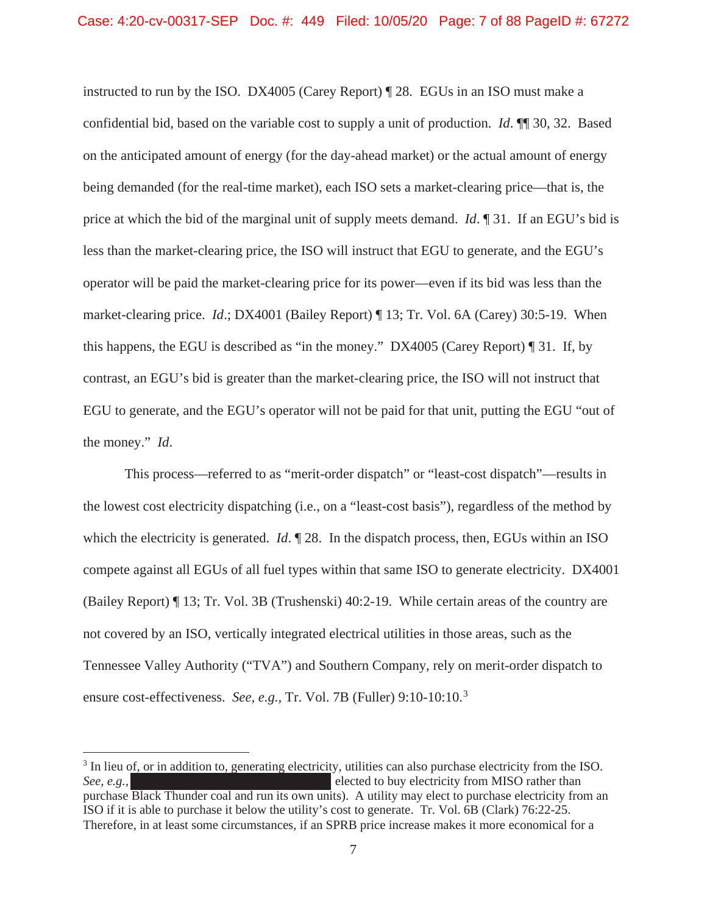instructed to run by the ISO. DX4005 (Carey Report) ¶ 28. EGUs in an ISO must make a confidential bid, based on the variable cost to supply a unit of production. *Id*. ¶¶ 30, 32. Based on the anticipated amount of energy (for the day-ahead market) or the actual amount of energy being demanded (for the real-time market), each ISO sets a market-clearing price—that is, the price at which the bid of the marginal unit of supply meets demand. *Id*. ¶ 31. If an EGU's bid is less than the market-clearing price, the ISO will instruct that EGU to generate, and the EGU's operator will be paid the market-clearing price for its power—even if its bid was less than the market-clearing price. *Id*.; DX4001 (Bailey Report) ¶ 13; Tr. Vol. 6A (Carey) 30:5-19. When this happens, the EGU is described as "in the money." DX4005 (Carey Report) ¶ 31. If, by contrast, an EGU's bid is greater than the market-clearing price, the ISO will not instruct that EGU to generate, and the EGU's operator will not be paid for that unit, putting the EGU "out of the money." *Id*.

This process—referred to as "merit-order dispatch" or "least-cost dispatch"—results in the lowest cost electricity dispatching (i.e., on a "least-cost basis"), regardless of the method by which the electricity is generated. *Id*. ¶ 28. In the dispatch process, then, EGUs within an ISO compete against all EGUs of all fuel types within that same ISO to generate electricity. DX4001 (Bailey Report) ¶ 13; Tr. Vol. 3B (Trushenski) 40:2-19. While certain areas of the country are not covered by an ISO, vertically integrated electrical utilities in those areas, such as the Tennessee Valley Authority ("TVA") and Southern Company, rely on merit-order dispatch to ensure cost-effectiveness. *See, e.g.*, Tr. Vol. 7B (Fuller) 9:10-10:10.[3]

---

[3] In lieu of, or in addition to, generating electricity, utilities can also purchase electricity from the ISO. *See, e.g.*, [REDACTED] elected to buy electricity from MISO rather than purchase Black Thunder coal and run its own units). A utility may elect to purchase electricity from an ISO if it is able to purchase it below the utility's cost to generate. Tr. Vol. 6B (Clark) 76:22-25. Therefore, in at least some circumstances, if an SPRB price increase makes it more economical for a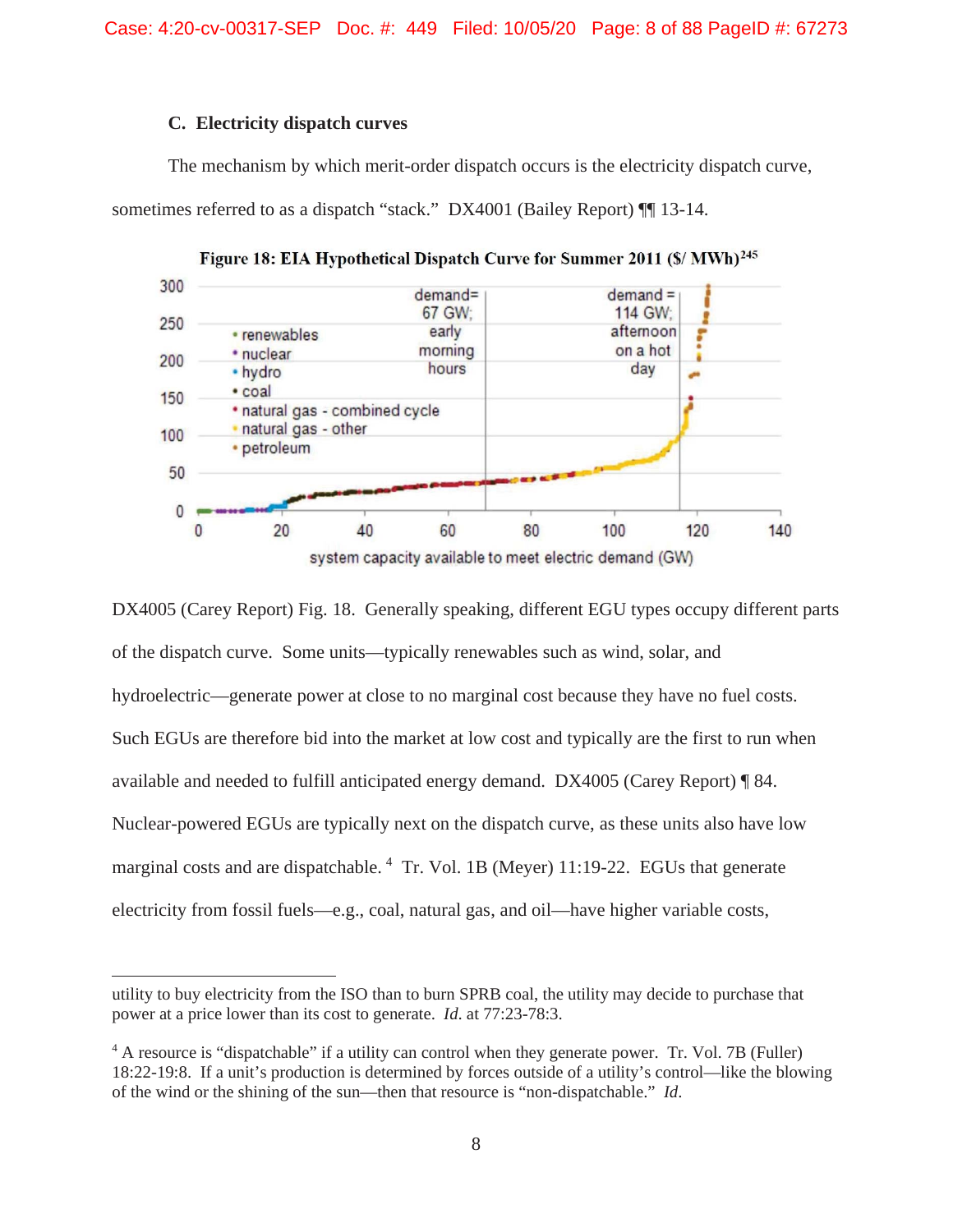### C. Electricity dispatch curves

The mechanism by which merit-order dispatch occurs is the electricity dispatch curve, sometimes referred to as a dispatch "stack." DX4001 (Bailey Report) ¶¶ 13-14.

**Figure 18: EIA Hypothetical Dispatch Curve for Summer 2011 ($/ MWh)**[245]

DX4005 (Carey Report) Fig. 18. Generally speaking, different EGU types occupy different parts of the dispatch curve. Some units—typically renewables such as wind, solar, and hydroelectric—generate power at close to no marginal cost because they have no fuel costs. Such EGUs are therefore bid into the market at low cost and typically are the first to run when available and needed to fulfill anticipated energy demand. DX4005 (Carey Report) ¶ 84. Nuclear-powered EGUs are typically next on the dispatch curve, as these units also have low marginal costs and are dispatchable.[4] Tr. Vol. 1B (Meyer) 11:19-22. EGUs that generate electricity from fossil fuels—e.g., coal, natural gas, and oil—have higher variable costs,

---

utility to buy electricity from the ISO than to burn SPRB coal, the utility may decide to purchase that power at a price lower than its cost to generate. *Id.* at 77:23-78:3.

[4] A resource is "dispatchable" if a utility can control when they generate power. Tr. Vol. 7B (Fuller) 18:22-19:8. If a unit's production is determined by forces outside of a utility's control—like the blowing of the wind or the shining of the sun—then that resource is "non-dispatchable." *Id.*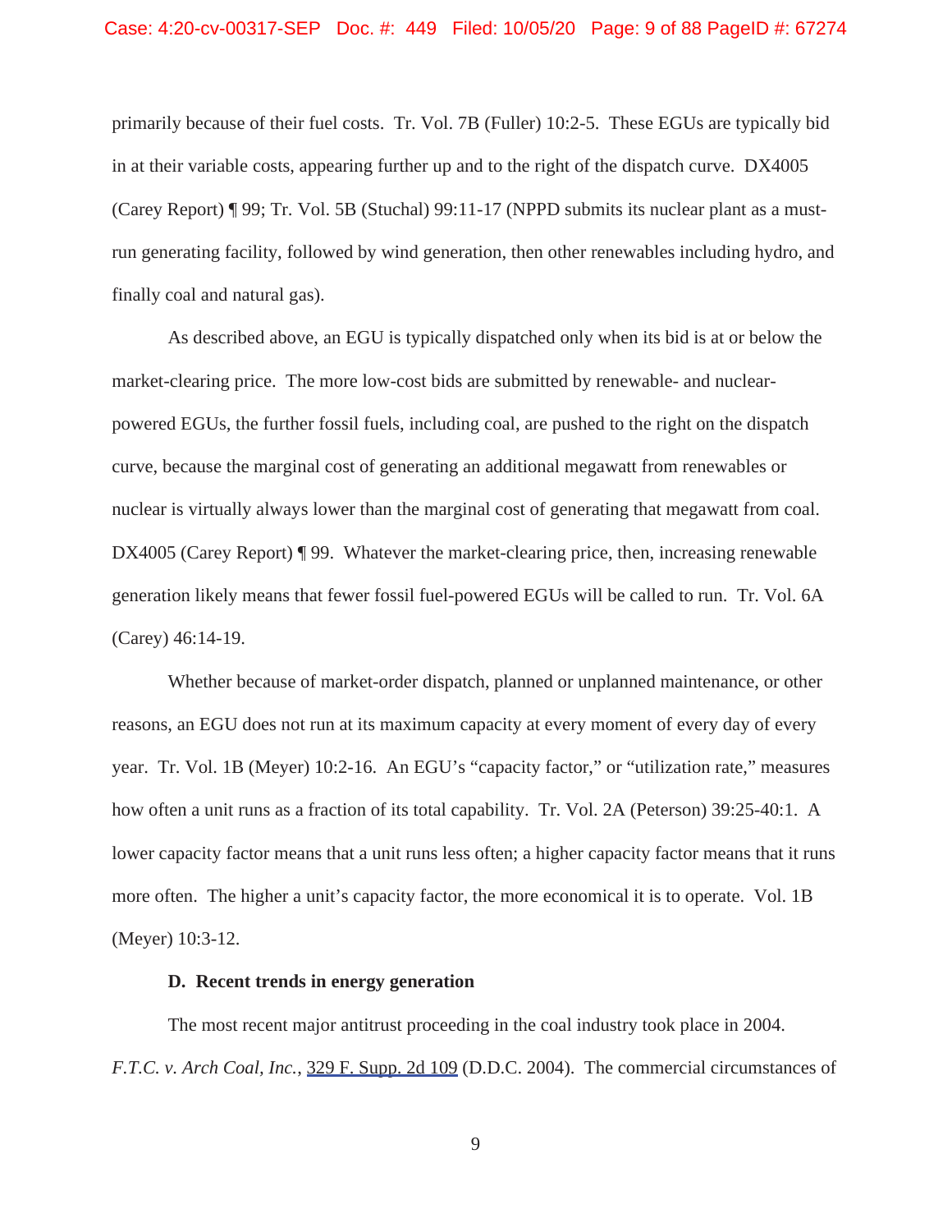primarily because of their fuel costs. Tr. Vol. 7B (Fuller) 10:2-5. These EGUs are typically bid in at their variable costs, appearing further up and to the right of the dispatch curve. DX4005 (Carey Report) ¶ 99; Tr. Vol. 5B (Stuchal) 99:11-17 (NPPD submits its nuclear plant as a must-run generating facility, followed by wind generation, then other renewables including hydro, and finally coal and natural gas).

As described above, an EGU is typically dispatched only when its bid is at or below the market-clearing price. The more low-cost bids are submitted by renewable- and nuclear-powered EGUs, the further fossil fuels, including coal, are pushed to the right on the dispatch curve, because the marginal cost of generating an additional megawatt from renewables or nuclear is virtually always lower than the marginal cost of generating that megawatt from coal. DX4005 (Carey Report) ¶ 99. Whatever the market-clearing price, then, increasing renewable generation likely means that fewer fossil fuel-powered EGUs will be called to run. Tr. Vol. 6A (Carey) 46:14-19.

Whether because of market-order dispatch, planned or unplanned maintenance, or other reasons, an EGU does not run at its maximum capacity at every moment of every day of every year. Tr. Vol. 1B (Meyer) 10:2-16. An EGU's "capacity factor," or "utilization rate," measures how often a unit runs as a fraction of its total capability. Tr. Vol. 2A (Peterson) 39:25-40:1. A lower capacity factor means that a unit runs less often; a higher capacity factor means that it runs more often. The higher a unit's capacity factor, the more economical it is to operate. Vol. 1B (Meyer) 10:3-12.

**D. Recent trends in energy generation**

The most recent major antitrust proceeding in the coal industry took place in 2004. *F.T.C. v. Arch Coal, Inc.*, 329 F. Supp. 2d 109 (D.D.C. 2004). The commercial circumstances of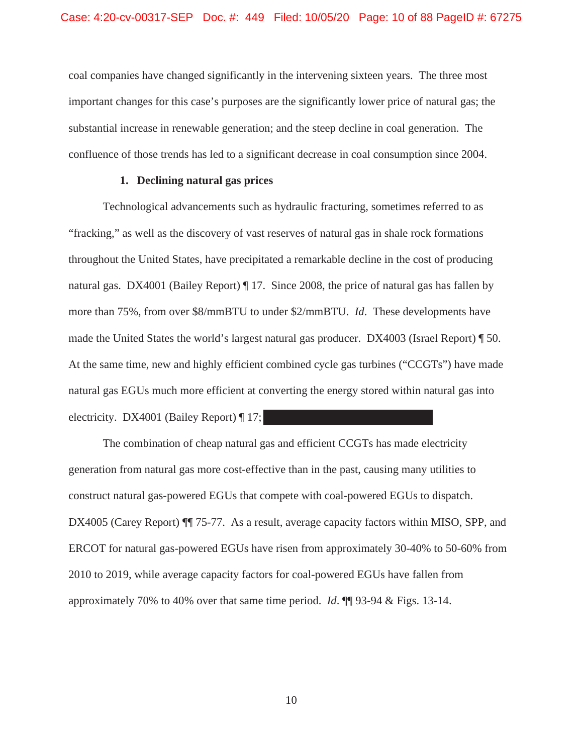coal companies have changed significantly in the intervening sixteen years. The three most important changes for this case's purposes are the significantly lower price of natural gas; the substantial increase in renewable generation; and the steep decline in coal generation. The confluence of those trends has led to a significant decrease in coal consumption since 2004.

**1. Declining natural gas prices**

Technological advancements such as hydraulic fracturing, sometimes referred to as "fracking," as well as the discovery of vast reserves of natural gas in shale rock formations throughout the United States, have precipitated a remarkable decline in the cost of producing natural gas. DX4001 (Bailey Report) ¶ 17. Since 2008, the price of natural gas has fallen by more than 75%, from over $8/mmBTU to under $2/mmBTU. *Id*. These developments have made the United States the world's largest natural gas producer. DX4003 (Israel Report) ¶ 50. At the same time, new and highly efficient combined cycle gas turbines ("CCGTs") have made natural gas EGUs much more efficient at converting the energy stored within natural gas into electricity. DX4001 (Bailey Report) ¶ 17; [REDACTED]

The combination of cheap natural gas and efficient CCGTs has made electricity generation from natural gas more cost-effective than in the past, causing many utilities to construct natural gas-powered EGUs that compete with coal-powered EGUs to dispatch. DX4005 (Carey Report) ¶¶ 75-77. As a result, average capacity factors within MISO, SPP, and ERCOT for natural gas-powered EGUs have risen from approximately 30-40% to 50-60% from 2010 to 2019, while average capacity factors for coal-powered EGUs have fallen from approximately 70% to 40% over that same time period. *Id*. ¶¶ 93-94 & Figs. 13-14.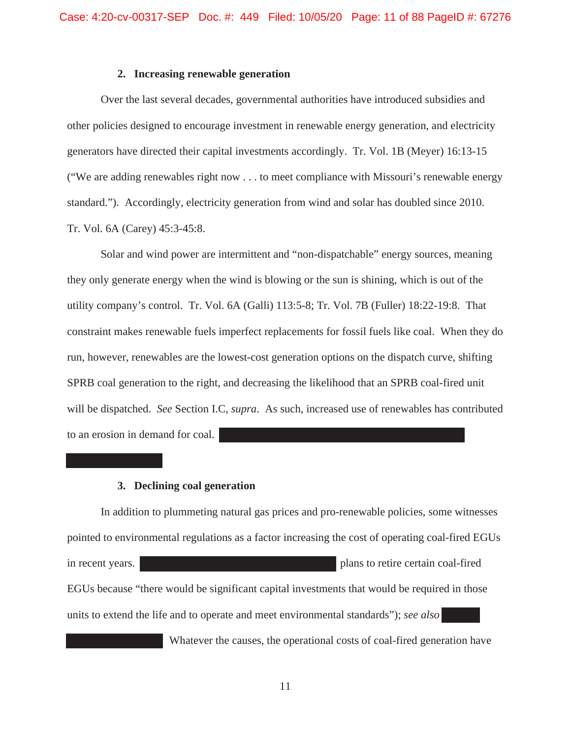### 2. Increasing renewable generation

Over the last several decades, governmental authorities have introduced subsidies and other policies designed to encourage investment in renewable energy generation, and electricity generators have directed their capital investments accordingly. Tr. Vol. 1B (Meyer) 16:13-15 ("We are adding renewables right now . . . to meet compliance with Missouri's renewable energy standard."). Accordingly, electricity generation from wind and solar has doubled since 2010. Tr. Vol. 6A (Carey) 45:3-45:8.

Solar and wind power are intermittent and "non-dispatchable" energy sources, meaning they only generate energy when the wind is blowing or the sun is shining, which is out of the utility company's control. Tr. Vol. 6A (Galli) 113:5-8; Tr. Vol. 7B (Fuller) 18:22-19:8. That constraint makes renewable fuels imperfect replacements for fossil fuels like coal. When they do run, however, renewables are the lowest-cost generation options on the dispatch curve, shifting SPRB coal generation to the right, and decreasing the likelihood that an SPRB coal-fired unit will be dispatched. *See* Section I.C, *supra*. As such, increased use of renewables has contributed to an erosion in demand for coal. [REDACTED]

### 3. Declining coal generation

In addition to plummeting natural gas prices and pro-renewable policies, some witnesses pointed to environmental regulations as a factor increasing the cost of operating coal-fired EGUs in recent years. [REDACTED] plans to retire certain coal-fired EGUs because "there would be significant capital investments that would be required in those units to extend the life and to operate and meet environmental standards"); *see also* [REDACTED] Whatever the causes, the operational costs of coal-fired generation have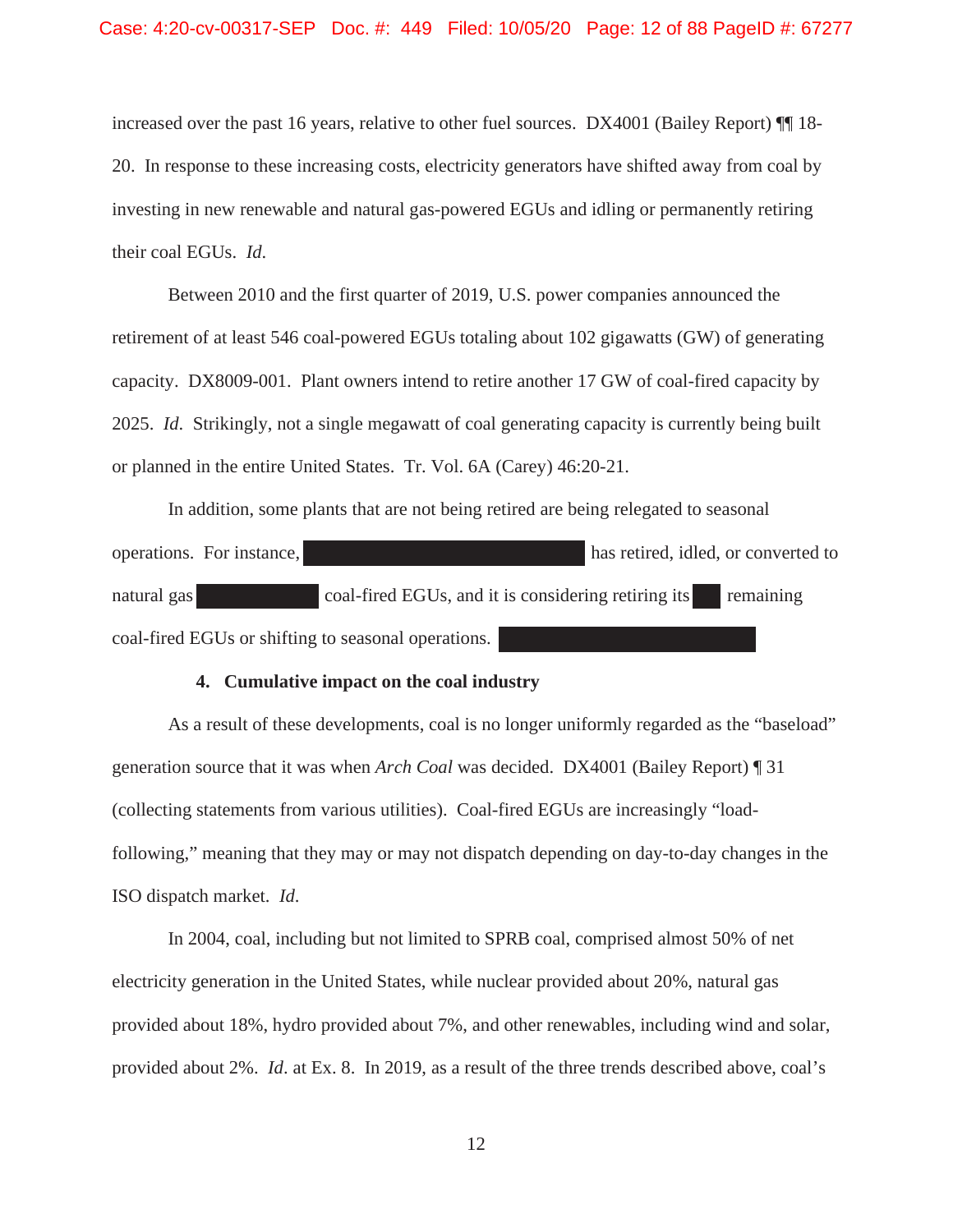increased over the past 16 years, relative to other fuel sources. DX4001 (Bailey Report) ¶¶ 18-20. In response to these increasing costs, electricity generators have shifted away from coal by investing in new renewable and natural gas-powered EGUs and idling or permanently retiring their coal EGUs. *Id.*

Between 2010 and the first quarter of 2019, U.S. power companies announced the retirement of at least 546 coal-powered EGUs totaling about 102 gigawatts (GW) of generating capacity. DX8009-001. Plant owners intend to retire another 17 GW of coal-fired capacity by 2025. *Id.* Strikingly, not a single megawatt of coal generating capacity is currently being built or planned in the entire United States. Tr. Vol. 6A (Carey) 46:20-21.

In addition, some plants that are not being retired are being relegated to seasonal operations. For instance, [REDACTED] has retired, idled, or converted to natural gas [REDACTED] coal-fired EGUs, and it is considering retiring its [REDACTED] remaining coal-fired EGUs or shifting to seasonal operations. [REDACTED]

**4. Cumulative impact on the coal industry**

As a result of these developments, coal is no longer uniformly regarded as the "baseload" generation source that it was when *Arch Coal* was decided. DX4001 (Bailey Report) ¶ 31 (collecting statements from various utilities). Coal-fired EGUs are increasingly "load-following," meaning that they may or may not dispatch depending on day-to-day changes in the ISO dispatch market. *Id.*

In 2004, coal, including but not limited to SPRB coal, comprised almost 50% of net electricity generation in the United States, while nuclear provided about 20%, natural gas provided about 18%, hydro provided about 7%, and other renewables, including wind and solar, provided about 2%. *Id*. at Ex. 8. In 2019, as a result of the three trends described above, coal's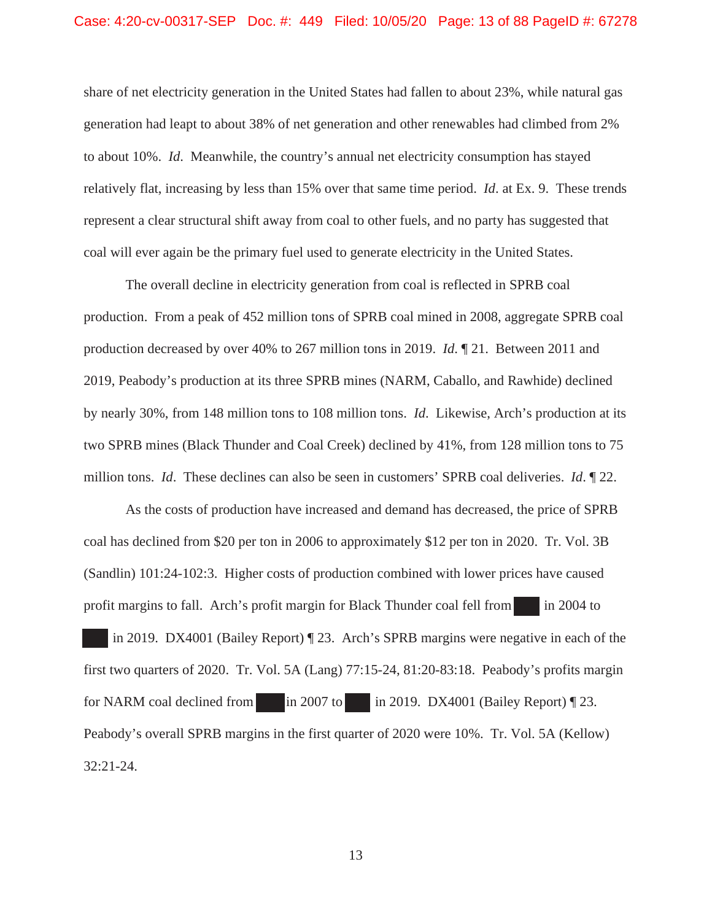share of net electricity generation in the United States had fallen to about 23%, while natural gas generation had leapt to about 38% of net generation and other renewables had climbed from 2% to about 10%. *Id.* Meanwhile, the country's annual net electricity consumption has stayed relatively flat, increasing by less than 15% over that same time period. *Id*. at Ex. 9. These trends represent a clear structural shift away from coal to other fuels, and no party has suggested that coal will ever again be the primary fuel used to generate electricity in the United States.

The overall decline in electricity generation from coal is reflected in SPRB coal production. From a peak of 452 million tons of SPRB coal mined in 2008, aggregate SPRB coal production decreased by over 40% to 267 million tons in 2019. *Id.* ¶ 21. Between 2011 and 2019, Peabody's production at its three SPRB mines (NARM, Caballo, and Rawhide) declined by nearly 30%, from 148 million tons to 108 million tons. *Id.* Likewise, Arch's production at its two SPRB mines (Black Thunder and Coal Creek) declined by 41%, from 128 million tons to 75 million tons. *Id.* These declines can also be seen in customers' SPRB coal deliveries. *Id*. ¶ 22.

As the costs of production have increased and demand has decreased, the price of SPRB coal has declined from $20 per ton in 2006 to approximately $12 per ton in 2020. Tr. Vol. 3B (Sandlin) 101:24-102:3. Higher costs of production combined with lower prices have caused profit margins to fall. Arch's profit margin for Black Thunder coal fell from ████ in 2004 to ████ in 2019. DX4001 (Bailey Report) ¶ 23. Arch's SPRB margins were negative in each of the first two quarters of 2020. Tr. Vol. 5A (Lang) 77:15-24, 81:20-83:18. Peabody's profits margin for NARM coal declined from ████ in 2007 to ████ in 2019. DX4001 (Bailey Report) ¶ 23. Peabody's overall SPRB margins in the first quarter of 2020 were 10%. Tr. Vol. 5A (Kellow) 32:21-24.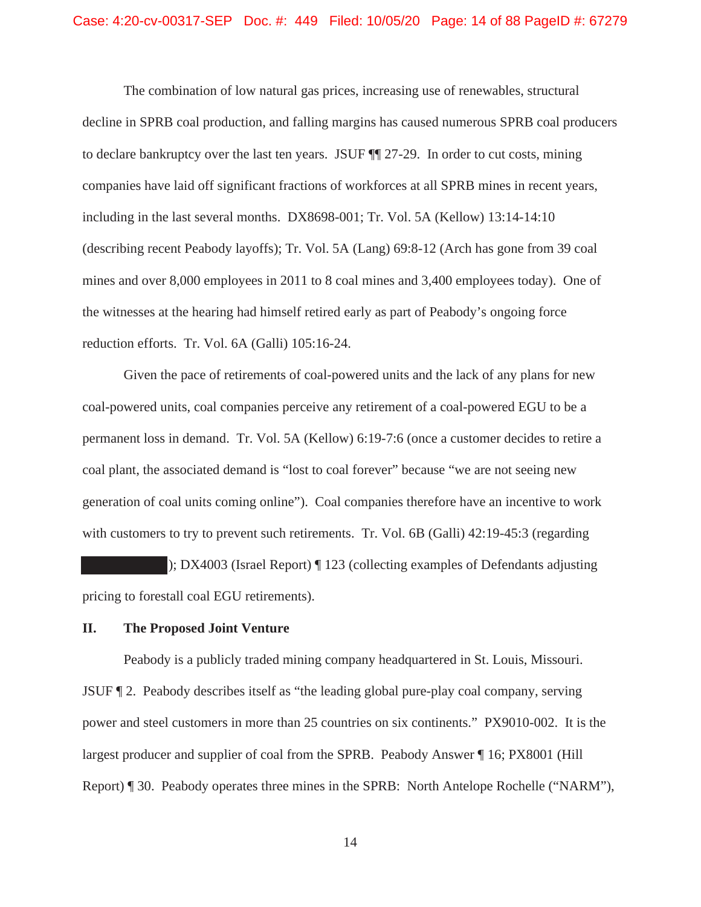The combination of low natural gas prices, increasing use of renewables, structural decline in SPRB coal production, and falling margins has caused numerous SPRB coal producers to declare bankruptcy over the last ten years. JSUF ¶¶ 27-29. In order to cut costs, mining companies have laid off significant fractions of workforces at all SPRB mines in recent years, including in the last several months. DX8698-001; Tr. Vol. 5A (Kellow) 13:14-14:10 (describing recent Peabody layoffs); Tr. Vol. 5A (Lang) 69:8-12 (Arch has gone from 39 coal mines and over 8,000 employees in 2011 to 8 coal mines and 3,400 employees today). One of the witnesses at the hearing had himself retired early as part of Peabody's ongoing force reduction efforts. Tr. Vol. 6A (Galli) 105:16-24.

Given the pace of retirements of coal-powered units and the lack of any plans for new coal-powered units, coal companies perceive any retirement of a coal-powered EGU to be a permanent loss in demand. Tr. Vol. 5A (Kellow) 6:19-7:6 (once a customer decides to retire a coal plant, the associated demand is "lost to coal forever" because "we are not seeing new generation of coal units coming online"). Coal companies therefore have an incentive to work with customers to try to prevent such retirements. Tr. Vol. 6B (Galli) 42:19-45:3 (regarding [REDACTED]); DX4003 (Israel Report) ¶ 123 (collecting examples of Defendants adjusting pricing to forestall coal EGU retirements).

## II. The Proposed Joint Venture

Peabody is a publicly traded mining company headquartered in St. Louis, Missouri. JSUF ¶ 2. Peabody describes itself as "the leading global pure-play coal company, serving power and steel customers in more than 25 countries on six continents." PX9010-002. It is the largest producer and supplier of coal from the SPRB. Peabody Answer ¶ 16; PX8001 (Hill Report) ¶ 30. Peabody operates three mines in the SPRB: North Antelope Rochelle ("NARM"),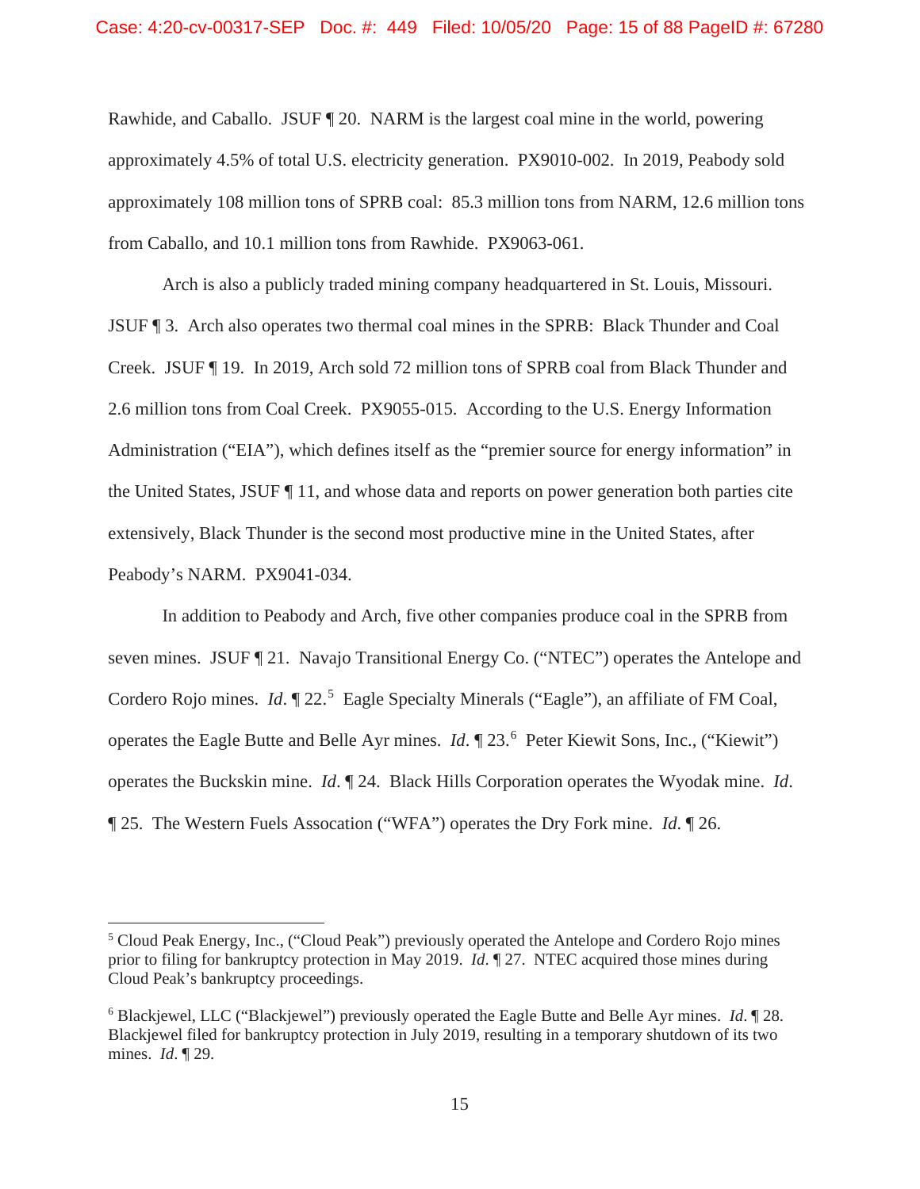Rawhide, and Caballo. JSUF ¶ 20. NARM is the largest coal mine in the world, powering approximately 4.5% of total U.S. electricity generation. PX9010-002. In 2019, Peabody sold approximately 108 million tons of SPRB coal: 85.3 million tons from NARM, 12.6 million tons from Caballo, and 10.1 million tons from Rawhide. PX9063-061.

Arch is also a publicly traded mining company headquartered in St. Louis, Missouri. JSUF ¶ 3. Arch also operates two thermal coal mines in the SPRB: Black Thunder and Coal Creek. JSUF ¶ 19. In 2019, Arch sold 72 million tons of SPRB coal from Black Thunder and 2.6 million tons from Coal Creek. PX9055-015. According to the U.S. Energy Information Administration ("EIA"), which defines itself as the "premier source for energy information" in the United States, JSUF ¶ 11, and whose data and reports on power generation both parties cite extensively, Black Thunder is the second most productive mine in the United States, after Peabody's NARM. PX9041-034.

In addition to Peabody and Arch, five other companies produce coal in the SPRB from seven mines. JSUF ¶ 21. Navajo Transitional Energy Co. ("NTEC") operates the Antelope and Cordero Rojo mines. *Id*. ¶ 22.[5] Eagle Specialty Minerals ("Eagle"), an affiliate of FM Coal, operates the Eagle Butte and Belle Ayr mines. *Id*. ¶ 23.[6] Peter Kiewit Sons, Inc., ("Kiewit") operates the Buckskin mine. *Id*. ¶ 24. Black Hills Corporation operates the Wyodak mine. *Id*. ¶ 25. The Western Fuels Assocation ("WFA") operates the Dry Fork mine. *Id*. ¶ 26.

---

[5] Cloud Peak Energy, Inc., ("Cloud Peak") previously operated the Antelope and Cordero Rojo mines prior to filing for bankruptcy protection in May 2019. *Id*. ¶ 27. NTEC acquired those mines during Cloud Peak's bankruptcy proceedings.

[6] Blackjewel, LLC ("Blackjewel") previously operated the Eagle Butte and Belle Ayr mines. *Id*. ¶ 28. Blackjewel filed for bankruptcy protection in July 2019, resulting in a temporary shutdown of its two mines. *Id*. ¶ 29.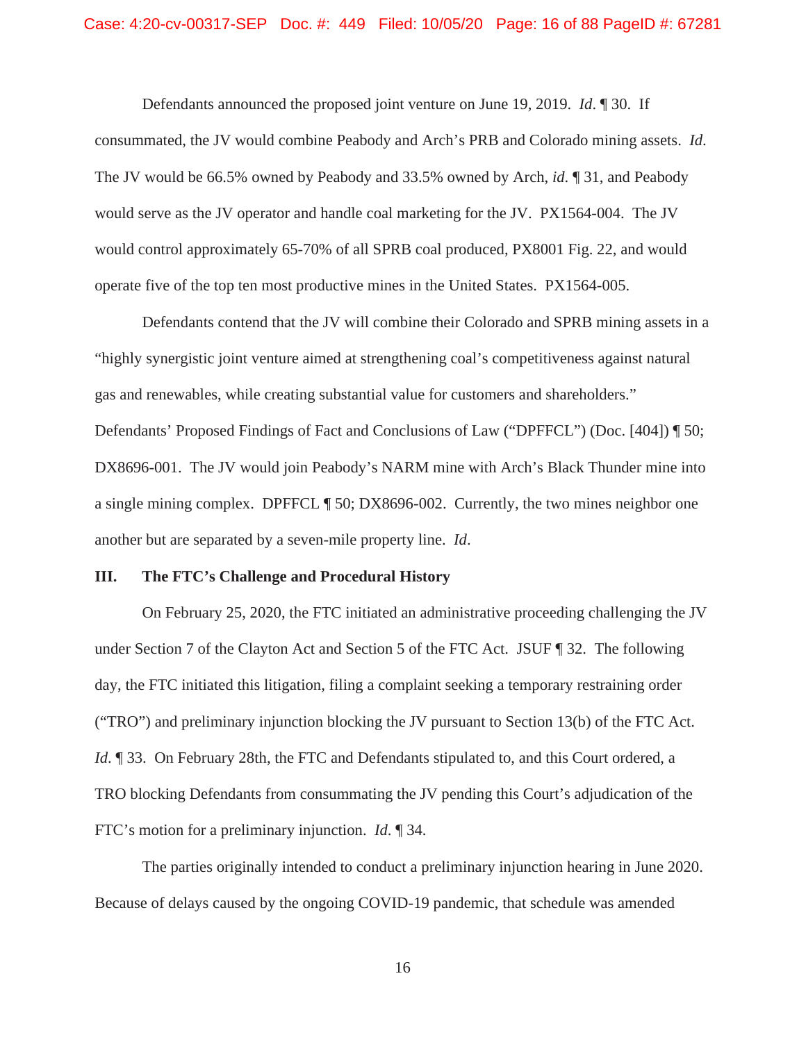Defendants announced the proposed joint venture on June 19, 2019. *Id*. ¶ 30. If consummated, the JV would combine Peabody and Arch's PRB and Colorado mining assets. *Id*. The JV would be 66.5% owned by Peabody and 33.5% owned by Arch, *id*. ¶ 31, and Peabody would serve as the JV operator and handle coal marketing for the JV. PX1564-004. The JV would control approximately 65-70% of all SPRB coal produced, PX8001 Fig. 22, and would operate five of the top ten most productive mines in the United States. PX1564-005.

Defendants contend that the JV will combine their Colorado and SPRB mining assets in a "highly synergistic joint venture aimed at strengthening coal's competitiveness against natural gas and renewables, while creating substantial value for customers and shareholders." Defendants' Proposed Findings of Fact and Conclusions of Law ("DPFFCL") (Doc. [404]) ¶ 50; DX8696-001. The JV would join Peabody's NARM mine with Arch's Black Thunder mine into a single mining complex. DPFFCL ¶ 50; DX8696-002. Currently, the two mines neighbor one another but are separated by a seven-mile property line. *Id*.

## III. The FTC's Challenge and Procedural History

On February 25, 2020, the FTC initiated an administrative proceeding challenging the JV under Section 7 of the Clayton Act and Section 5 of the FTC Act. JSUF ¶ 32. The following day, the FTC initiated this litigation, filing a complaint seeking a temporary restraining order ("TRO") and preliminary injunction blocking the JV pursuant to Section 13(b) of the FTC Act. *Id*. ¶ 33. On February 28th, the FTC and Defendants stipulated to, and this Court ordered, a TRO blocking Defendants from consummating the JV pending this Court's adjudication of the FTC's motion for a preliminary injunction. *Id*. ¶ 34.

The parties originally intended to conduct a preliminary injunction hearing in June 2020. Because of delays caused by the ongoing COVID-19 pandemic, that schedule was amended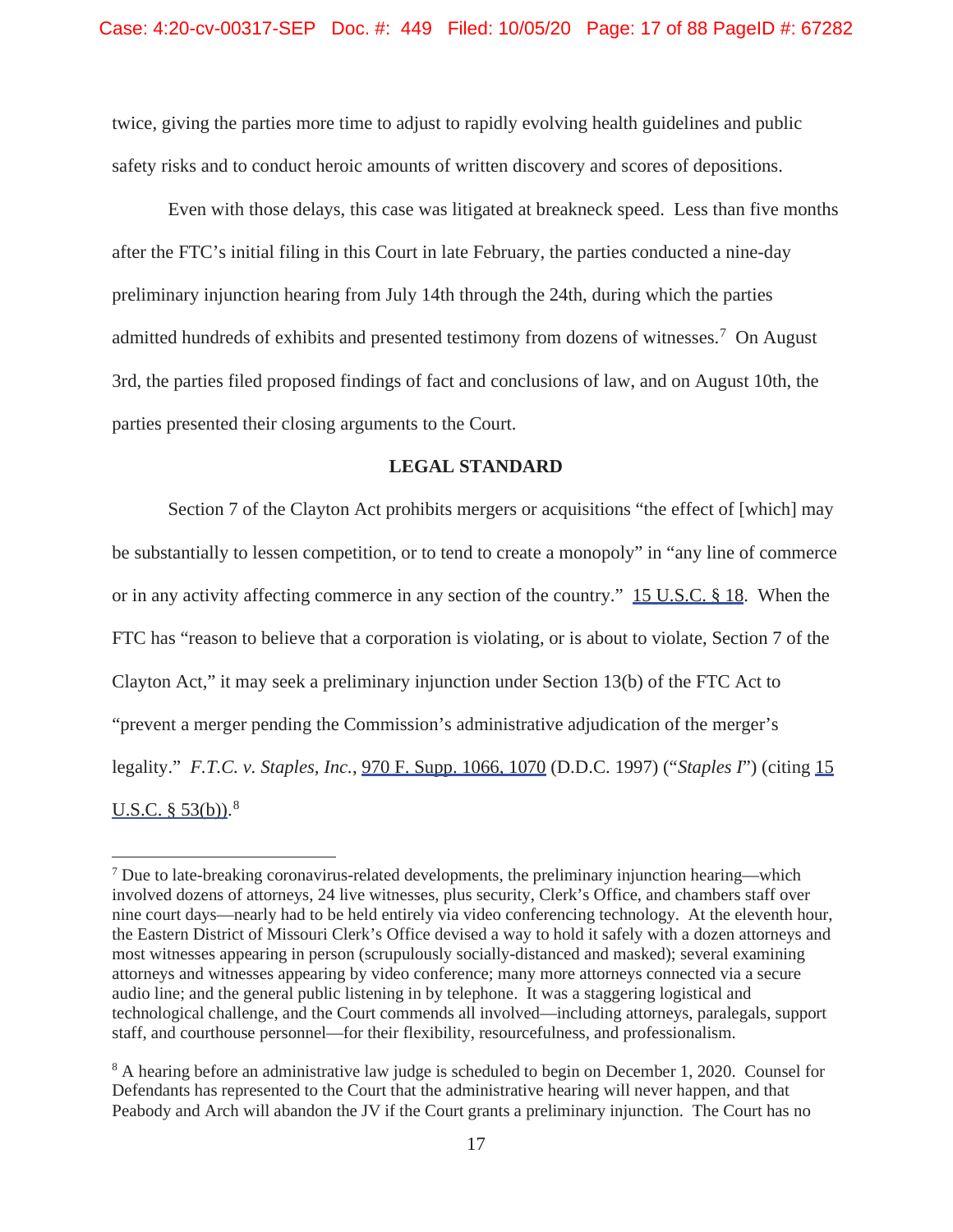twice, giving the parties more time to adjust to rapidly evolving health guidelines and public safety risks and to conduct heroic amounts of written discovery and scores of depositions.

Even with those delays, this case was litigated at breakneck speed. Less than five months after the FTC's initial filing in this Court in late February, the parties conducted a nine-day preliminary injunction hearing from July 14th through the 24th, during which the parties admitted hundreds of exhibits and presented testimony from dozens of witnesses.[7] On August 3rd, the parties filed proposed findings of fact and conclusions of law, and on August 10th, the parties presented their closing arguments to the Court.

**LEGAL STANDARD**

Section 7 of the Clayton Act prohibits mergers or acquisitions "the effect of [which] may be substantially to lessen competition, or to tend to create a monopoly" in "any line of commerce or in any activity affecting commerce in any section of the country." 15 U.S.C. § 18. When the FTC has "reason to believe that a corporation is violating, or is about to violate, Section 7 of the Clayton Act," it may seek a preliminary injunction under Section 13(b) of the FTC Act to "prevent a merger pending the Commission's administrative adjudication of the merger's legality." *F.T.C. v. Staples, Inc.*, 970 F. Supp. 1066, 1070 (D.D.C. 1997) ("*Staples I*") (citing 15 U.S.C. § 53(b)).[8]

---

[7] Due to late-breaking coronavirus-related developments, the preliminary injunction hearing—which involved dozens of attorneys, 24 live witnesses, plus security, Clerk's Office, and chambers staff over nine court days—nearly had to be held entirely via video conferencing technology. At the eleventh hour, the Eastern District of Missouri Clerk's Office devised a way to hold it safely with a dozen attorneys and most witnesses appearing in person (scrupulously socially-distanced and masked); several examining attorneys and witnesses appearing by video conference; many more attorneys connected via a secure audio line; and the general public listening in by telephone. It was a staggering logistical and technological challenge, and the Court commends all involved—including attorneys, paralegals, support staff, and courthouse personnel—for their flexibility, resourcefulness, and professionalism.

[8] A hearing before an administrative law judge is scheduled to begin on December 1, 2020. Counsel for Defendants has represented to the Court that the administrative hearing will never happen, and that Peabody and Arch will abandon the JV if the Court grants a preliminary injunction. The Court has no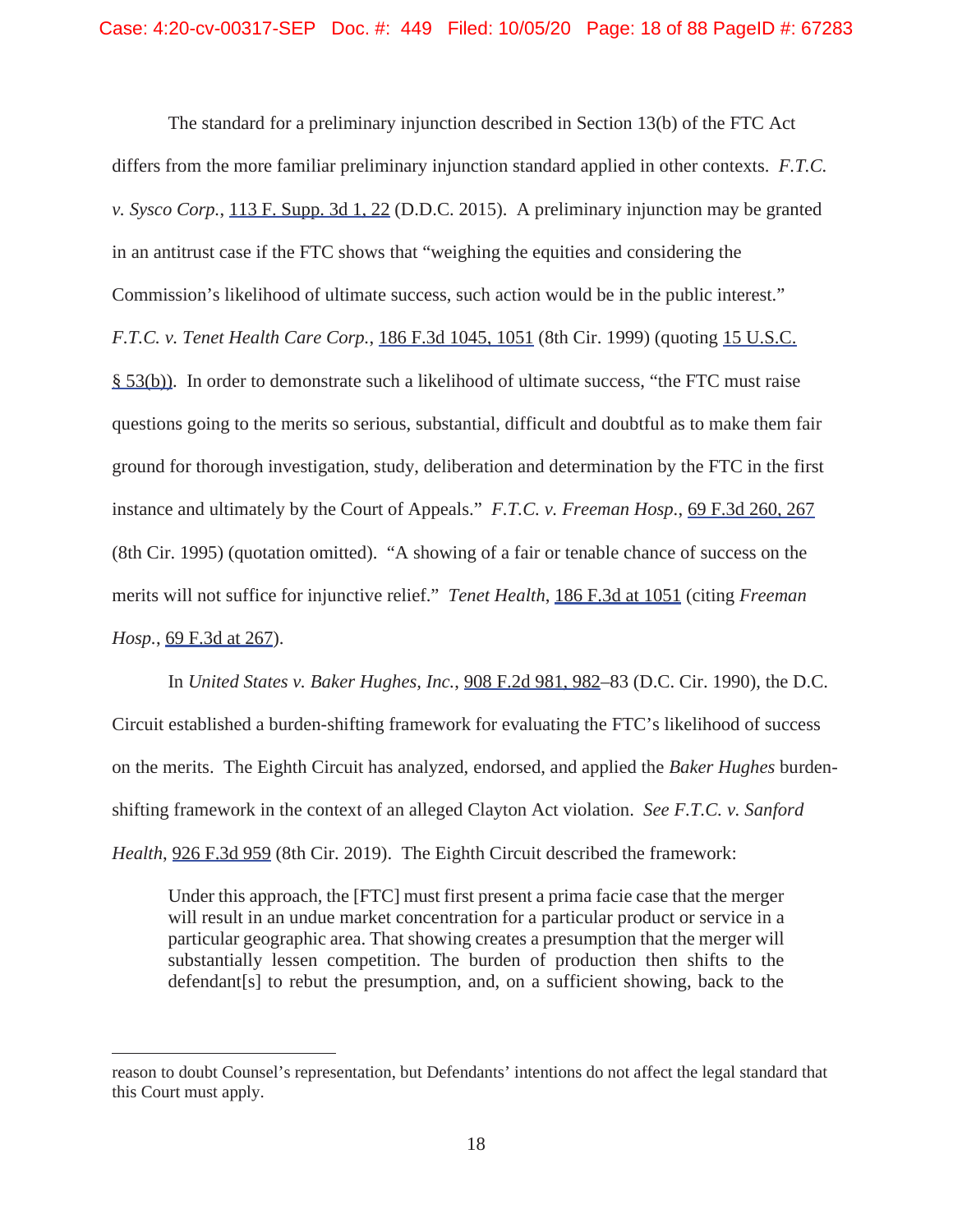The standard for a preliminary injunction described in Section 13(b) of the FTC Act differs from the more familiar preliminary injunction standard applied in other contexts. *F.T.C. v. Sysco Corp.*, 113 F. Supp. 3d 1, 22 (D.D.C. 2015). A preliminary injunction may be granted in an antitrust case if the FTC shows that "weighing the equities and considering the Commission's likelihood of ultimate success, such action would be in the public interest." *F.T.C. v. Tenet Health Care Corp.*, 186 F.3d 1045, 1051 (8th Cir. 1999) (quoting 15 U.S.C. § 53(b)). In order to demonstrate such a likelihood of ultimate success, "the FTC must raise questions going to the merits so serious, substantial, difficult and doubtful as to make them fair ground for thorough investigation, study, deliberation and determination by the FTC in the first instance and ultimately by the Court of Appeals." *F.T.C. v. Freeman Hosp.*, 69 F.3d 260, 267 (8th Cir. 1995) (quotation omitted). "A showing of a fair or tenable chance of success on the merits will not suffice for injunctive relief." *Tenet Health*, 186 F.3d at 1051 (citing *Freeman Hosp.*, 69 F.3d at 267).

In *United States v. Baker Hughes, Inc.*, 908 F.2d 981, 982–83 (D.C. Cir. 1990), the D.C. Circuit established a burden-shifting framework for evaluating the FTC's likelihood of success on the merits. The Eighth Circuit has analyzed, endorsed, and applied the *Baker Hughes* burden-shifting framework in the context of an alleged Clayton Act violation. *See F.T.C. v. Sanford Health*, 926 F.3d 959 (8th Cir. 2019). The Eighth Circuit described the framework:

> Under this approach, the [FTC] must first present a prima facie case that the merger will result in an undue market concentration for a particular product or service in a particular geographic area. That showing creates a presumption that the merger will substantially lessen competition. The burden of production then shifts to the defendant[s] to rebut the presumption, and, on a sufficient showing, back to the

---

reason to doubt Counsel's representation, but Defendants' intentions do not affect the legal standard that this Court must apply.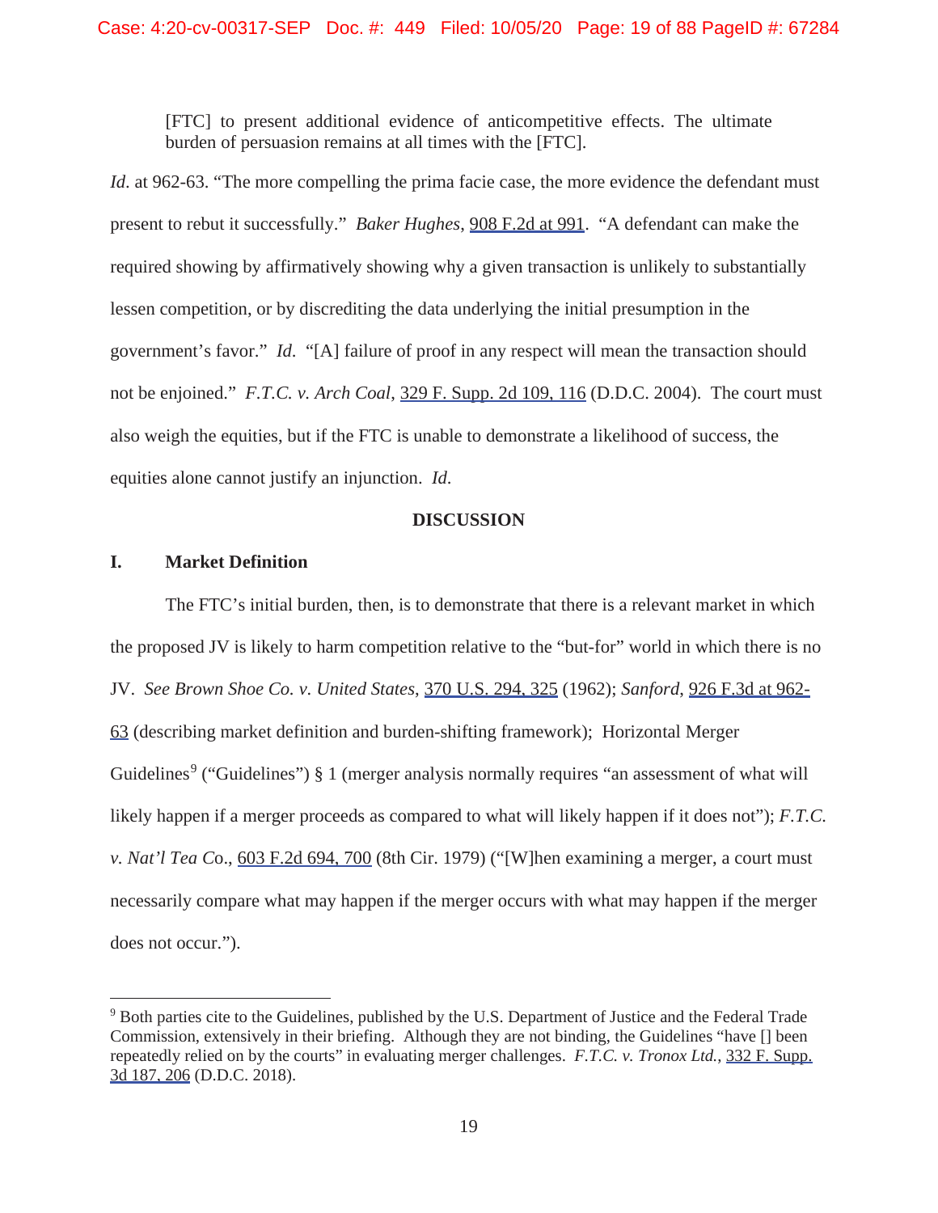> [FTC] to present additional evidence of anticompetitive effects. The ultimate burden of persuasion remains at all times with the [FTC].

*Id.* at 962-63. "The more compelling the prima facie case, the more evidence the defendant must present to rebut it successfully." *Baker Hughes*, 908 F.2d at 991. "A defendant can make the required showing by affirmatively showing why a given transaction is unlikely to substantially lessen competition, or by discrediting the data underlying the initial presumption in the government's favor." *Id.* "[A] failure of proof in any respect will mean the transaction should not be enjoined." *F.T.C. v. Arch Coal*, 329 F. Supp. 2d 109, 116 (D.D.C. 2004). The court must also weigh the equities, but if the FTC is unable to demonstrate a likelihood of success, the equities alone cannot justify an injunction. *Id.*

## DISCUSSION

### I. Market Definition

The FTC's initial burden, then, is to demonstrate that there is a relevant market in which the proposed JV is likely to harm competition relative to the "but-for" world in which there is no JV. *See Brown Shoe Co. v. United States*, 370 U.S. 294, 325 (1962); *Sanford*, 926 F.3d at 962-63 (describing market definition and burden-shifting framework); Horizontal Merger Guidelines[9] ("Guidelines") § 1 (merger analysis normally requires "an assessment of what will likely happen if a merger proceeds as compared to what will likely happen if it does not"); *F.T.C. v. Nat'l Tea Co.*, 603 F.2d 694, 700 (8th Cir. 1979) ("[W]hen examining a merger, a court must necessarily compare what may happen if the merger occurs with what may happen if the merger does not occur.").

---

[9] Both parties cite to the Guidelines, published by the U.S. Department of Justice and the Federal Trade Commission, extensively in their briefing. Although they are not binding, the Guidelines "have [] been repeatedly relied on by the courts" in evaluating merger challenges. *F.T.C. v. Tronox Ltd.*, 332 F. Supp. 3d 187, 206 (D.D.C. 2018).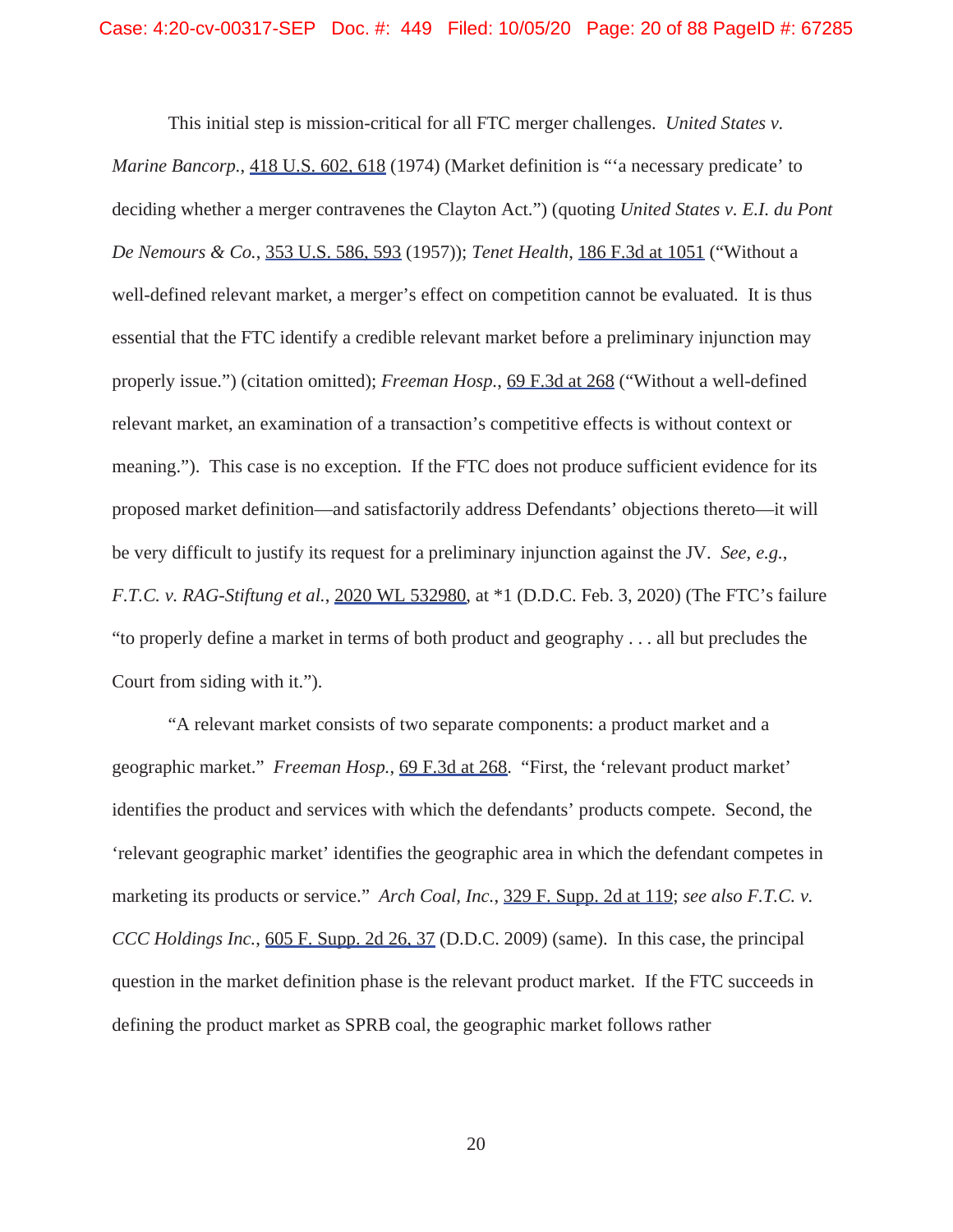This initial step is mission-critical for all FTC merger challenges. *United States v. Marine Bancorp.*, 418 U.S. 602, 618 (1974) (Market definition is "'a necessary predicate' to deciding whether a merger contravenes the Clayton Act.") (quoting *United States v. E.I. du Pont De Nemours & Co.*, 353 U.S. 586, 593 (1957)); *Tenet Health*, 186 F.3d at 1051 ("Without a well-defined relevant market, a merger's effect on competition cannot be evaluated. It is thus essential that the FTC identify a credible relevant market before a preliminary injunction may properly issue.") (citation omitted); *Freeman Hosp.*, 69 F.3d at 268 ("Without a well-defined relevant market, an examination of a transaction's competitive effects is without context or meaning."). This case is no exception. If the FTC does not produce sufficient evidence for its proposed market definition—and satisfactorily address Defendants' objections thereto—it will be very difficult to justify its request for a preliminary injunction against the JV. *See, e.g.*, *F.T.C. v. RAG-Stiftung et al.*, 2020 WL 532980, at *1 (D.D.C. Feb. 3, 2020) (The FTC's failure "to properly define a market in terms of both product and geography . . . all but precludes the Court from siding with it.").

"A relevant market consists of two separate components: a product market and a geographic market." *Freeman Hosp.*, 69 F.3d at 268. "First, the 'relevant product market' identifies the product and services with which the defendants' products compete. Second, the 'relevant geographic market' identifies the geographic area in which the defendant competes in marketing its products or service." *Arch Coal, Inc.*, 329 F. Supp. 2d at 119; *see also F.T.C. v. CCC Holdings Inc.*, 605 F. Supp. 2d 26, 37 (D.D.C. 2009) (same). In this case, the principal question in the market definition phase is the relevant product market. If the FTC succeeds in defining the product market as SPRB coal, the geographic market follows rather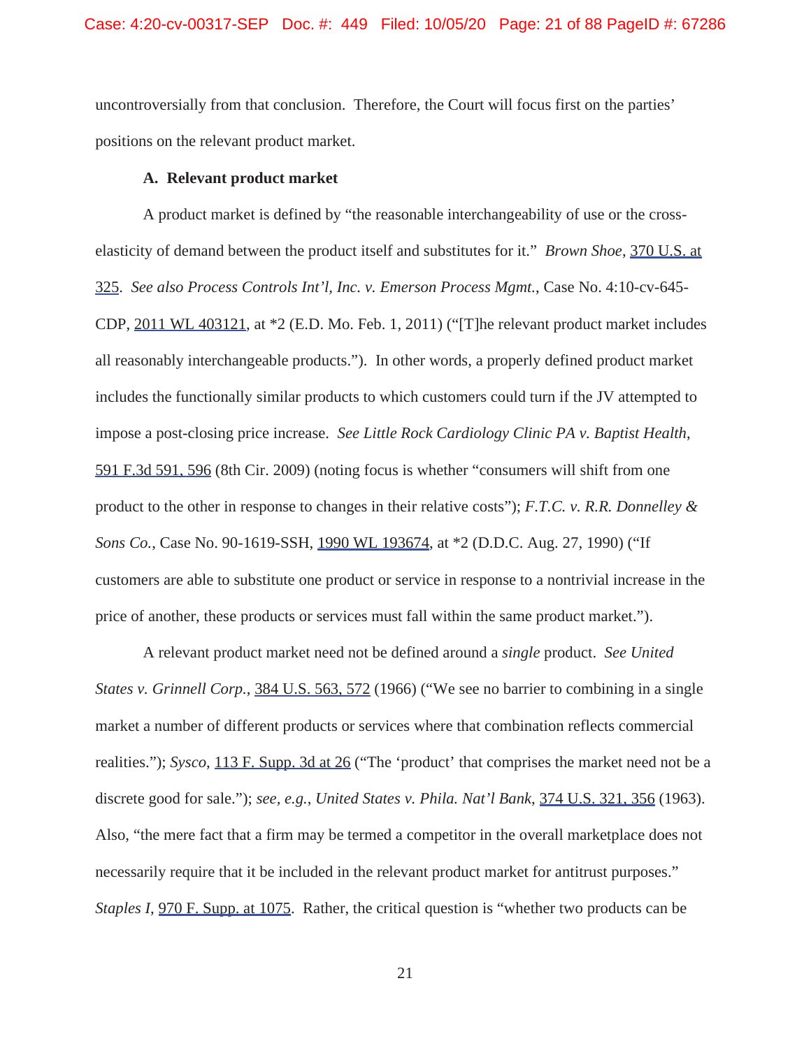uncontroversially from that conclusion. Therefore, the Court will focus first on the parties' positions on the relevant product market.

### A. Relevant product market

A product market is defined by "the reasonable interchangeability of use or the cross-elasticity of demand between the product itself and substitutes for it." *Brown Shoe*, 370 U.S. at 325. *See also Process Controls Int'l, Inc. v. Emerson Process Mgmt.*, Case No. 4:10-cv-645-CDP, 2011 WL 403121, at *2 (E.D. Mo. Feb. 1, 2011) ("[T]he relevant product market includes all reasonably interchangeable products."). In other words, a properly defined product market includes the functionally similar products to which customers could turn if the JV attempted to impose a post-closing price increase. *See Little Rock Cardiology Clinic PA v. Baptist Health*, 591 F.3d 591, 596 (8th Cir. 2009) (noting focus is whether "consumers will shift from one product to the other in response to changes in their relative costs"); *F.T.C. v. R.R. Donnelley & Sons Co.*, Case No. 90-1619-SSH, 1990 WL 193674, at *2 (D.D.C. Aug. 27, 1990) ("If customers are able to substitute one product or service in response to a nontrivial increase in the price of another, these products or services must fall within the same product market.").

A relevant product market need not be defined around a *single* product. *See United States v. Grinnell Corp.*, 384 U.S. 563, 572 (1966) ("We see no barrier to combining in a single market a number of different products or services where that combination reflects commercial realities."); *Sysco*, 113 F. Supp. 3d at 26 ("The 'product' that comprises the market need not be a discrete good for sale."); *see, e.g.*, *United States v. Phila. Nat'l Bank*, 374 U.S. 321, 356 (1963). Also, "the mere fact that a firm may be termed a competitor in the overall marketplace does not necessarily require that it be included in the relevant product market for antitrust purposes." *Staples I*, 970 F. Supp. at 1075. Rather, the critical question is "whether two products can be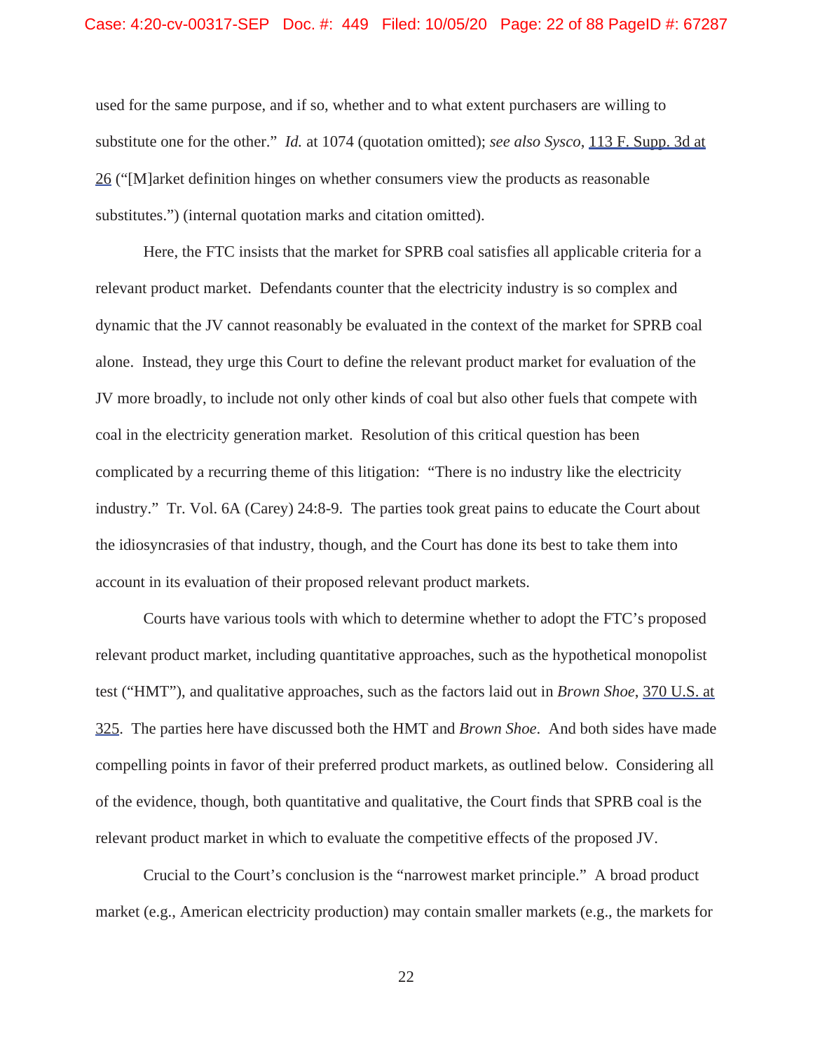used for the same purpose, and if so, whether and to what extent purchasers are willing to substitute one for the other." *Id.* at 1074 (quotation omitted); *see also Sysco*, 113 F. Supp. 3d at 26 ("[M]arket definition hinges on whether consumers view the products as reasonable substitutes.") (internal quotation marks and citation omitted).

Here, the FTC insists that the market for SPRB coal satisfies all applicable criteria for a relevant product market. Defendants counter that the electricity industry is so complex and dynamic that the JV cannot reasonably be evaluated in the context of the market for SPRB coal alone. Instead, they urge this Court to define the relevant product market for evaluation of the JV more broadly, to include not only other kinds of coal but also other fuels that compete with coal in the electricity generation market. Resolution of this critical question has been complicated by a recurring theme of this litigation: "There is no industry like the electricity industry." Tr. Vol. 6A (Carey) 24:8-9. The parties took great pains to educate the Court about the idiosyncrasies of that industry, though, and the Court has done its best to take them into account in its evaluation of their proposed relevant product markets.

Courts have various tools with which to determine whether to adopt the FTC's proposed relevant product market, including quantitative approaches, such as the hypothetical monopolist test ("HMT"), and qualitative approaches, such as the factors laid out in *Brown Shoe*, 370 U.S. at 325. The parties here have discussed both the HMT and *Brown Shoe*. And both sides have made compelling points in favor of their preferred product markets, as outlined below. Considering all of the evidence, though, both quantitative and qualitative, the Court finds that SPRB coal is the relevant product market in which to evaluate the competitive effects of the proposed JV.

Crucial to the Court's conclusion is the "narrowest market principle." A broad product market (e.g., American electricity production) may contain smaller markets (e.g., the markets for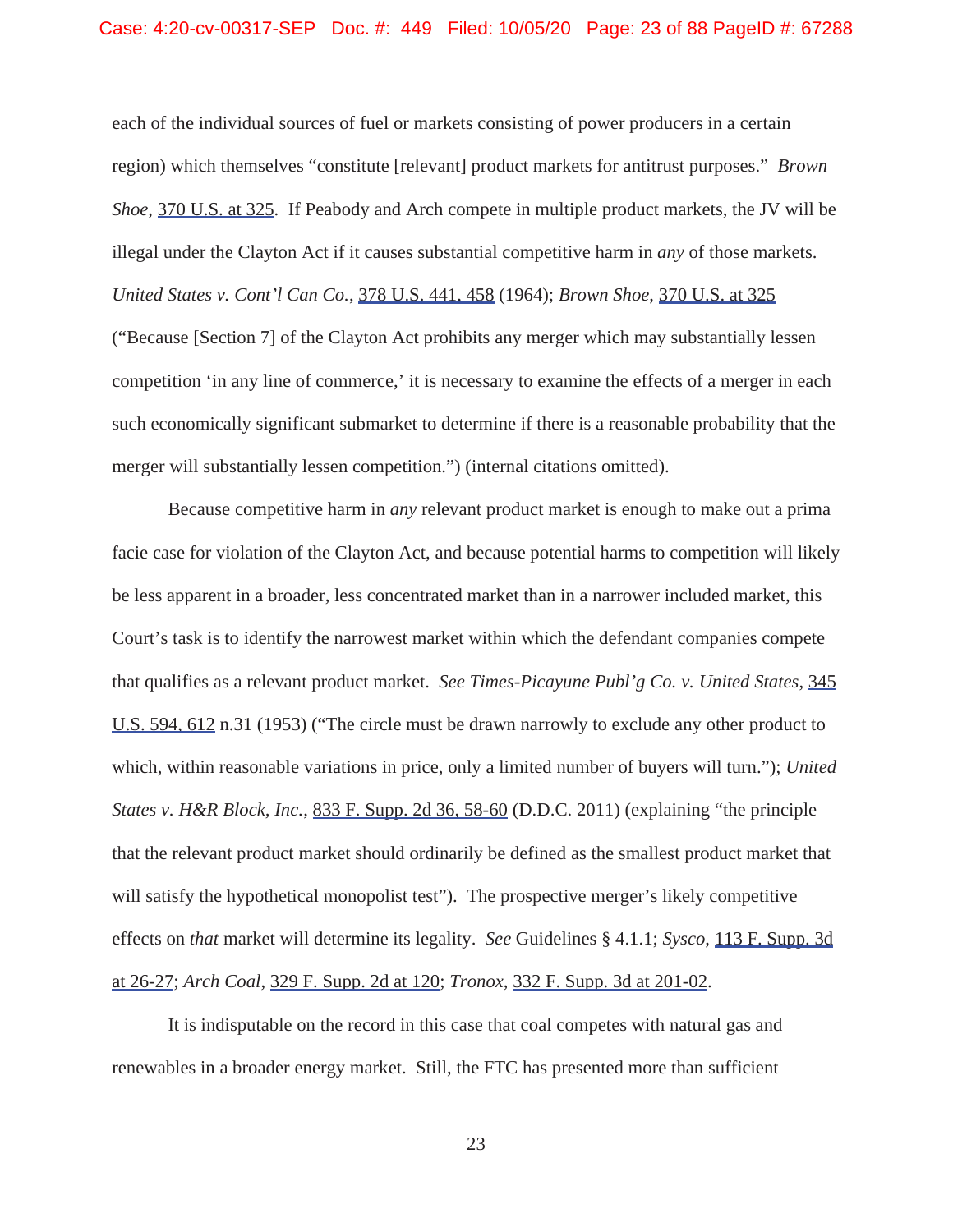each of the individual sources of fuel or markets consisting of power producers in a certain region) which themselves "constitute [relevant] product markets for antitrust purposes." *Brown Shoe*, 370 U.S. at 325. If Peabody and Arch compete in multiple product markets, the JV will be illegal under the Clayton Act if it causes substantial competitive harm in *any* of those markets. *United States v. Cont'l Can Co.*, 378 U.S. 441, 458 (1964); *Brown Shoe*, 370 U.S. at 325 ("Because [Section 7] of the Clayton Act prohibits any merger which may substantially lessen competition 'in any line of commerce,' it is necessary to examine the effects of a merger in each such economically significant submarket to determine if there is a reasonable probability that the merger will substantially lessen competition.") (internal citations omitted).

Because competitive harm in *any* relevant product market is enough to make out a prima facie case for violation of the Clayton Act, and because potential harms to competition will likely be less apparent in a broader, less concentrated market than in a narrower included market, this Court's task is to identify the narrowest market within which the defendant companies compete that qualifies as a relevant product market. *See Times-Picayune Publ'g Co. v. United States*, 345 U.S. 594, 612 n.31 (1953) ("The circle must be drawn narrowly to exclude any other product to which, within reasonable variations in price, only a limited number of buyers will turn."); *United States v. H&R Block, Inc.*, 833 F. Supp. 2d 36, 58-60 (D.D.C. 2011) (explaining "the principle that the relevant product market should ordinarily be defined as the smallest product market that will satisfy the hypothetical monopolist test"). The prospective merger's likely competitive effects on *that* market will determine its legality. *See* Guidelines § 4.1.1; *Sysco*, 113 F. Supp. 3d at 26-27; *Arch Coal*, 329 F. Supp. 2d at 120; *Tronox*, 332 F. Supp. 3d at 201-02.

It is indisputable on the record in this case that coal competes with natural gas and renewables in a broader energy market. Still, the FTC has presented more than sufficient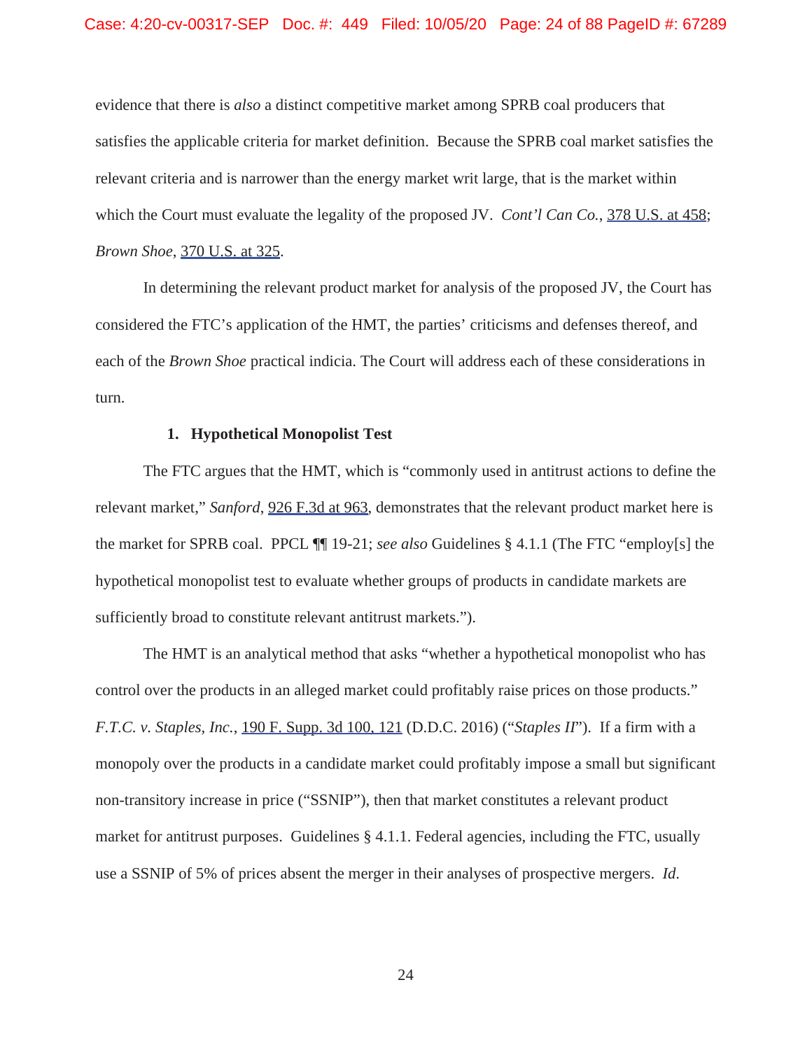evidence that there is *also* a distinct competitive market among SPRB coal producers that satisfies the applicable criteria for market definition. Because the SPRB coal market satisfies the relevant criteria and is narrower than the energy market writ large, that is the market within which the Court must evaluate the legality of the proposed JV. *Cont'l Can Co.*, 378 U.S. at 458; *Brown Shoe*, 370 U.S. at 325.

In determining the relevant product market for analysis of the proposed JV, the Court has considered the FTC's application of the HMT, the parties' criticisms and defenses thereof, and each of the *Brown Shoe* practical indicia. The Court will address each of these considerations in turn.

**1. Hypothetical Monopolist Test**

The FTC argues that the HMT, which is "commonly used in antitrust actions to define the relevant market," *Sanford*, 926 F.3d at 963, demonstrates that the relevant product market here is the market for SPRB coal. PPCL ¶¶ 19-21; *see also* Guidelines § 4.1.1 (The FTC "employ[s] the hypothetical monopolist test to evaluate whether groups of products in candidate markets are sufficiently broad to constitute relevant antitrust markets.").

The HMT is an analytical method that asks "whether a hypothetical monopolist who has control over the products in an alleged market could profitably raise prices on those products." *F.T.C. v. Staples, Inc.*, 190 F. Supp. 3d 100, 121 (D.D.C. 2016) ("*Staples II*"). If a firm with a monopoly over the products in a candidate market could profitably impose a small but significant non-transitory increase in price ("SSNIP"), then that market constitutes a relevant product market for antitrust purposes. Guidelines § 4.1.1. Federal agencies, including the FTC, usually use a SSNIP of 5% of prices absent the merger in their analyses of prospective mergers. *Id.*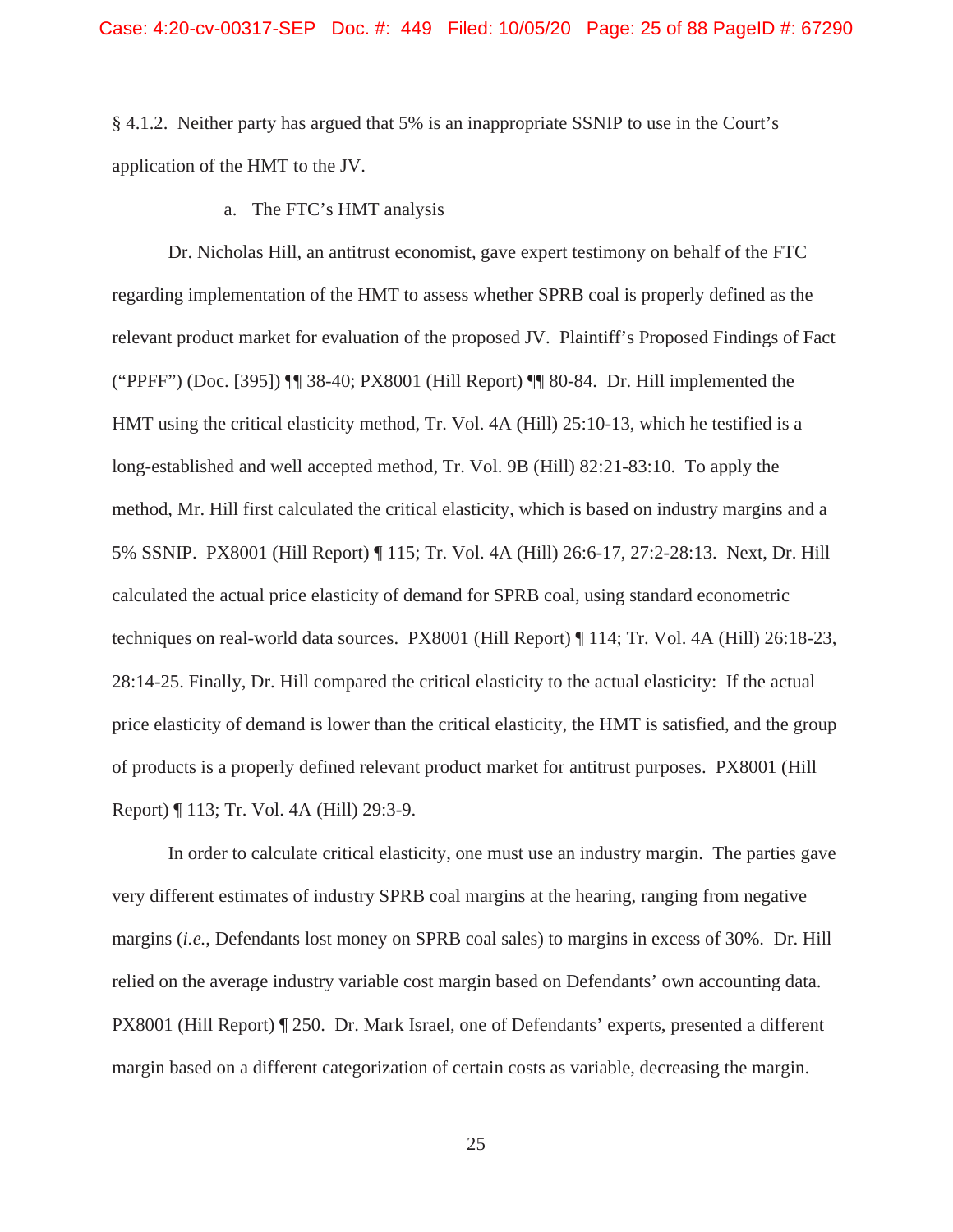§ 4.1.2. Neither party has argued that 5% is an inappropriate SSNIP to use in the Court's application of the HMT to the JV.

a. The FTC's HMT analysis

Dr. Nicholas Hill, an antitrust economist, gave expert testimony on behalf of the FTC regarding implementation of the HMT to assess whether SPRB coal is properly defined as the relevant product market for evaluation of the proposed JV. Plaintiff's Proposed Findings of Fact ("PPFF") (Doc. [395]) ¶¶ 38-40; PX8001 (Hill Report) ¶¶ 80-84. Dr. Hill implemented the HMT using the critical elasticity method, Tr. Vol. 4A (Hill) 25:10-13, which he testified is a long-established and well accepted method, Tr. Vol. 9B (Hill) 82:21-83:10. To apply the method, Mr. Hill first calculated the critical elasticity, which is based on industry margins and a 5% SSNIP. PX8001 (Hill Report) ¶ 115; Tr. Vol. 4A (Hill) 26:6-17, 27:2-28:13. Next, Dr. Hill calculated the actual price elasticity of demand for SPRB coal, using standard econometric techniques on real-world data sources. PX8001 (Hill Report) ¶ 114; Tr. Vol. 4A (Hill) 26:18-23, 28:14-25. Finally, Dr. Hill compared the critical elasticity to the actual elasticity: If the actual price elasticity of demand is lower than the critical elasticity, the HMT is satisfied, and the group of products is a properly defined relevant product market for antitrust purposes. PX8001 (Hill Report) ¶ 113; Tr. Vol. 4A (Hill) 29:3-9.

In order to calculate critical elasticity, one must use an industry margin. The parties gave very different estimates of industry SPRB coal margins at the hearing, ranging from negative margins (*i.e.*, Defendants lost money on SPRB coal sales) to margins in excess of 30%. Dr. Hill relied on the average industry variable cost margin based on Defendants' own accounting data. PX8001 (Hill Report) ¶ 250. Dr. Mark Israel, one of Defendants' experts, presented a different margin based on a different categorization of certain costs as variable, decreasing the margin.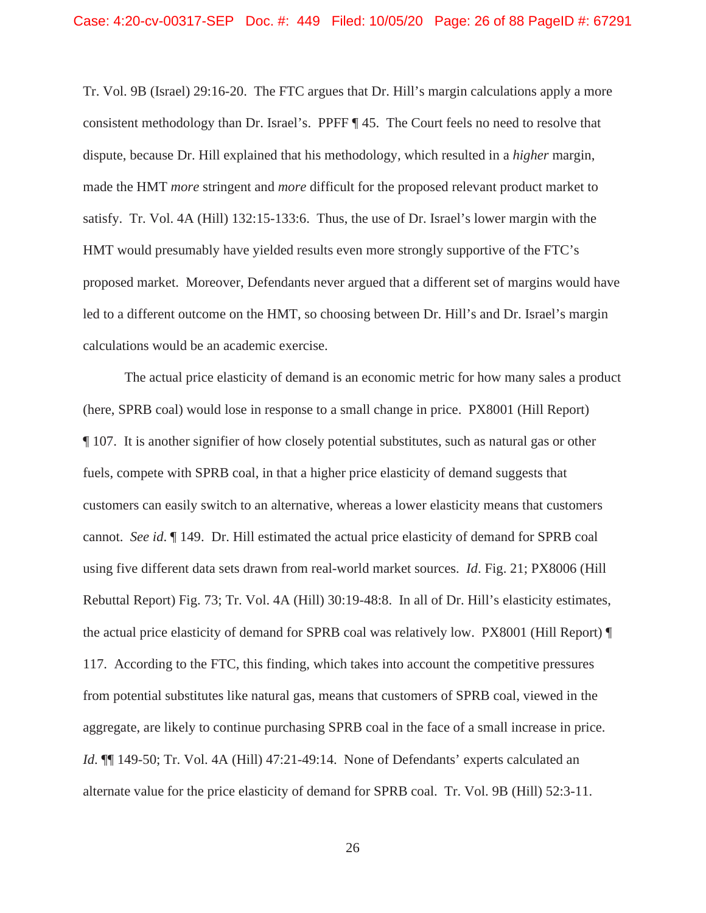Tr. Vol. 9B (Israel) 29:16-20. The FTC argues that Dr. Hill's margin calculations apply a more consistent methodology than Dr. Israel's. PPFF ¶ 45. The Court feels no need to resolve that dispute, because Dr. Hill explained that his methodology, which resulted in a *higher* margin, made the HMT *more* stringent and *more* difficult for the proposed relevant product market to satisfy. Tr. Vol. 4A (Hill) 132:15-133:6. Thus, the use of Dr. Israel's lower margin with the HMT would presumably have yielded results even more strongly supportive of the FTC's proposed market. Moreover, Defendants never argued that a different set of margins would have led to a different outcome on the HMT, so choosing between Dr. Hill's and Dr. Israel's margin calculations would be an academic exercise.

The actual price elasticity of demand is an economic metric for how many sales a product (here, SPRB coal) would lose in response to a small change in price. PX8001 (Hill Report) ¶ 107. It is another signifier of how closely potential substitutes, such as natural gas or other fuels, compete with SPRB coal, in that a higher price elasticity of demand suggests that customers can easily switch to an alternative, whereas a lower elasticity means that customers cannot. *See id.* ¶ 149. Dr. Hill estimated the actual price elasticity of demand for SPRB coal using five different data sets drawn from real-world market sources. *Id*. Fig. 21; PX8006 (Hill Rebuttal Report) Fig. 73; Tr. Vol. 4A (Hill) 30:19-48:8. In all of Dr. Hill's elasticity estimates, the actual price elasticity of demand for SPRB coal was relatively low. PX8001 (Hill Report) ¶ 117. According to the FTC, this finding, which takes into account the competitive pressures from potential substitutes like natural gas, means that customers of SPRB coal, viewed in the aggregate, are likely to continue purchasing SPRB coal in the face of a small increase in price. *Id.* ¶¶ 149-50; Tr. Vol. 4A (Hill) 47:21-49:14. None of Defendants' experts calculated an alternate value for the price elasticity of demand for SPRB coal. Tr. Vol. 9B (Hill) 52:3-11.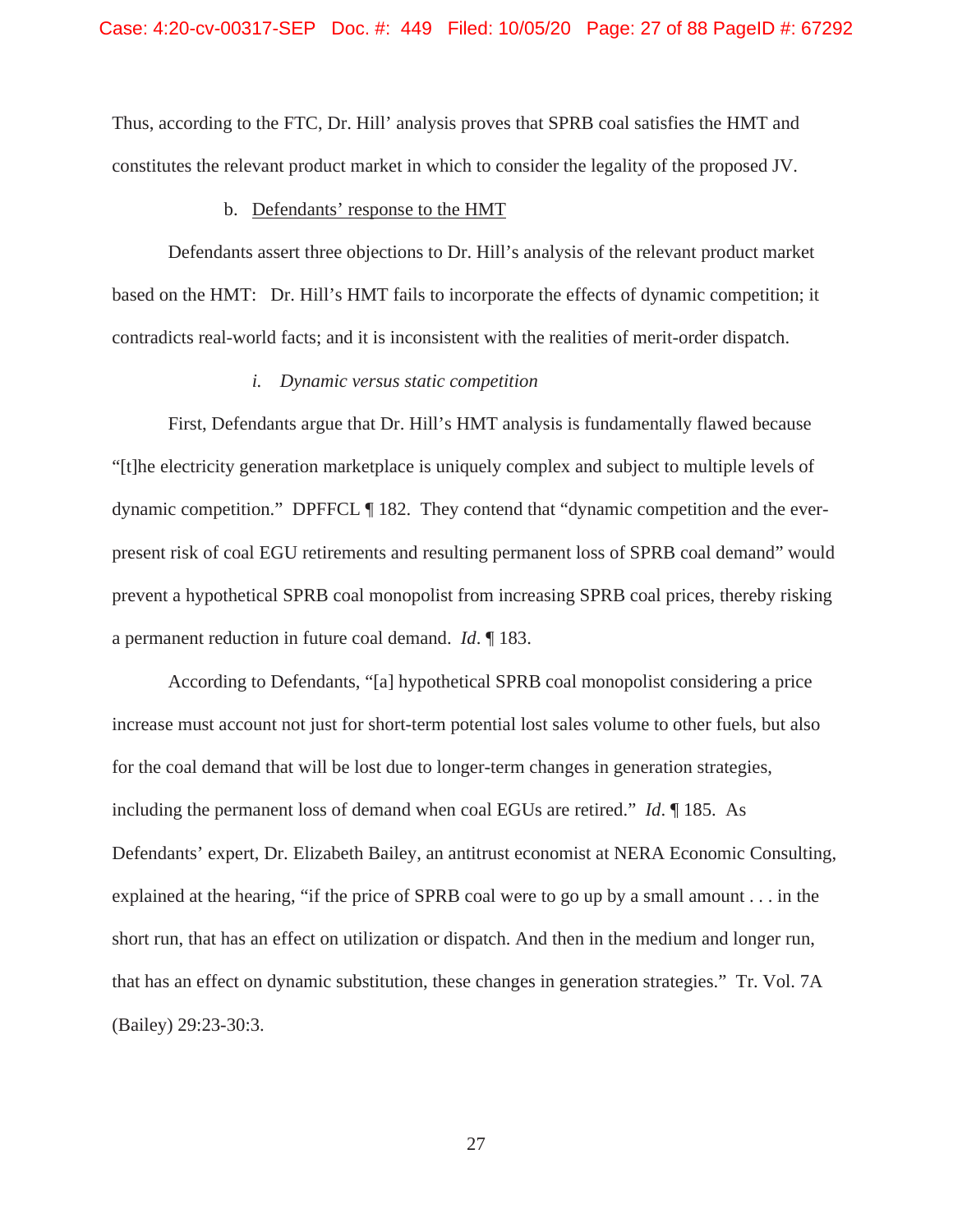Thus, according to the FTC, Dr. Hill' analysis proves that SPRB coal satisfies the HMT and constitutes the relevant product market in which to consider the legality of the proposed JV.

b. Defendants' response to the HMT

Defendants assert three objections to Dr. Hill's analysis of the relevant product market based on the HMT: Dr. Hill's HMT fails to incorporate the effects of dynamic competition; it contradicts real-world facts; and it is inconsistent with the realities of merit-order dispatch.

*i. Dynamic versus static competition*

First, Defendants argue that Dr. Hill's HMT analysis is fundamentally flawed because "[t]he electricity generation marketplace is uniquely complex and subject to multiple levels of dynamic competition." DPFFCL ¶ 182. They contend that "dynamic competition and the ever-present risk of coal EGU retirements and resulting permanent loss of SPRB coal demand" would prevent a hypothetical SPRB coal monopolist from increasing SPRB coal prices, thereby risking a permanent reduction in future coal demand. *Id*. ¶ 183.

According to Defendants, "[a] hypothetical SPRB coal monopolist considering a price increase must account not just for short-term potential lost sales volume to other fuels, but also for the coal demand that will be lost due to longer-term changes in generation strategies, including the permanent loss of demand when coal EGUs are retired." *Id*. ¶ 185. As Defendants' expert, Dr. Elizabeth Bailey, an antitrust economist at NERA Economic Consulting, explained at the hearing, "if the price of SPRB coal were to go up by a small amount . . . in the short run, that has an effect on utilization or dispatch. And then in the medium and longer run, that has an effect on dynamic substitution, these changes in generation strategies." Tr. Vol. 7A (Bailey) 29:23-30:3.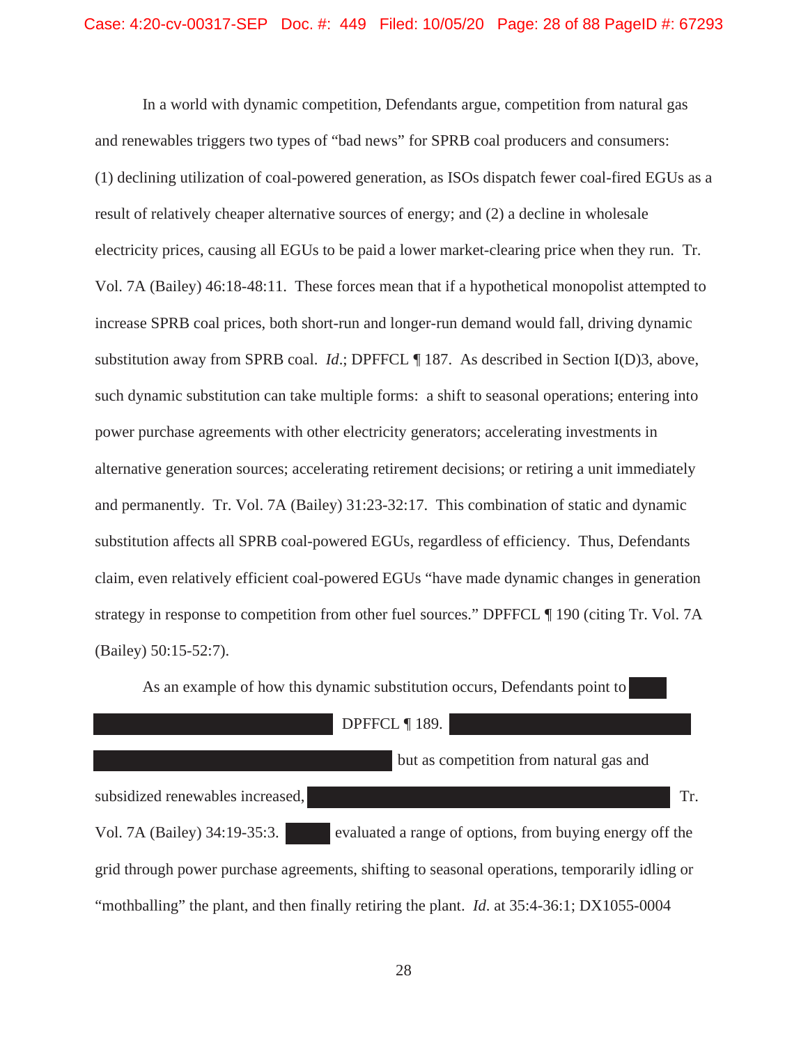In a world with dynamic competition, Defendants argue, competition from natural gas and renewables triggers two types of "bad news" for SPRB coal producers and consumers: (1) declining utilization of coal-powered generation, as ISOs dispatch fewer coal-fired EGUs as a result of relatively cheaper alternative sources of energy; and (2) a decline in wholesale electricity prices, causing all EGUs to be paid a lower market-clearing price when they run. Tr. Vol. 7A (Bailey) 46:18-48:11. These forces mean that if a hypothetical monopolist attempted to increase SPRB coal prices, both short-run and longer-run demand would fall, driving dynamic substitution away from SPRB coal. *Id*.; DPFFCL ¶ 187. As described in Section I(D)3, above, such dynamic substitution can take multiple forms: a shift to seasonal operations; entering into power purchase agreements with other electricity generators; accelerating investments in alternative generation sources; accelerating retirement decisions; or retiring a unit immediately and permanently. Tr. Vol. 7A (Bailey) 31:23-32:17. This combination of static and dynamic substitution affects all SPRB coal-powered EGUs, regardless of efficiency. Thus, Defendants claim, even relatively efficient coal-powered EGUs "have made dynamic changes in generation strategy in response to competition from other fuel sources." DPFFCL ¶ 190 (citing Tr. Vol. 7A (Bailey) 50:15-52:7).

As an example of how this dynamic substitution occurs, Defendants point to [REDACTED] [REDACTED] DPFFCL ¶ 189. [REDACTED] [REDACTED] but as competition from natural gas and subsidized renewables increased, [REDACTED] Tr. Vol. 7A (Bailey) 34:19-35:3. [REDACTED] evaluated a range of options, from buying energy off the grid through power purchase agreements, shifting to seasonal operations, temporarily idling or "mothballing" the plant, and then finally retiring the plant. *Id.* at 35:4-36:1; DX1055-0004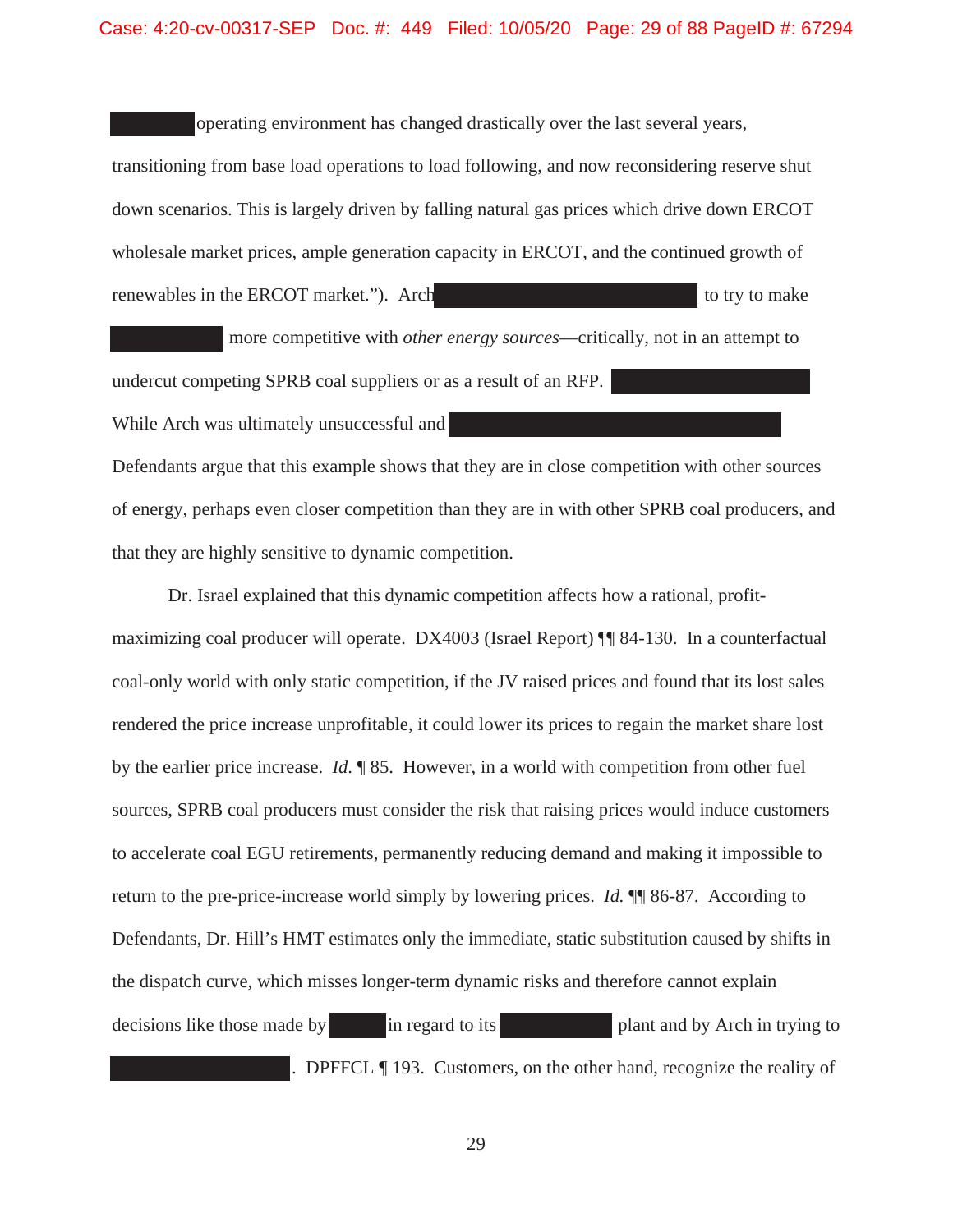operating environment has changed drastically over the last several years, transitioning from base load operations to load following, and now reconsidering reserve shut down scenarios. This is largely driven by falling natural gas prices which drive down ERCOT wholesale market prices, ample generation capacity in ERCOT, and the continued growth of renewables in the ERCOT market."). Arch to try to make more competitive with *other energy sources*—critically, not in an attempt to undercut competing SPRB coal suppliers or as a result of an RFP. While Arch was ultimately unsuccessful and Defendants argue that this example shows that they are in close competition with other sources of energy, perhaps even closer competition than they are in with other SPRB coal producers, and that they are highly sensitive to dynamic competition.

Dr. Israel explained that this dynamic competition affects how a rational, profit-maximizing coal producer will operate. DX4003 (Israel Report) ¶¶ 84-130. In a counterfactual coal-only world with only static competition, if the JV raised prices and found that its lost sales rendered the price increase unprofitable, it could lower its prices to regain the market share lost by the earlier price increase. *Id.* ¶ 85. However, in a world with competition from other fuel sources, SPRB coal producers must consider the risk that raising prices would induce customers to accelerate coal EGU retirements, permanently reducing demand and making it impossible to return to the pre-price-increase world simply by lowering prices. *Id.* ¶¶ 86-87. According to Defendants, Dr. Hill's HMT estimates only the immediate, static substitution caused by shifts in the dispatch curve, which misses longer-term dynamic risks and therefore cannot explain decisions like those made by in regard to its plant and by Arch in trying to . DPFFCL ¶ 193. Customers, on the other hand, recognize the reality of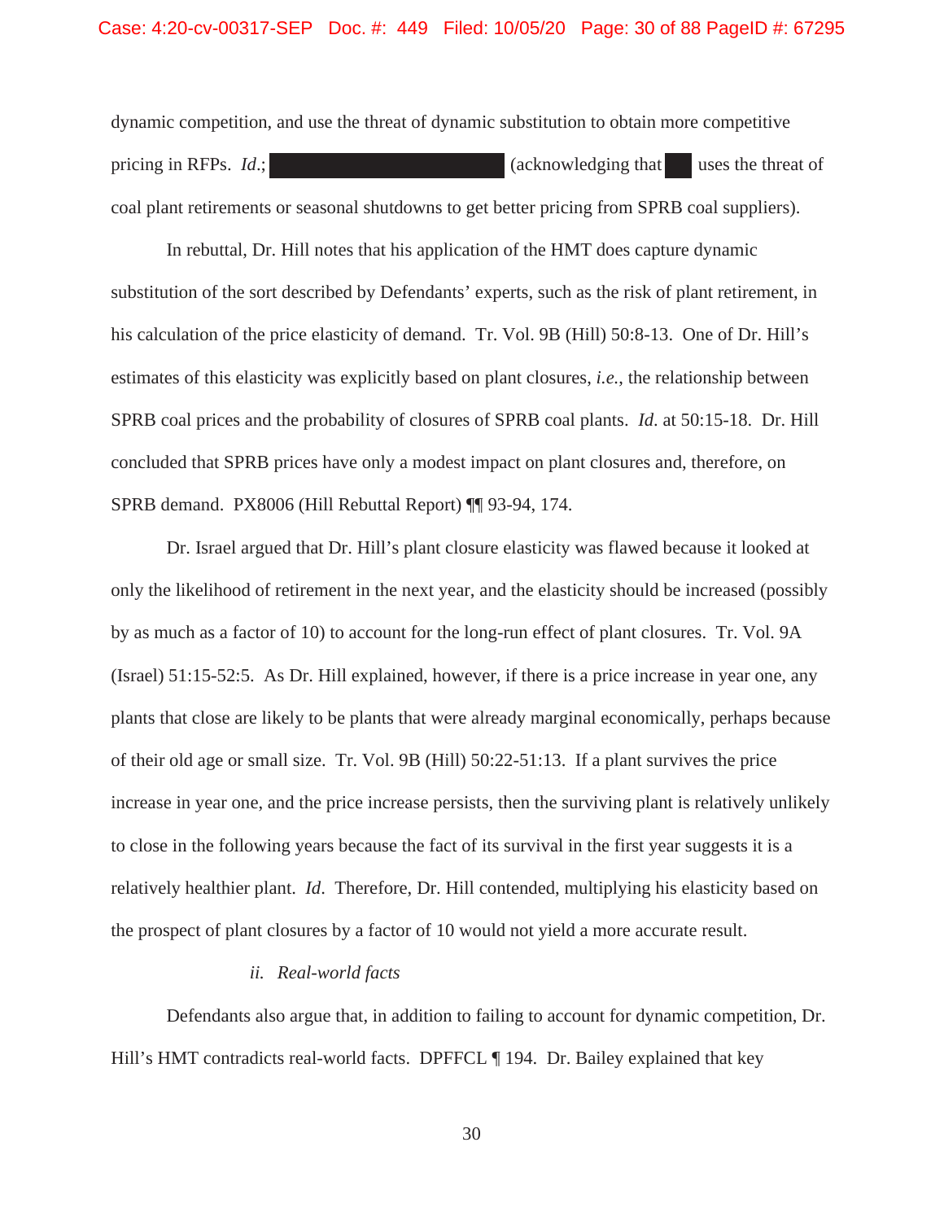dynamic competition, and use the threat of dynamic substitution to obtain more competitive pricing in RFPs. *Id*.; ███████████████ (acknowledging that ██ uses the threat of coal plant retirements or seasonal shutdowns to get better pricing from SPRB coal suppliers).

In rebuttal, Dr. Hill notes that his application of the HMT does capture dynamic substitution of the sort described by Defendants' experts, such as the risk of plant retirement, in his calculation of the price elasticity of demand. Tr. Vol. 9B (Hill) 50:8-13. One of Dr. Hill's estimates of this elasticity was explicitly based on plant closures, *i.e.*, the relationship between SPRB coal prices and the probability of closures of SPRB coal plants. *Id.* at 50:15-18. Dr. Hill concluded that SPRB prices have only a modest impact on plant closures and, therefore, on SPRB demand. PX8006 (Hill Rebuttal Report) ¶¶ 93-94, 174.

Dr. Israel argued that Dr. Hill's plant closure elasticity was flawed because it looked at only the likelihood of retirement in the next year, and the elasticity should be increased (possibly by as much as a factor of 10) to account for the long-run effect of plant closures. Tr. Vol. 9A (Israel) 51:15-52:5. As Dr. Hill explained, however, if there is a price increase in year one, any plants that close are likely to be plants that were already marginal economically, perhaps because of their old age or small size. Tr. Vol. 9B (Hill) 50:22-51:13. If a plant survives the price increase in year one, and the price increase persists, then the surviving plant is relatively unlikely to close in the following years because the fact of its survival in the first year suggests it is a relatively healthier plant. *Id*. Therefore, Dr. Hill contended, multiplying his elasticity based on the prospect of plant closures by a factor of 10 would not yield a more accurate result.

*ii. Real-world facts*

Defendants also argue that, in addition to failing to account for dynamic competition, Dr. Hill's HMT contradicts real-world facts. DPFFCL ¶ 194. Dr. Bailey explained that key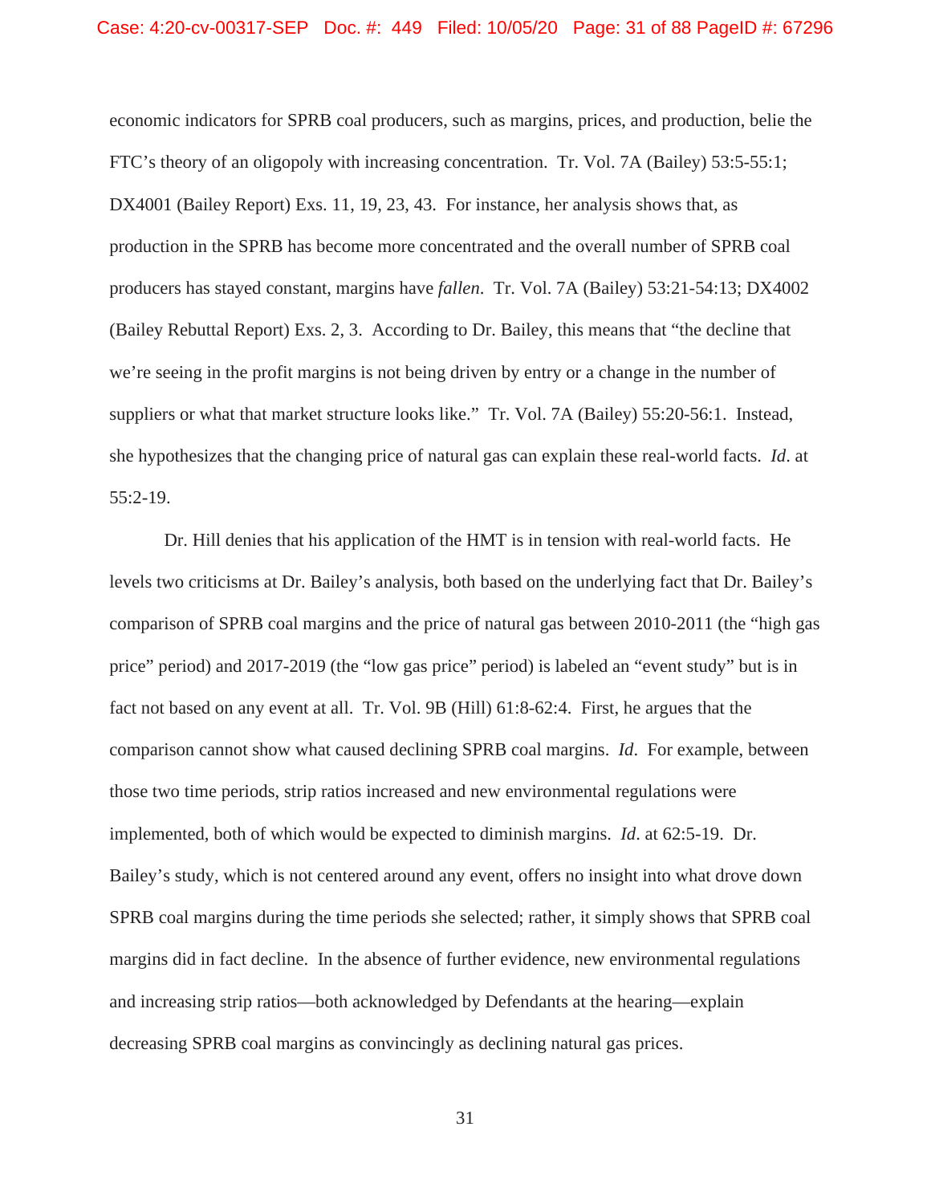economic indicators for SPRB coal producers, such as margins, prices, and production, belie the FTC's theory of an oligopoly with increasing concentration. Tr. Vol. 7A (Bailey) 53:5-55:1; DX4001 (Bailey Report) Exs. 11, 19, 23, 43. For instance, her analysis shows that, as production in the SPRB has become more concentrated and the overall number of SPRB coal producers has stayed constant, margins have *fallen*. Tr. Vol. 7A (Bailey) 53:21-54:13; DX4002 (Bailey Rebuttal Report) Exs. 2, 3. According to Dr. Bailey, this means that "the decline that we're seeing in the profit margins is not being driven by entry or a change in the number of suppliers or what that market structure looks like." Tr. Vol. 7A (Bailey) 55:20-56:1. Instead, she hypothesizes that the changing price of natural gas can explain these real-world facts. *Id*. at 55:2-19.

Dr. Hill denies that his application of the HMT is in tension with real-world facts. He levels two criticisms at Dr. Bailey's analysis, both based on the underlying fact that Dr. Bailey's comparison of SPRB coal margins and the price of natural gas between 2010-2011 (the "high gas price" period) and 2017-2019 (the "low gas price" period) is labeled an "event study" but is in fact not based on any event at all. Tr. Vol. 9B (Hill) 61:8-62:4. First, he argues that the comparison cannot show what caused declining SPRB coal margins. *Id*. For example, between those two time periods, strip ratios increased and new environmental regulations were implemented, both of which would be expected to diminish margins. *Id*. at 62:5-19. Dr. Bailey's study, which is not centered around any event, offers no insight into what drove down SPRB coal margins during the time periods she selected; rather, it simply shows that SPRB coal margins did in fact decline. In the absence of further evidence, new environmental regulations and increasing strip ratios—both acknowledged by Defendants at the hearing—explain decreasing SPRB coal margins as convincingly as declining natural gas prices.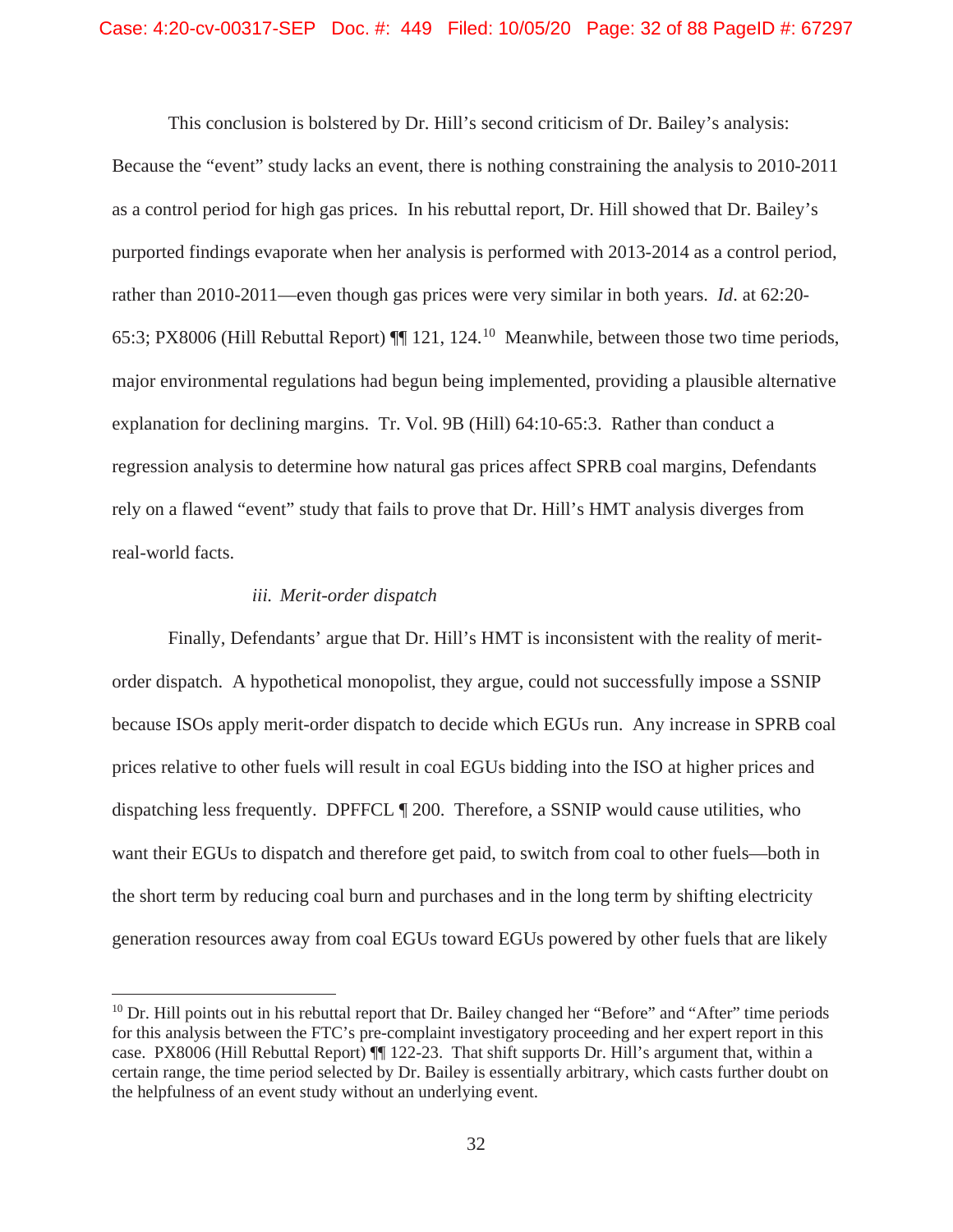This conclusion is bolstered by Dr. Hill's second criticism of Dr. Bailey's analysis: Because the "event" study lacks an event, there is nothing constraining the analysis to 2010-2011 as a control period for high gas prices. In his rebuttal report, Dr. Hill showed that Dr. Bailey's purported findings evaporate when her analysis is performed with 2013-2014 as a control period, rather than 2010-2011—even though gas prices were very similar in both years. *Id*. at 62:20-65:3; PX8006 (Hill Rebuttal Report) ¶¶ 121, 124.[10] Meanwhile, between those two time periods, major environmental regulations had begun being implemented, providing a plausible alternative explanation for declining margins. Tr. Vol. 9B (Hill) 64:10-65:3. Rather than conduct a regression analysis to determine how natural gas prices affect SPRB coal margins, Defendants rely on a flawed "event" study that fails to prove that Dr. Hill's HMT analysis diverges from real-world facts.

*iii. Merit-order dispatch*

Finally, Defendants' argue that Dr. Hill's HMT is inconsistent with the reality of merit-order dispatch. A hypothetical monopolist, they argue, could not successfully impose a SSNIP because ISOs apply merit-order dispatch to decide which EGUs run. Any increase in SPRB coal prices relative to other fuels will result in coal EGUs bidding into the ISO at higher prices and dispatching less frequently. DPFFCL ¶ 200. Therefore, a SSNIP would cause utilities, who want their EGUs to dispatch and therefore get paid, to switch from coal to other fuels—both in the short term by reducing coal burn and purchases and in the long term by shifting electricity generation resources away from coal EGUs toward EGUs powered by other fuels that are likely

---

[10] Dr. Hill points out in his rebuttal report that Dr. Bailey changed her "Before" and "After" time periods for this analysis between the FTC's pre-complaint investigatory proceeding and her expert report in this case. PX8006 (Hill Rebuttal Report) ¶¶ 122-23. That shift supports Dr. Hill's argument that, within a certain range, the time period selected by Dr. Bailey is essentially arbitrary, which casts further doubt on the helpfulness of an event study without an underlying event.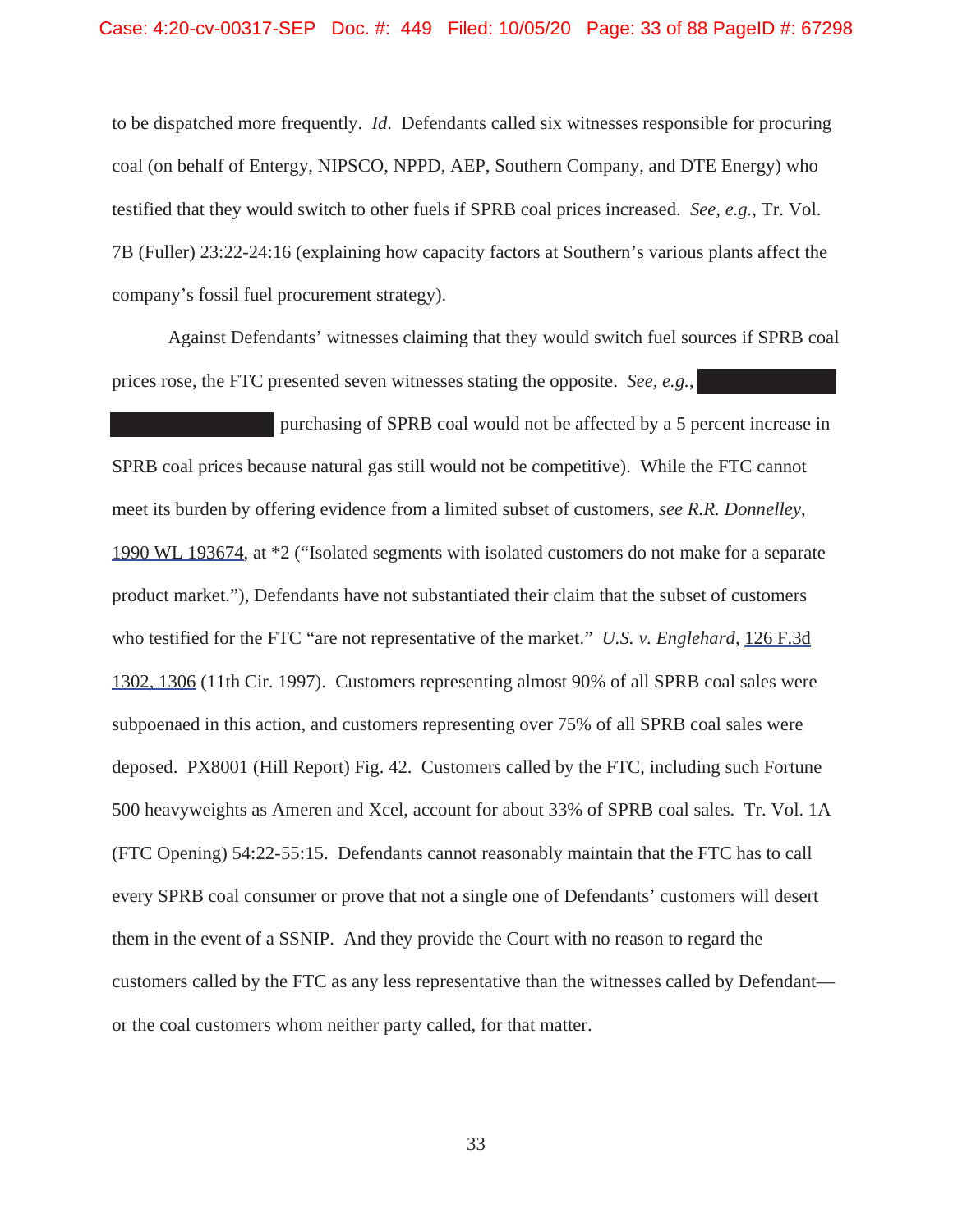to be dispatched more frequently. *Id.* Defendants called six witnesses responsible for procuring coal (on behalf of Entergy, NIPSCO, NPPD, AEP, Southern Company, and DTE Energy) who testified that they would switch to other fuels if SPRB coal prices increased. *See, e.g.*, Tr. Vol. 7B (Fuller) 23:22-24:16 (explaining how capacity factors at Southern's various plants affect the company's fossil fuel procurement strategy).

Against Defendants' witnesses claiming that they would switch fuel sources if SPRB coal prices rose, the FTC presented seven witnesses stating the opposite. *See, e.g.*, [REDACTED] [REDACTED] purchasing of SPRB coal would not be affected by a 5 percent increase in SPRB coal prices because natural gas still would not be competitive). While the FTC cannot meet its burden by offering evidence from a limited subset of customers, *see R.R. Donnelley*, 1990 WL 193674, at *2 ("Isolated segments with isolated customers do not make for a separate product market."), Defendants have not substantiated their claim that the subset of customers who testified for the FTC "are not representative of the market." *U.S. v. Englehard*, 126 F.3d 1302, 1306 (11th Cir. 1997). Customers representing almost 90% of all SPRB coal sales were subpoenaed in this action, and customers representing over 75% of all SPRB coal sales were deposed. PX8001 (Hill Report) Fig. 42. Customers called by the FTC, including such Fortune 500 heavyweights as Ameren and Xcel, account for about 33% of SPRB coal sales. Tr. Vol. 1A (FTC Opening) 54:22-55:15. Defendants cannot reasonably maintain that the FTC has to call every SPRB coal consumer or prove that not a single one of Defendants' customers will desert them in the event of a SSNIP. And they provide the Court with no reason to regard the customers called by the FTC as any less representative than the witnesses called by Defendant—or the coal customers whom neither party called, for that matter.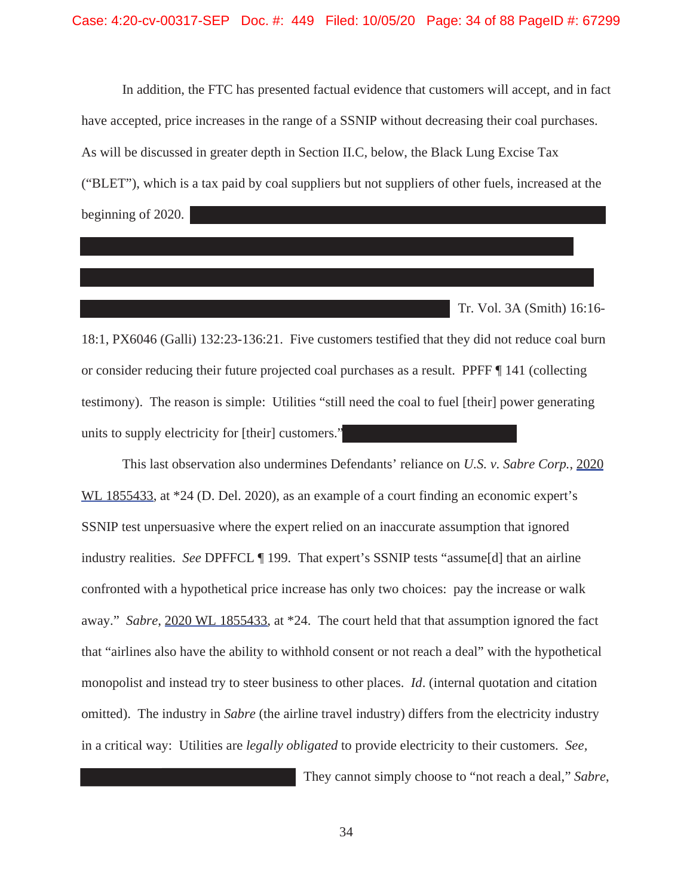In addition, the FTC has presented factual evidence that customers will accept, and in fact have accepted, price increases in the range of a SSNIP without decreasing their coal purchases. As will be discussed in greater depth in Section II.C, below, the Black Lung Excise Tax ("BLET"), which is a tax paid by coal suppliers but not suppliers of other fuels, increased at the beginning of 2020. [REDACTED] Tr. Vol. 3A (Smith) 16:16-18:1, PX6046 (Galli) 132:23-136:21. Five customers testified that they did not reduce coal burn or consider reducing their future projected coal purchases as a result. PPFF ¶ 141 (collecting testimony). The reason is simple: Utilities "still need the coal to fuel [their] power generating units to supply electricity for [their] customers." [REDACTED]

This last observation also undermines Defendants' reliance on *U.S. v. Sabre Corp.*, 2020 WL 1855433, at *24 (D. Del. 2020), as an example of a court finding an economic expert's SSNIP test unpersuasive where the expert relied on an inaccurate assumption that ignored industry realities. *See* DPFFCL ¶ 199. That expert's SSNIP tests "assume[d] that an airline confronted with a hypothetical price increase has only two choices: pay the increase or walk away." *Sabre*, 2020 WL 1855433, at *24. The court held that that assumption ignored the fact that "airlines also have the ability to withhold consent or not reach a deal" with the hypothetical monopolist and instead try to steer business to other places. *Id*. (internal quotation and citation omitted). The industry in *Sabre* (the airline travel industry) differs from the electricity industry in a critical way: Utilities are *legally obligated* to provide electricity to their customers. *See*, [REDACTED] They cannot simply choose to "not reach a deal," *Sabre*,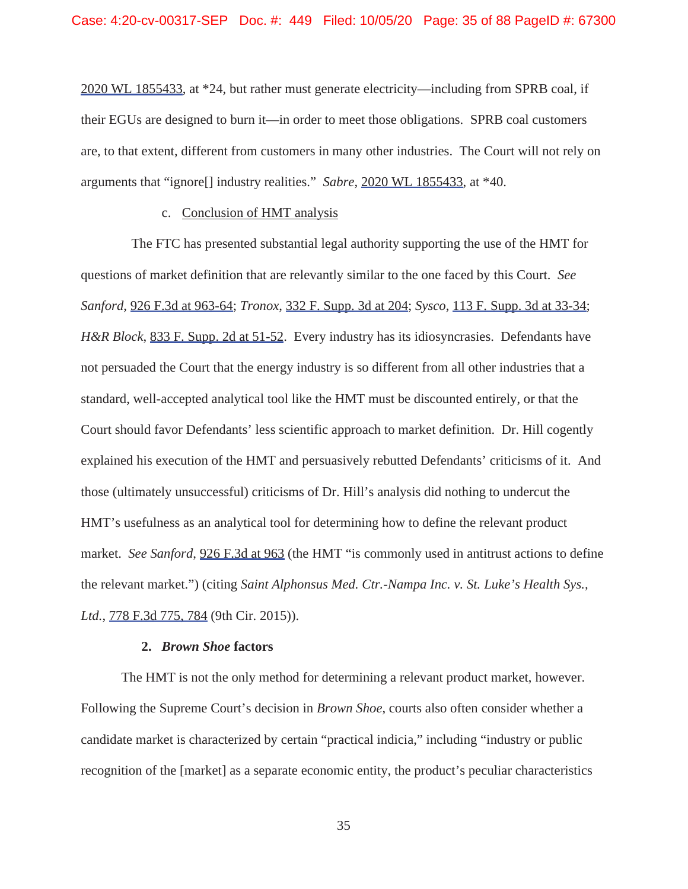2020 WL 1855433, at *24, but rather must generate electricity—including from SPRB coal, if their EGUs are designed to burn it—in order to meet those obligations. SPRB coal customers are, to that extent, different from customers in many other industries. The Court will not rely on arguments that "ignore[] industry realities." *Sabre*, 2020 WL 1855433, at *40.

c. Conclusion of HMT analysis

The FTC has presented substantial legal authority supporting the use of the HMT for questions of market definition that are relevantly similar to the one faced by this Court. *See Sanford*, 926 F.3d at 963-64; *Tronox*, 332 F. Supp. 3d at 204; *Sysco*, 113 F. Supp. 3d at 33-34; *H&R Block*, 833 F. Supp. 2d at 51-52. Every industry has its idiosyncrasies. Defendants have not persuaded the Court that the energy industry is so different from all other industries that a standard, well-accepted analytical tool like the HMT must be discounted entirely, or that the Court should favor Defendants' less scientific approach to market definition. Dr. Hill cogently explained his execution of the HMT and persuasively rebutted Defendants' criticisms of it. And those (ultimately unsuccessful) criticisms of Dr. Hill's analysis did nothing to undercut the HMT's usefulness as an analytical tool for determining how to define the relevant product market. *See Sanford*, 926 F.3d at 963 (the HMT "is commonly used in antitrust actions to define the relevant market.") (citing *Saint Alphonsus Med. Ctr.-Nampa Inc. v. St. Luke's Health Sys., Ltd.*, 778 F.3d 775, 784 (9th Cir. 2015)).

**2. *Brown Shoe* factors**

The HMT is not the only method for determining a relevant product market, however. Following the Supreme Court's decision in *Brown Shoe*, courts also often consider whether a candidate market is characterized by certain "practical indicia," including "industry or public recognition of the [market] as a separate economic entity, the product's peculiar characteristics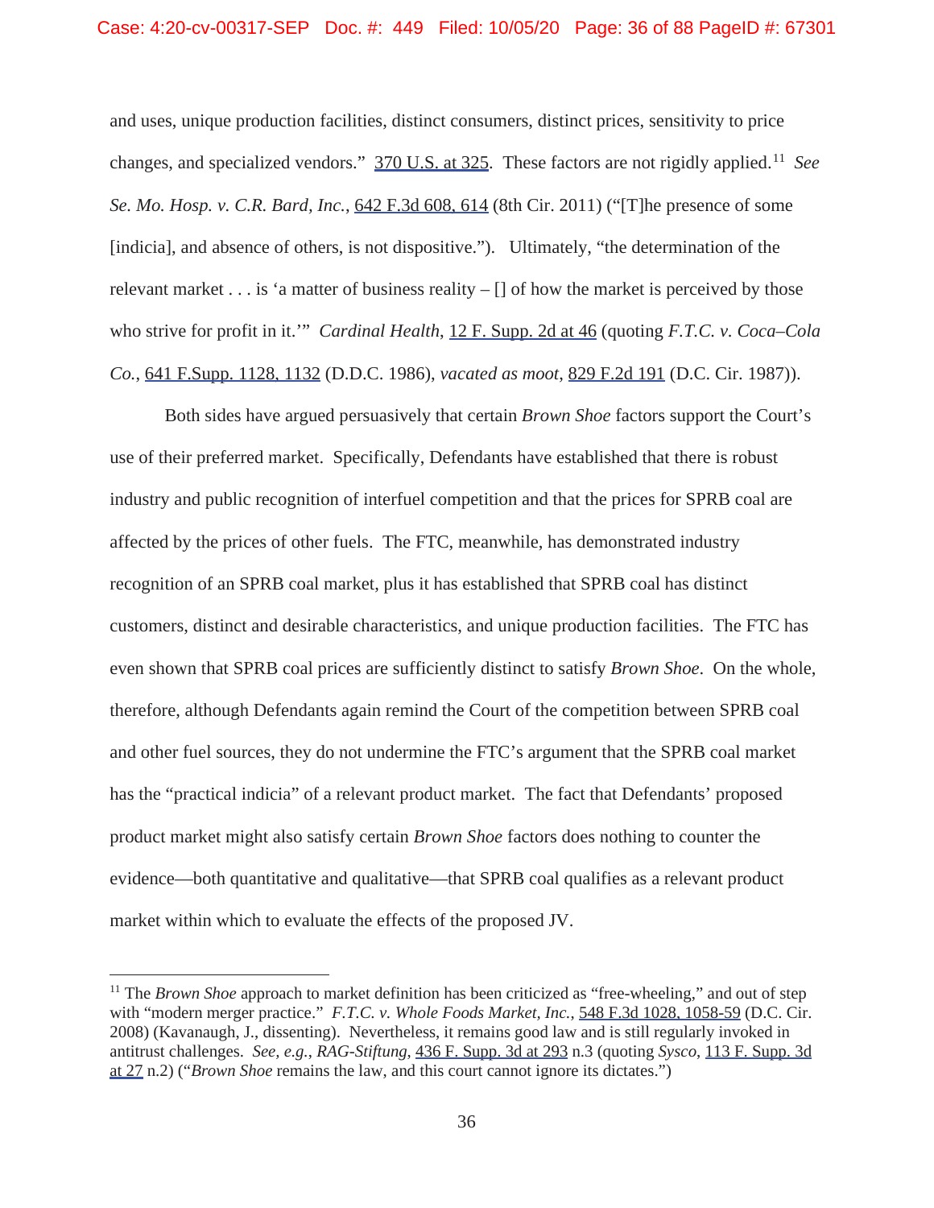and uses, unique production facilities, distinct consumers, distinct prices, sensitivity to price changes, and specialized vendors." 370 U.S. at 325. These factors are not rigidly applied.[11] *See Se. Mo. Hosp. v. C.R. Bard, Inc.*, 642 F.3d 608, 614 (8th Cir. 2011) ("[T]he presence of some [indicia], and absence of others, is not dispositive."). Ultimately, "the determination of the relevant market . . . is 'a matter of business reality – [] of how the market is perceived by those who strive for profit in it.'" *Cardinal Health*, 12 F. Supp. 2d at 46 (quoting *F.T.C. v. Coca–Cola Co.*, 641 F.Supp. 1128, 1132 (D.D.C. 1986), *vacated as moot*, 829 F.2d 191 (D.C. Cir. 1987)).

Both sides have argued persuasively that certain *Brown Shoe* factors support the Court's use of their preferred market. Specifically, Defendants have established that there is robust industry and public recognition of interfuel competition and that the prices for SPRB coal are affected by the prices of other fuels. The FTC, meanwhile, has demonstrated industry recognition of an SPRB coal market, plus it has established that SPRB coal has distinct customers, distinct and desirable characteristics, and unique production facilities. The FTC has even shown that SPRB coal prices are sufficiently distinct to satisfy *Brown Shoe*. On the whole, therefore, although Defendants again remind the Court of the competition between SPRB coal and other fuel sources, they do not undermine the FTC's argument that the SPRB coal market has the "practical indicia" of a relevant product market. The fact that Defendants' proposed product market might also satisfy certain *Brown Shoe* factors does nothing to counter the evidence—both quantitative and qualitative—that SPRB coal qualifies as a relevant product market within which to evaluate the effects of the proposed JV.

---

[11] The *Brown Shoe* approach to market definition has been criticized as "free-wheeling," and out of step with "modern merger practice." *F.T.C. v. Whole Foods Market, Inc.*, 548 F.3d 1028, 1058-59 (D.C. Cir. 2008) (Kavanaugh, J., dissenting). Nevertheless, it remains good law and is still regularly invoked in antitrust challenges. *See, e.g.*, *RAG-Stiftung*, 436 F. Supp. 3d at 293 n.3 (quoting *Sysco*, 113 F. Supp. 3d at 27 n.2) ("*Brown Shoe* remains the law, and this court cannot ignore its dictates.")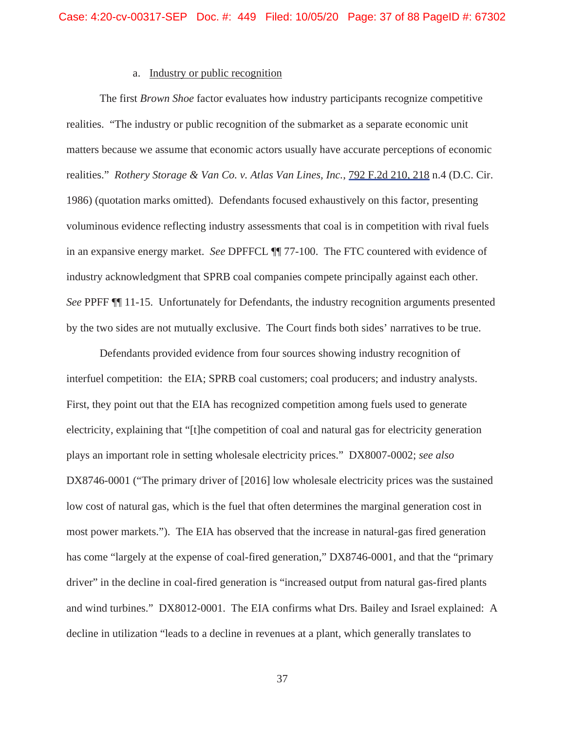a. Industry or public recognition

The first *Brown Shoe* factor evaluates how industry participants recognize competitive realities. "The industry or public recognition of the submarket as a separate economic unit matters because we assume that economic actors usually have accurate perceptions of economic realities." *Rothery Storage & Van Co. v. Atlas Van Lines, Inc.*, 792 F.2d 210, 218 n.4 (D.C. Cir. 1986) (quotation marks omitted). Defendants focused exhaustively on this factor, presenting voluminous evidence reflecting industry assessments that coal is in competition with rival fuels in an expansive energy market. *See* DPFFCL ¶¶ 77-100. The FTC countered with evidence of industry acknowledgment that SPRB coal companies compete principally against each other. *See* PPFF ¶¶ 11-15. Unfortunately for Defendants, the industry recognition arguments presented by the two sides are not mutually exclusive. The Court finds both sides' narratives to be true.

Defendants provided evidence from four sources showing industry recognition of interfuel competition: the EIA; SPRB coal customers; coal producers; and industry analysts. First, they point out that the EIA has recognized competition among fuels used to generate electricity, explaining that "[t]he competition of coal and natural gas for electricity generation plays an important role in setting wholesale electricity prices." DX8007-0002; *see also* DX8746-0001 ("The primary driver of [2016] low wholesale electricity prices was the sustained low cost of natural gas, which is the fuel that often determines the marginal generation cost in most power markets."). The EIA has observed that the increase in natural-gas fired generation has come "largely at the expense of coal-fired generation," DX8746-0001, and that the "primary driver" in the decline in coal-fired generation is "increased output from natural gas-fired plants and wind turbines." DX8012-0001. The EIA confirms what Drs. Bailey and Israel explained: A decline in utilization "leads to a decline in revenues at a plant, which generally translates to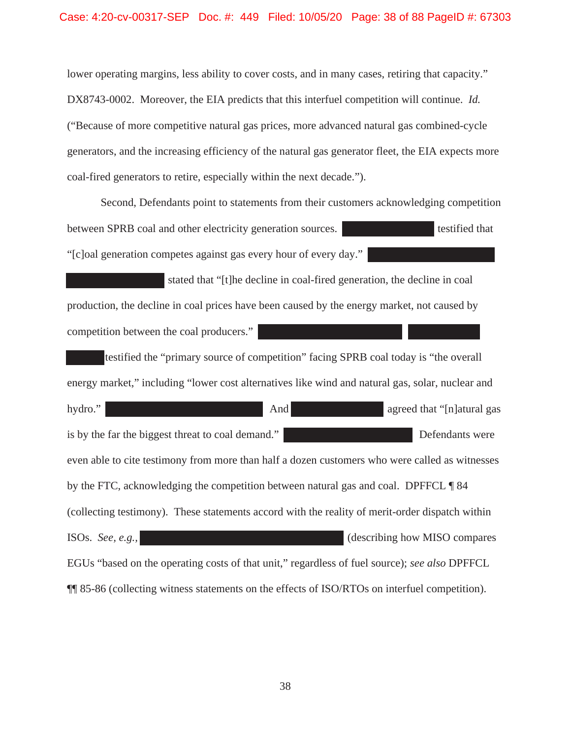lower operating margins, less ability to cover costs, and in many cases, retiring that capacity." DX8743-0002. Moreover, the EIA predicts that this interfuel competition will continue. *Id.* ("Because of more competitive natural gas prices, more advanced natural gas combined-cycle generators, and the increasing efficiency of the natural gas generator fleet, the EIA expects more coal-fired generators to retire, especially within the next decade.").

Second, Defendants point to statements from their customers acknowledging competition between SPRB coal and other electricity generation sources. [REDACTED] testified that "[c]oal generation competes against gas every hour of every day." [REDACTED] [REDACTED] stated that "[t]he decline in coal-fired generation, the decline in coal production, the decline in coal prices have been caused by the energy market, not caused by competition between the coal producers." [REDACTED] [REDACTED] [REDACTED] testified the "primary source of competition" facing SPRB coal today is "the overall energy market," including "lower cost alternatives like wind and natural gas, solar, nuclear and hydro." [REDACTED] And [REDACTED] agreed that "[n]atural gas is by the far the biggest threat to coal demand." [REDACTED] Defendants were even able to cite testimony from more than half a dozen customers who were called as witnesses by the FTC, acknowledging the competition between natural gas and coal. DPFFCL ¶ 84 (collecting testimony). These statements accord with the reality of merit-order dispatch within ISOs. *See, e.g.*, [REDACTED] (describing how MISO compares EGUs "based on the operating costs of that unit," regardless of fuel source); *see also* DPFFCL ¶¶ 85-86 (collecting witness statements on the effects of ISO/RTOs on interfuel competition).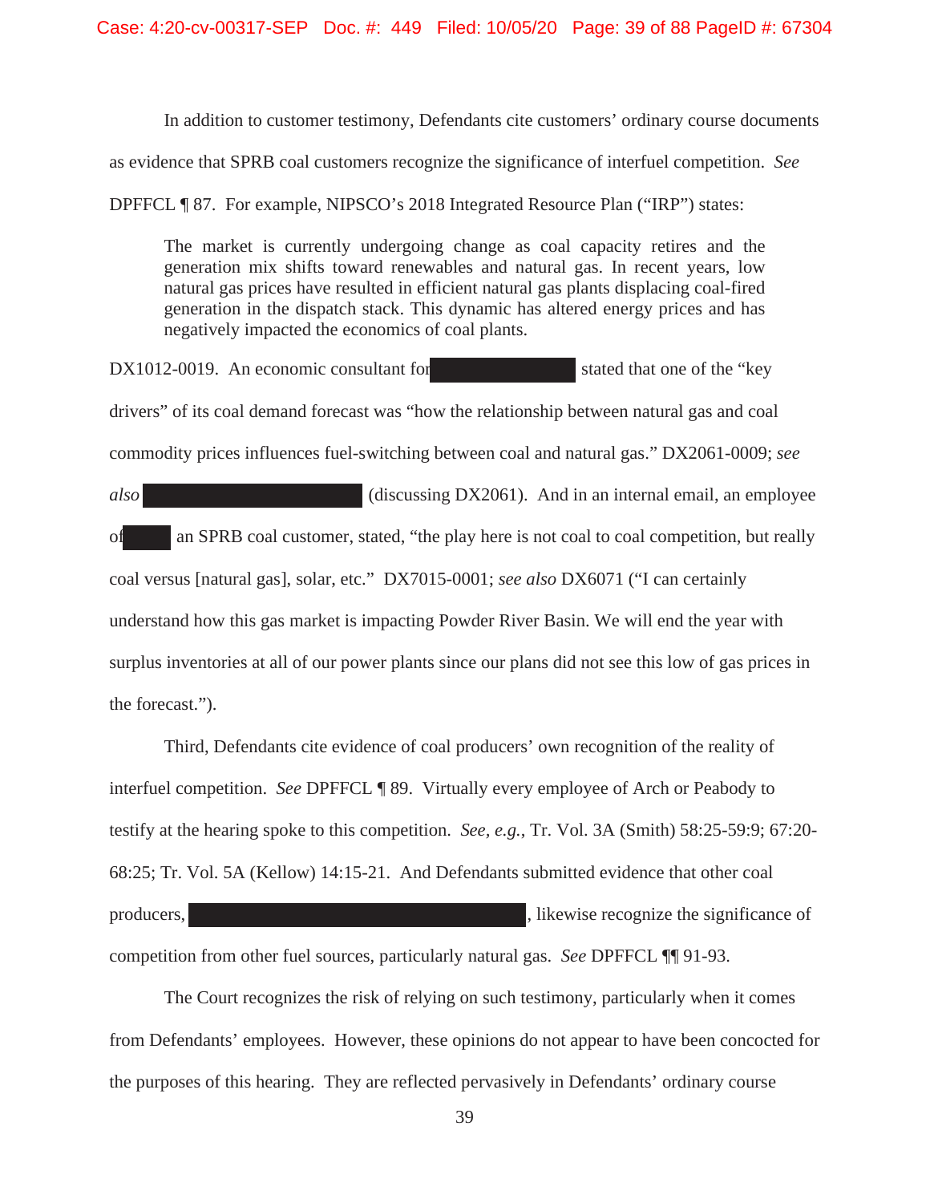In addition to customer testimony, Defendants cite customers' ordinary course documents as evidence that SPRB coal customers recognize the significance of interfuel competition. *See* DPFFCL ¶ 87. For example, NIPSCO's 2018 Integrated Resource Plan ("IRP") states:

> The market is currently undergoing change as coal capacity retires and the generation mix shifts toward renewables and natural gas. In recent years, low natural gas prices have resulted in efficient natural gas plants displacing coal-fired generation in the dispatch stack. This dynamic has altered energy prices and has negatively impacted the economics of coal plants.

DX1012-0019. An economic consultant for [REDACTED] stated that one of the "key drivers" of its coal demand forecast was "how the relationship between natural gas and coal commodity prices influences fuel-switching between coal and natural gas." DX2061-0009; *see also* [REDACTED] (discussing DX2061). And in an internal email, an employee of [REDACTED] an SPRB coal customer, stated, "the play here is not coal to coal competition, but really coal versus [natural gas], solar, etc." DX7015-0001; *see also* DX6071 ("I can certainly understand how this gas market is impacting Powder River Basin. We will end the year with surplus inventories at all of our power plants since our plans did not see this low of gas prices in the forecast.").

Third, Defendants cite evidence of coal producers' own recognition of the reality of interfuel competition. *See* DPFFCL ¶ 89. Virtually every employee of Arch or Peabody to testify at the hearing spoke to this competition. *See, e.g.*, Tr. Vol. 3A (Smith) 58:25-59:9; 67:20-68:25; Tr. Vol. 5A (Kellow) 14:15-21. And Defendants submitted evidence that other coal producers, [REDACTED], likewise recognize the significance of competition from other fuel sources, particularly natural gas. *See* DPFFCL ¶¶ 91-93.

The Court recognizes the risk of relying on such testimony, particularly when it comes from Defendants' employees. However, these opinions do not appear to have been concocted for the purposes of this hearing. They are reflected pervasively in Defendants' ordinary course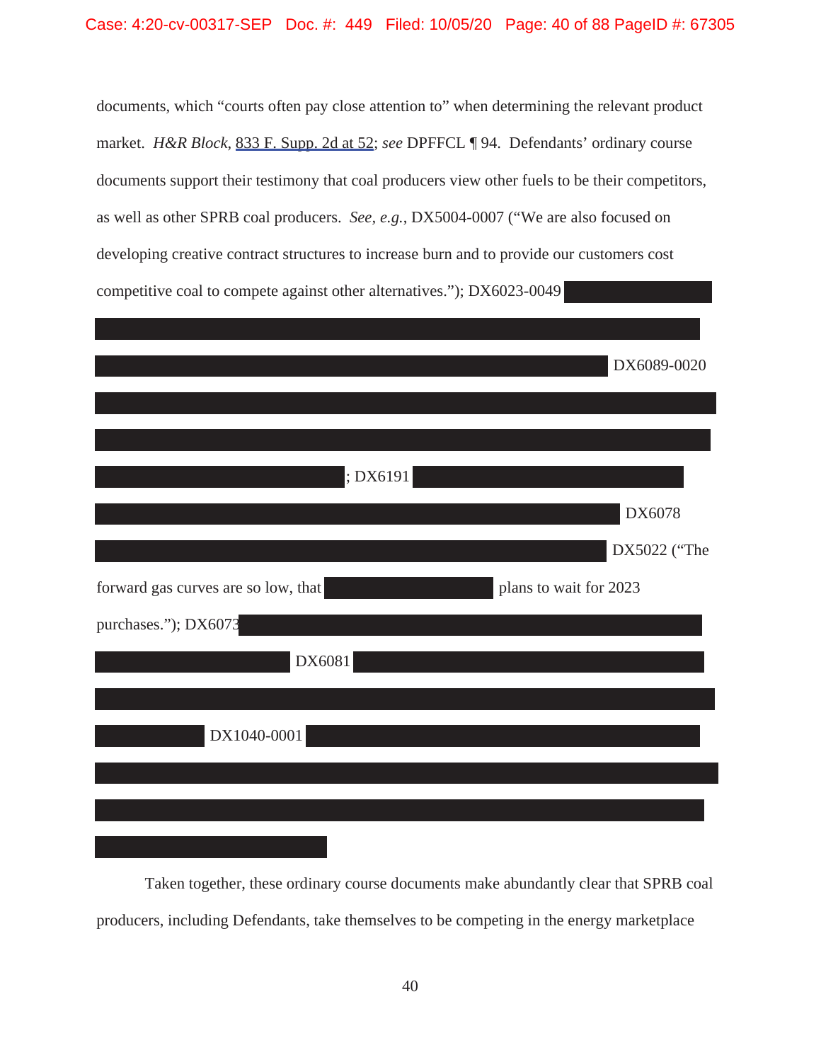documents, which "courts often pay close attention to" when determining the relevant product market. *H&R Block*, 833 F. Supp. 2d at 52; *see* DPFFCL ¶ 94. Defendants' ordinary course documents support their testimony that coal producers view other fuels to be their competitors, as well as other SPRB coal producers. *See, e.g.*, DX5004-0007 ("We are also focused on developing creative contract structures to increase burn and to provide our customers cost competitive coal to compete against other alternatives."); DX6023-0049 [REDACTED] DX6089-0020 [REDACTED]; DX6191 [REDACTED] DX6078 [REDACTED] DX5022 ("The forward gas curves are so low, that [REDACTED] plans to wait for 2023 purchases."); DX6073 [REDACTED] DX6081 [REDACTED] DX1040-0001 [REDACTED]

Taken together, these ordinary course documents make abundantly clear that SPRB coal producers, including Defendants, take themselves to be competing in the energy marketplace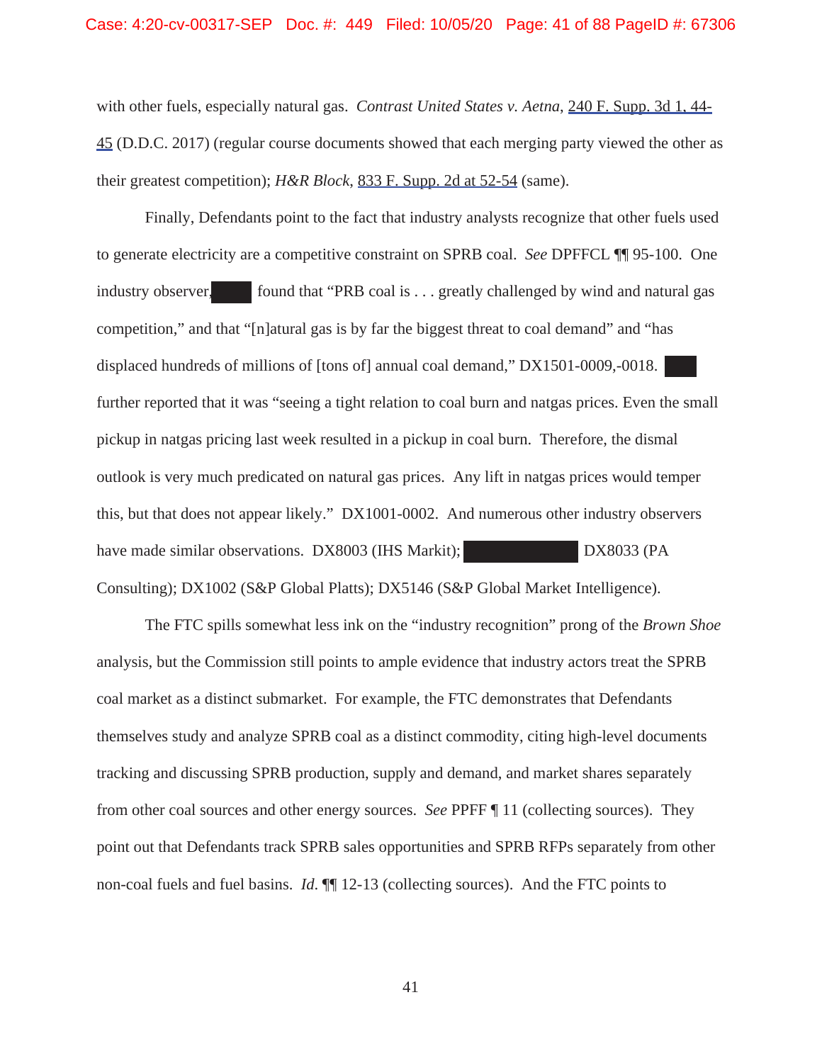with other fuels, especially natural gas. *Contrast United States v. Aetna*, 240 F. Supp. 3d 1, 44-45 (D.D.C. 2017) (regular course documents showed that each merging party viewed the other as their greatest competition); *H&R Block*, 833 F. Supp. 2d at 52-54 (same).

Finally, Defendants point to the fact that industry analysts recognize that other fuels used to generate electricity are a competitive constraint on SPRB coal. *See* DPFFCL ¶¶ 95-100. One industry observer, ████ found that "PRB coal is . . . greatly challenged by wind and natural gas competition," and that "[n]atural gas is by far the biggest threat to coal demand" and "has displaced hundreds of millions of [tons of] annual coal demand," DX1501-0009,-0018. ███ further reported that it was "seeing a tight relation to coal burn and natgas prices. Even the small pickup in natgas pricing last week resulted in a pickup in coal burn. Therefore, the dismal outlook is very much predicated on natural gas prices. Any lift in natgas prices would temper this, but that does not appear likely." DX1001-0002. And numerous other industry observers have made similar observations. DX8003 (IHS Markit); ██████████ DX8033 (PA Consulting); DX1002 (S&P Global Platts); DX5146 (S&P Global Market Intelligence).

The FTC spills somewhat less ink on the "industry recognition" prong of the *Brown Shoe* analysis, but the Commission still points to ample evidence that industry actors treat the SPRB coal market as a distinct submarket. For example, the FTC demonstrates that Defendants themselves study and analyze SPRB coal as a distinct commodity, citing high-level documents tracking and discussing SPRB production, supply and demand, and market shares separately from other coal sources and other energy sources. *See* PPFF ¶ 11 (collecting sources). They point out that Defendants track SPRB sales opportunities and SPRB RFPs separately from other non-coal fuels and fuel basins. *Id.* ¶¶ 12-13 (collecting sources). And the FTC points to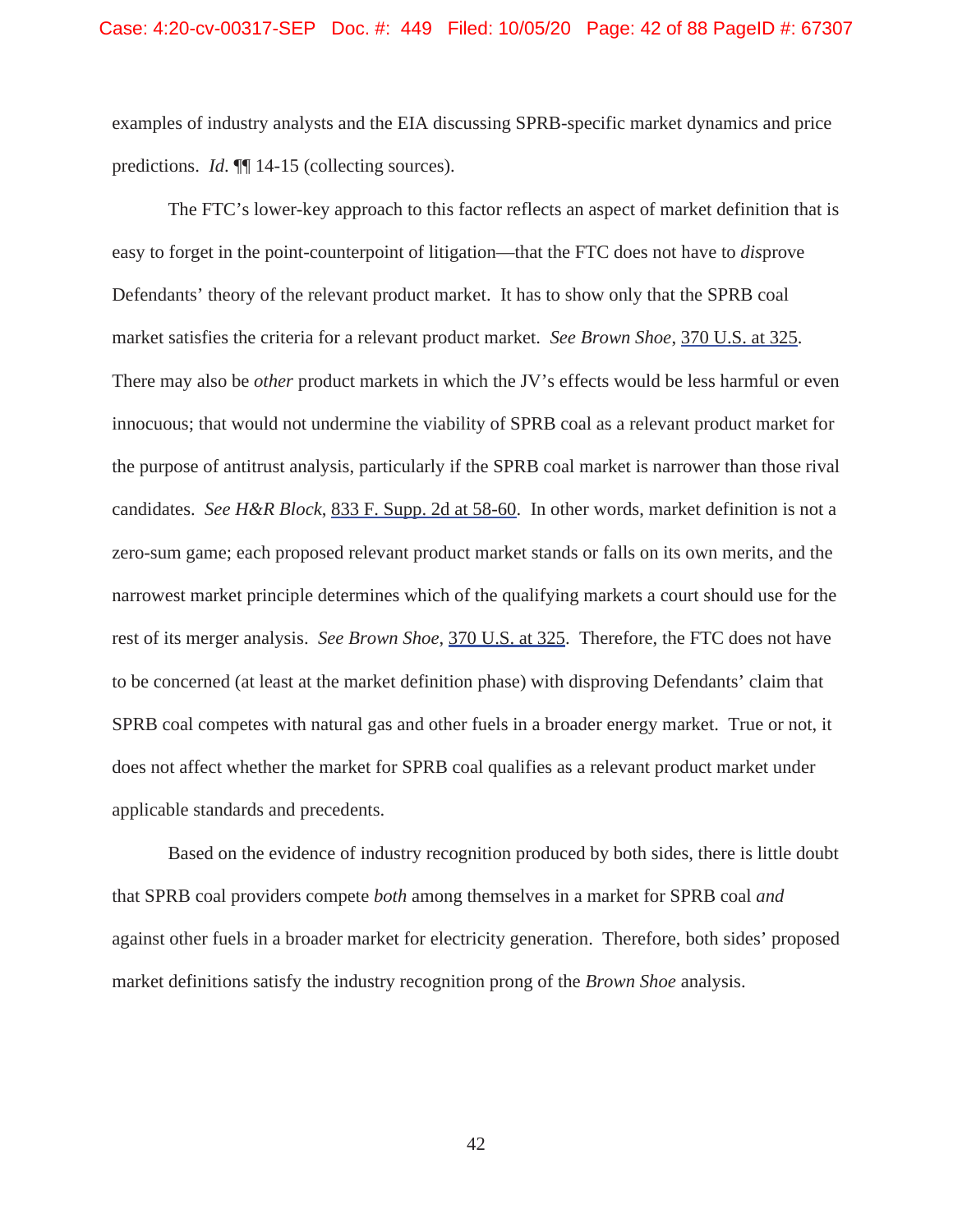examples of industry analysts and the EIA discussing SPRB-specific market dynamics and price predictions. *Id*. ¶¶ 14-15 (collecting sources).

The FTC's lower-key approach to this factor reflects an aspect of market definition that is easy to forget in the point-counterpoint of litigation—that the FTC does not have to *dis*prove Defendants' theory of the relevant product market. It has to show only that the SPRB coal market satisfies the criteria for a relevant product market. *See Brown Shoe*, 370 U.S. at 325. There may also be *other* product markets in which the JV's effects would be less harmful or even innocuous; that would not undermine the viability of SPRB coal as a relevant product market for the purpose of antitrust analysis, particularly if the SPRB coal market is narrower than those rival candidates. *See H&R Block*, 833 F. Supp. 2d at 58-60. In other words, market definition is not a zero-sum game; each proposed relevant product market stands or falls on its own merits, and the narrowest market principle determines which of the qualifying markets a court should use for the rest of its merger analysis. *See Brown Shoe*, 370 U.S. at 325. Therefore, the FTC does not have to be concerned (at least at the market definition phase) with disproving Defendants' claim that SPRB coal competes with natural gas and other fuels in a broader energy market. True or not, it does not affect whether the market for SPRB coal qualifies as a relevant product market under applicable standards and precedents.

Based on the evidence of industry recognition produced by both sides, there is little doubt that SPRB coal providers compete *both* among themselves in a market for SPRB coal *and* against other fuels in a broader market for electricity generation. Therefore, both sides' proposed market definitions satisfy the industry recognition prong of the *Brown Shoe* analysis.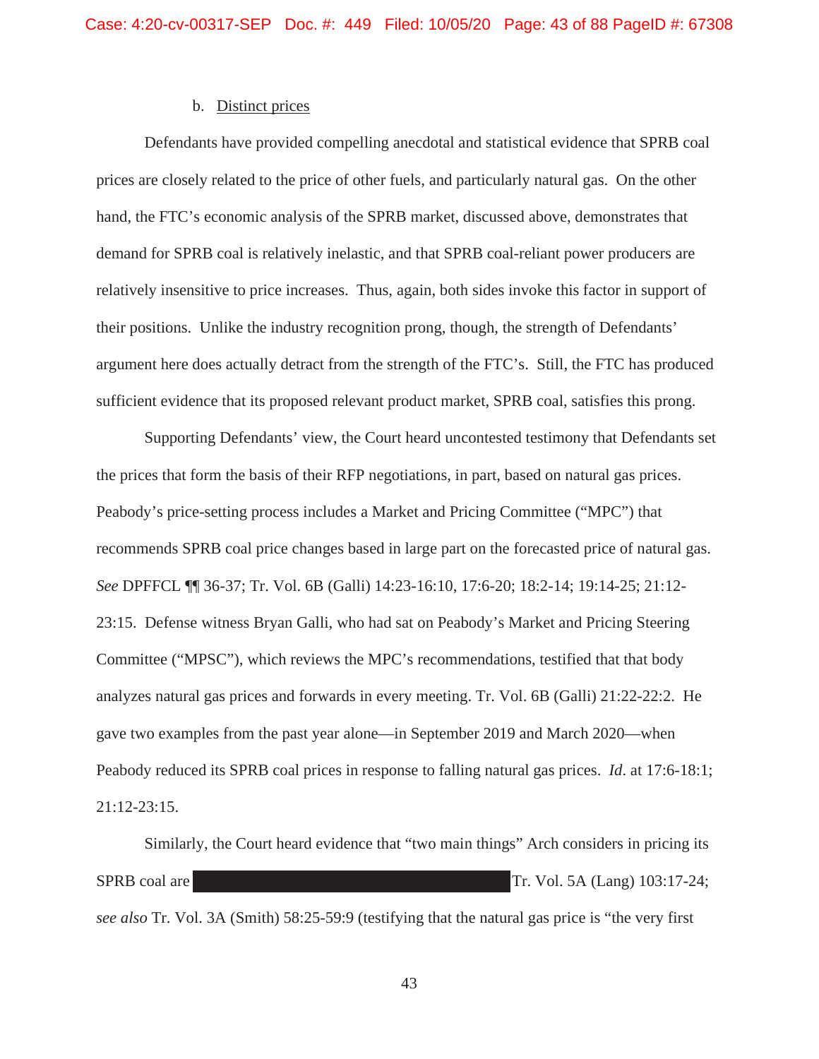b. Distinct prices

Defendants have provided compelling anecdotal and statistical evidence that SPRB coal prices are closely related to the price of other fuels, and particularly natural gas. On the other hand, the FTC's economic analysis of the SPRB market, discussed above, demonstrates that demand for SPRB coal is relatively inelastic, and that SPRB coal-reliant power producers are relatively insensitive to price increases. Thus, again, both sides invoke this factor in support of their positions. Unlike the industry recognition prong, though, the strength of Defendants' argument here does actually detract from the strength of the FTC's. Still, the FTC has produced sufficient evidence that its proposed relevant product market, SPRB coal, satisfies this prong.

Supporting Defendants' view, the Court heard uncontested testimony that Defendants set the prices that form the basis of their RFP negotiations, in part, based on natural gas prices. Peabody's price-setting process includes a Market and Pricing Committee ("MPC") that recommends SPRB coal price changes based in large part on the forecasted price of natural gas. *See* DPFFCL ¶¶ 36-37; Tr. Vol. 6B (Galli) 14:23-16:10, 17:6-20; 18:2-14; 19:14-25; 21:12-23:15. Defense witness Bryan Galli, who had sat on Peabody's Market and Pricing Steering Committee ("MPSC"), which reviews the MPC's recommendations, testified that that body analyzes natural gas prices and forwards in every meeting. Tr. Vol. 6B (Galli) 21:22-22:2. He gave two examples from the past year alone—in September 2019 and March 2020—when Peabody reduced its SPRB coal prices in response to falling natural gas prices. *Id*. at 17:6-18:1; 21:12-23:15.

Similarly, the Court heard evidence that "two main things" Arch considers in pricing its SPRB coal are [REDACTED] Tr. Vol. 5A (Lang) 103:17-24; *see also* Tr. Vol. 3A (Smith) 58:25-59:9 (testifying that the natural gas price is "the very first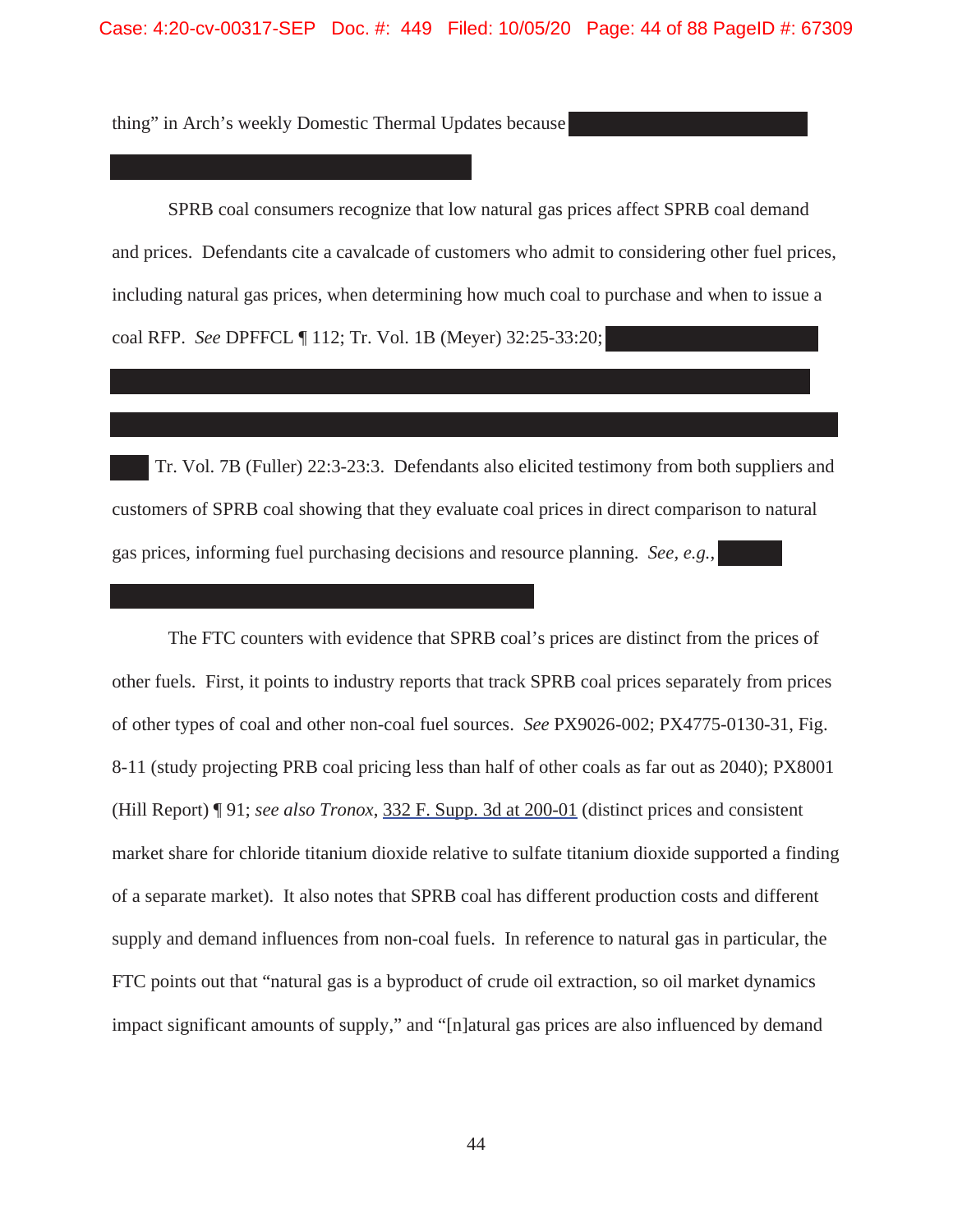thing" in Arch's weekly Domestic Thermal Updates because

SPRB coal consumers recognize that low natural gas prices affect SPRB coal demand and prices. Defendants cite a cavalcade of customers who admit to considering other fuel prices, including natural gas prices, when determining how much coal to purchase and when to issue a coal RFP. *See* DPFFCL ¶ 112; Tr. Vol. 1B (Meyer) 32:25-33:20;

Tr. Vol. 7B (Fuller) 22:3-23:3. Defendants also elicited testimony from both suppliers and customers of SPRB coal showing that they evaluate coal prices in direct comparison to natural gas prices, informing fuel purchasing decisions and resource planning. *See, e.g.*,

The FTC counters with evidence that SPRB coal's prices are distinct from the prices of other fuels. First, it points to industry reports that track SPRB coal prices separately from prices of other types of coal and other non-coal fuel sources. *See* PX9026-002; PX4775-0130-31, Fig. 8-11 (study projecting PRB coal pricing less than half of other coals as far out as 2040); PX8001 (Hill Report) ¶ 91; *see also Tronox*, 332 F. Supp. 3d at 200-01 (distinct prices and consistent market share for chloride titanium dioxide relative to sulfate titanium dioxide supported a finding of a separate market). It also notes that SPRB coal has different production costs and different supply and demand influences from non-coal fuels. In reference to natural gas in particular, the FTC points out that "natural gas is a byproduct of crude oil extraction, so oil market dynamics impact significant amounts of supply," and "[n]atural gas prices are also influenced by demand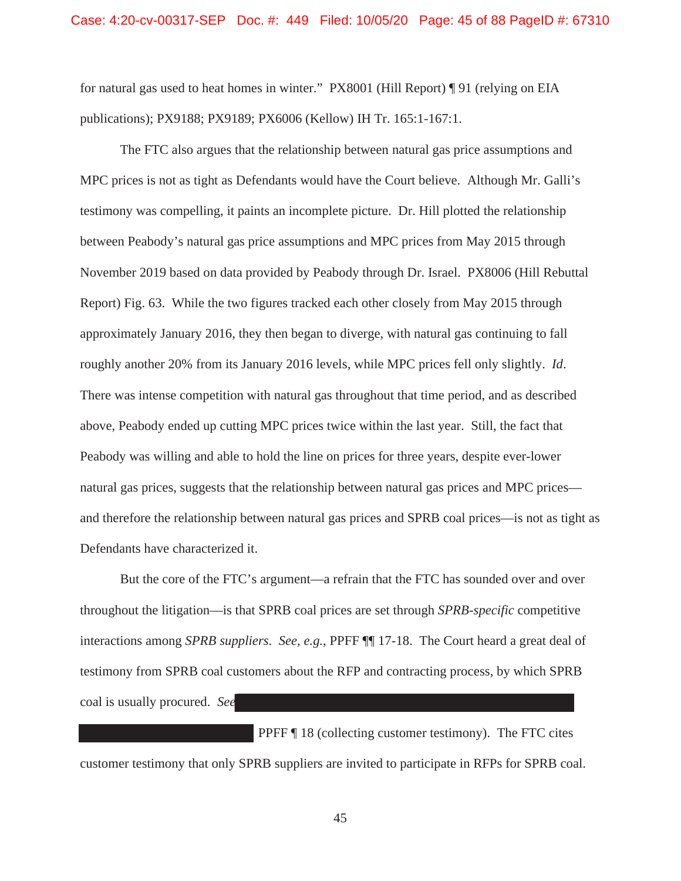for natural gas used to heat homes in winter." PX8001 (Hill Report) ¶ 91 (relying on EIA publications); PX9188; PX9189; PX6006 (Kellow) IH Tr. 165:1-167:1.

The FTC also argues that the relationship between natural gas price assumptions and MPC prices is not as tight as Defendants would have the Court believe. Although Mr. Galli's testimony was compelling, it paints an incomplete picture. Dr. Hill plotted the relationship between Peabody's natural gas price assumptions and MPC prices from May 2015 through November 2019 based on data provided by Peabody through Dr. Israel. PX8006 (Hill Rebuttal Report) Fig. 63. While the two figures tracked each other closely from May 2015 through approximately January 2016, they then began to diverge, with natural gas continuing to fall roughly another 20% from its January 2016 levels, while MPC prices fell only slightly. *Id*. There was intense competition with natural gas throughout that time period, and as described above, Peabody ended up cutting MPC prices twice within the last year. Still, the fact that Peabody was willing and able to hold the line on prices for three years, despite ever-lower natural gas prices, suggests that the relationship between natural gas prices and MPC prices—and therefore the relationship between natural gas prices and SPRB coal prices—is not as tight as Defendants have characterized it.

But the core of the FTC's argument—a refrain that the FTC has sounded over and over throughout the litigation—is that SPRB coal prices are set through *SPRB-specific* competitive interactions among *SPRB suppliers*. *See, e.g.*, PPFF ¶¶ 17-18. The Court heard a great deal of testimony from SPRB coal customers about the RFP and contracting process, by which SPRB coal is usually procured. *See* [REDACTED] PPFF ¶ 18 (collecting customer testimony). The FTC cites customer testimony that only SPRB suppliers are invited to participate in RFPs for SPRB coal.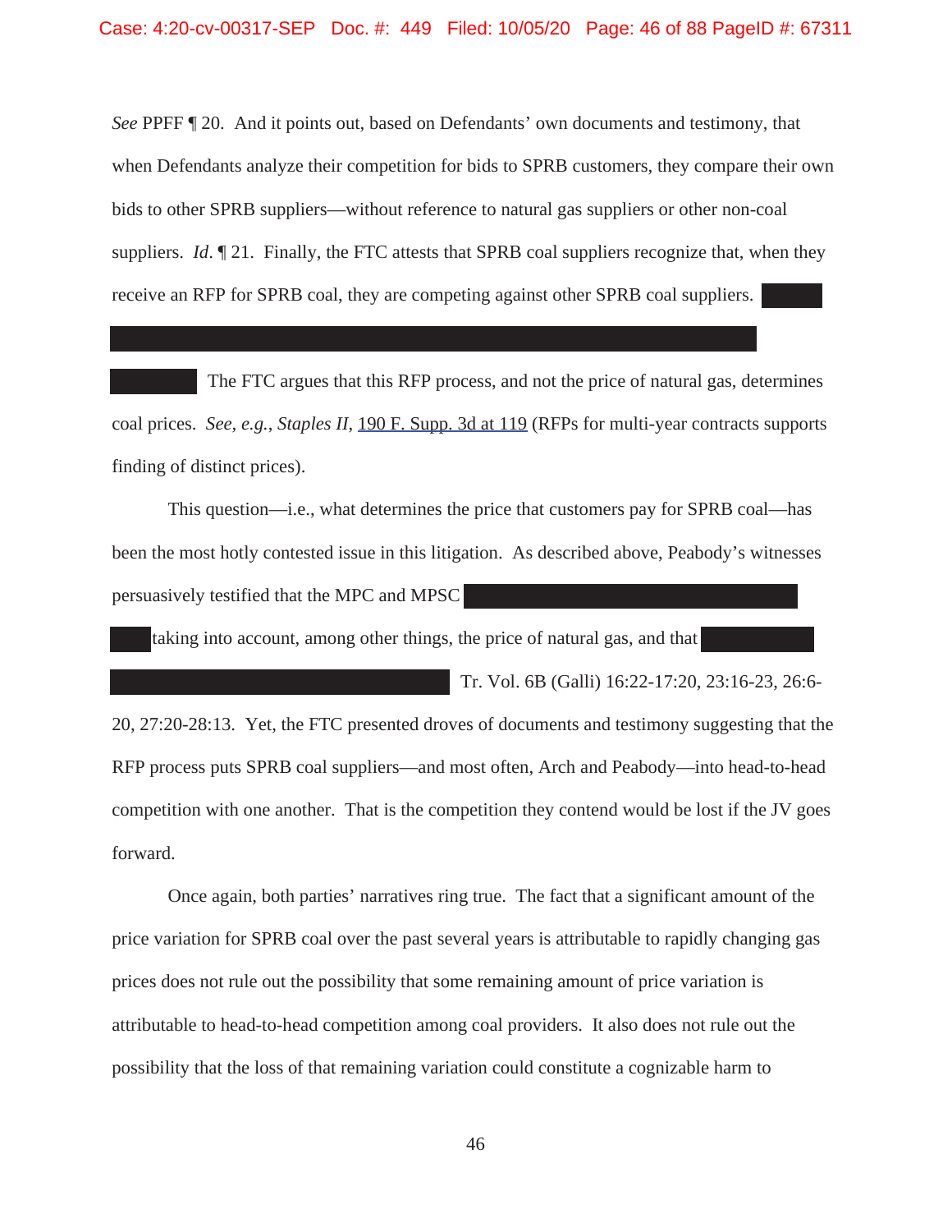*See* PPFF ¶ 20. And it points out, based on Defendants' own documents and testimony, that when Defendants analyze their competition for bids to SPRB customers, they compare their own bids to other SPRB suppliers—without reference to natural gas suppliers or other non-coal suppliers. *Id*. ¶ 21. Finally, the FTC attests that SPRB coal suppliers recognize that, when they receive an RFP for SPRB coal, they are competing against other SPRB coal suppliers. [REDACTED] The FTC argues that this RFP process, and not the price of natural gas, determines coal prices. *See, e.g.*, *Staples II*, 190 F. Supp. 3d at 119 (RFPs for multi-year contracts supports finding of distinct prices).

This question—i.e., what determines the price that customers pay for SPRB coal—has been the most hotly contested issue in this litigation. As described above, Peabody's witnesses persuasively testified that the MPC and MPSC [REDACTED] taking into account, among other things, the price of natural gas, and that [REDACTED] Tr. Vol. 6B (Galli) 16:22-17:20, 23:16-23, 26:6-20, 27:20-28:13. Yet, the FTC presented droves of documents and testimony suggesting that the RFP process puts SPRB coal suppliers—and most often, Arch and Peabody—into head-to-head competition with one another. That is the competition they contend would be lost if the JV goes forward.

Once again, both parties' narratives ring true. The fact that a significant amount of the price variation for SPRB coal over the past several years is attributable to rapidly changing gas prices does not rule out the possibility that some remaining amount of price variation is attributable to head-to-head competition among coal providers. It also does not rule out the possibility that the loss of that remaining variation could constitute a cognizable harm to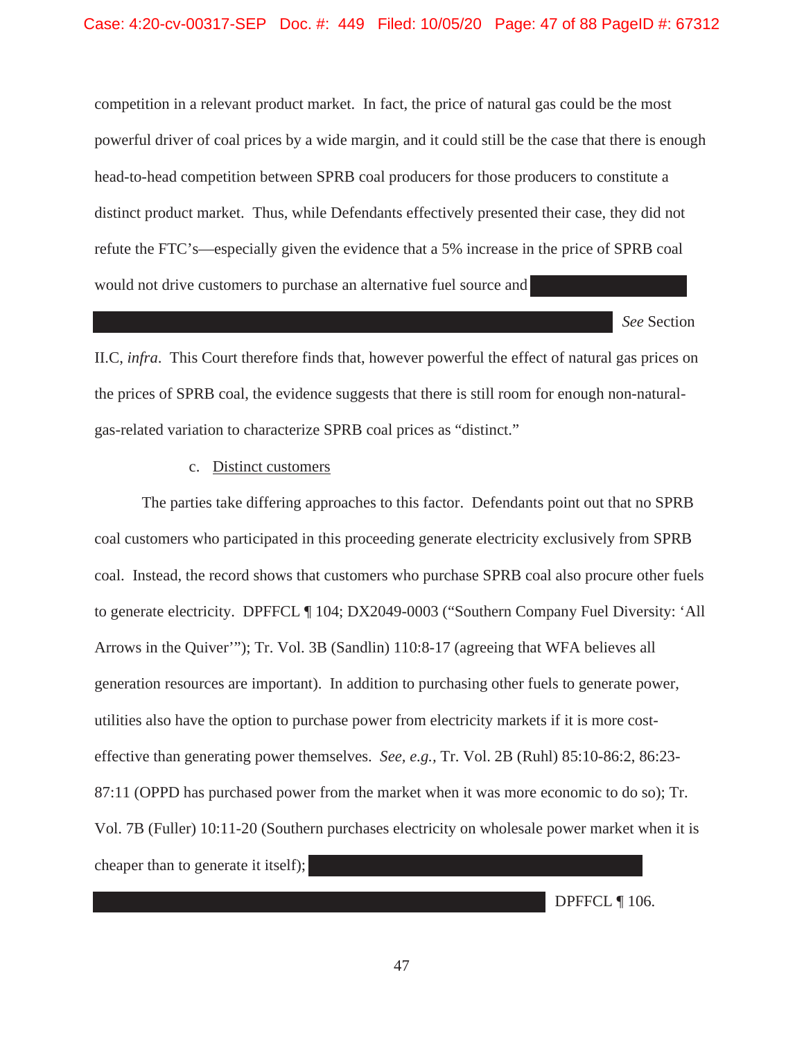competition in a relevant product market. In fact, the price of natural gas could be the most powerful driver of coal prices by a wide margin, and it could still be the case that there is enough head-to-head competition between SPRB coal producers for those producers to constitute a distinct product market. Thus, while Defendants effectively presented their case, they did not refute the FTC's—especially given the evidence that a 5% increase in the price of SPRB coal would not drive customers to purchase an alternative fuel source and [REDACTED] *See* Section II.C, *infra*. This Court therefore finds that, however powerful the effect of natural gas prices on the prices of SPRB coal, the evidence suggests that there is still room for enough non-natural-gas-related variation to characterize SPRB coal prices as "distinct."

c. Distinct customers

The parties take differing approaches to this factor. Defendants point out that no SPRB coal customers who participated in this proceeding generate electricity exclusively from SPRB coal. Instead, the record shows that customers who purchase SPRB coal also procure other fuels to generate electricity. DPFFCL ¶ 104; DX2049-0003 ("Southern Company Fuel Diversity: 'All Arrows in the Quiver'"); Tr. Vol. 3B (Sandlin) 110:8-17 (agreeing that WFA believes all generation resources are important). In addition to purchasing other fuels to generate power, utilities also have the option to purchase power from electricity markets if it is more cost-effective than generating power themselves. *See, e.g.,* Tr. Vol. 2B (Ruhl) 85:10-86:2, 86:23-87:11 (OPPD has purchased power from the market when it was more economic to do so); Tr. Vol. 7B (Fuller) 10:11-20 (Southern purchases electricity on wholesale power market when it is cheaper than to generate it itself); [REDACTED] DPFFCL ¶ 106.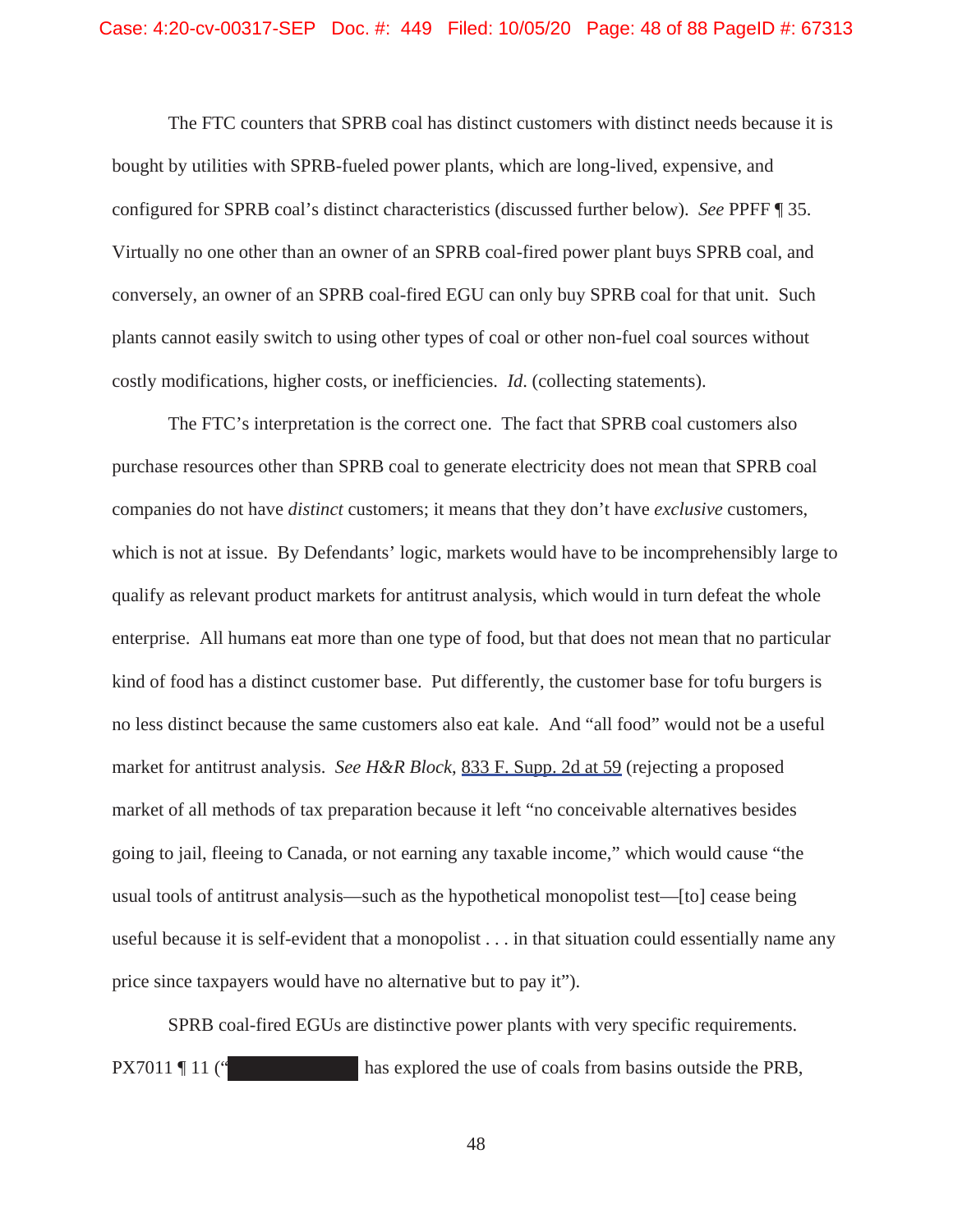The FTC counters that SPRB coal has distinct customers with distinct needs because it is bought by utilities with SPRB-fueled power plants, which are long-lived, expensive, and configured for SPRB coal's distinct characteristics (discussed further below). *See* PPFF ¶ 35. Virtually no one other than an owner of an SPRB coal-fired power plant buys SPRB coal, and conversely, an owner of an SPRB coal-fired EGU can only buy SPRB coal for that unit. Such plants cannot easily switch to using other types of coal or other non-fuel coal sources without costly modifications, higher costs, or inefficiencies. *Id.* (collecting statements).

The FTC's interpretation is the correct one. The fact that SPRB coal customers also purchase resources other than SPRB coal to generate electricity does not mean that SPRB coal companies do not have *distinct* customers; it means that they don't have *exclusive* customers, which is not at issue. By Defendants' logic, markets would have to be incomprehensibly large to qualify as relevant product markets for antitrust analysis, which would in turn defeat the whole enterprise. All humans eat more than one type of food, but that does not mean that no particular kind of food has a distinct customer base. Put differently, the customer base for tofu burgers is no less distinct because the same customers also eat kale. And "all food" would not be a useful market for antitrust analysis. *See H&R Block*, 833 F. Supp. 2d at 59 (rejecting a proposed market of all methods of tax preparation because it left "no conceivable alternatives besides going to jail, fleeing to Canada, or not earning any taxable income," which would cause "the usual tools of antitrust analysis—such as the hypothetical monopolist test—[to] cease being useful because it is self-evident that a monopolist . . . in that situation could essentially name any price since taxpayers would have no alternative but to pay it").

SPRB coal-fired EGUs are distinctive power plants with very specific requirements. PX7011 ¶ 11 ("[REDACTED] has explored the use of coals from basins outside the PRB,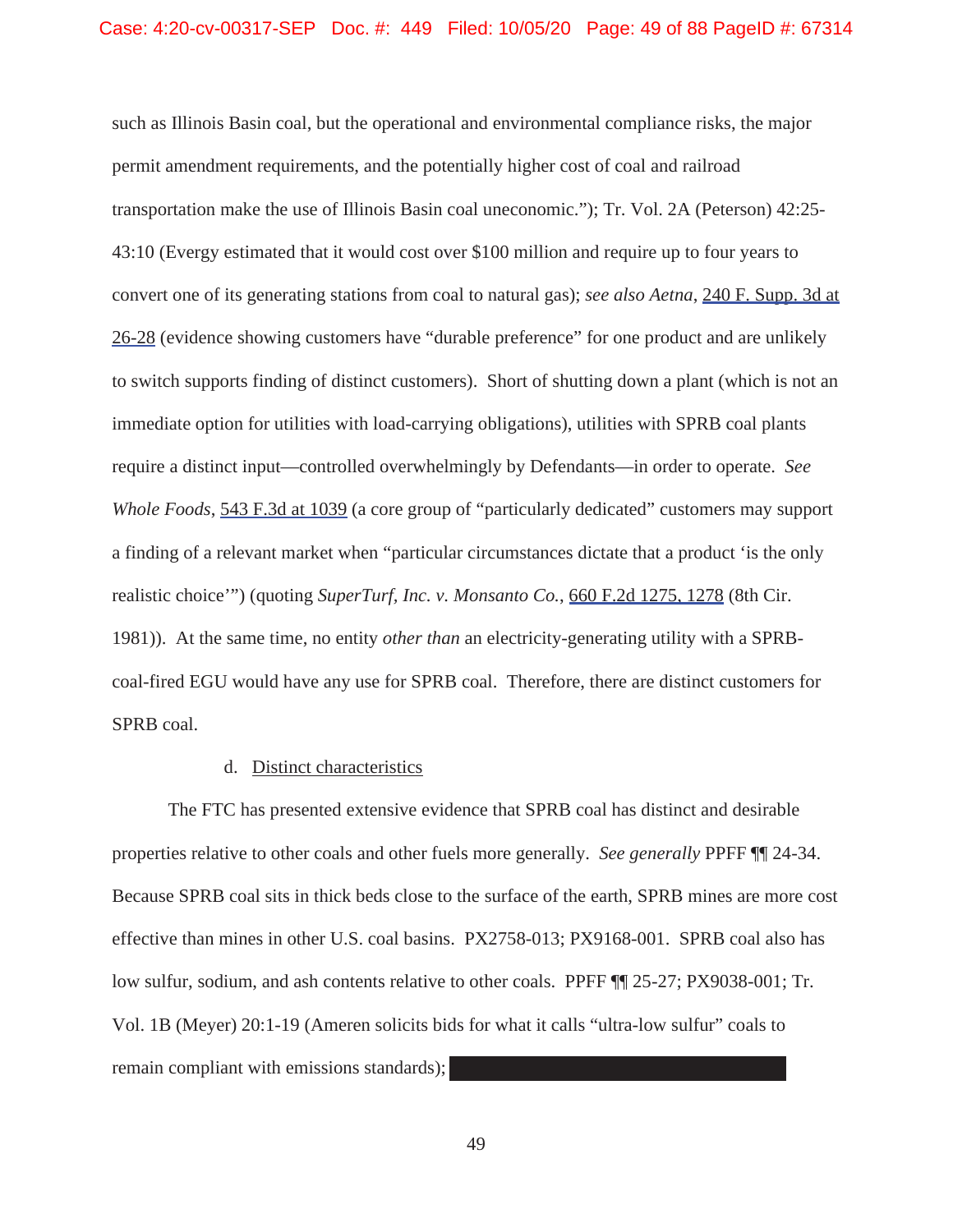such as Illinois Basin coal, but the operational and environmental compliance risks, the major permit amendment requirements, and the potentially higher cost of coal and railroad transportation make the use of Illinois Basin coal uneconomic."); Tr. Vol. 2A (Peterson) 42:25-43:10 (Evergy estimated that it would cost over $100 million and require up to four years to convert one of its generating stations from coal to natural gas); *see also Aetna*, 240 F. Supp. 3d at 26-28 (evidence showing customers have "durable preference" for one product and are unlikely to switch supports finding of distinct customers). Short of shutting down a plant (which is not an immediate option for utilities with load-carrying obligations), utilities with SPRB coal plants require a distinct input—controlled overwhelmingly by Defendants—in order to operate. *See Whole Foods*, 543 F.3d at 1039 (a core group of "particularly dedicated" customers may support a finding of a relevant market when "particular circumstances dictate that a product 'is the only realistic choice'") (quoting *SuperTurf, Inc. v. Monsanto Co.*, 660 F.2d 1275, 1278 (8th Cir. 1981)). At the same time, no entity *other than* an electricity-generating utility with a SPRB-coal-fired EGU would have any use for SPRB coal. Therefore, there are distinct customers for SPRB coal.

d. Distinct characteristics

The FTC has presented extensive evidence that SPRB coal has distinct and desirable properties relative to other coals and other fuels more generally. *See generally* PPFF ¶¶ 24-34. Because SPRB coal sits in thick beds close to the surface of the earth, SPRB mines are more cost effective than mines in other U.S. coal basins. PX2758-013; PX9168-001. SPRB coal also has low sulfur, sodium, and ash contents relative to other coals. PPFF ¶¶ 25-27; PX9038-001; Tr. Vol. 1B (Meyer) 20:1-19 (Ameren solicits bids for what it calls "ultra-low sulfur" coals to remain compliant with emissions standards); [REDACTED]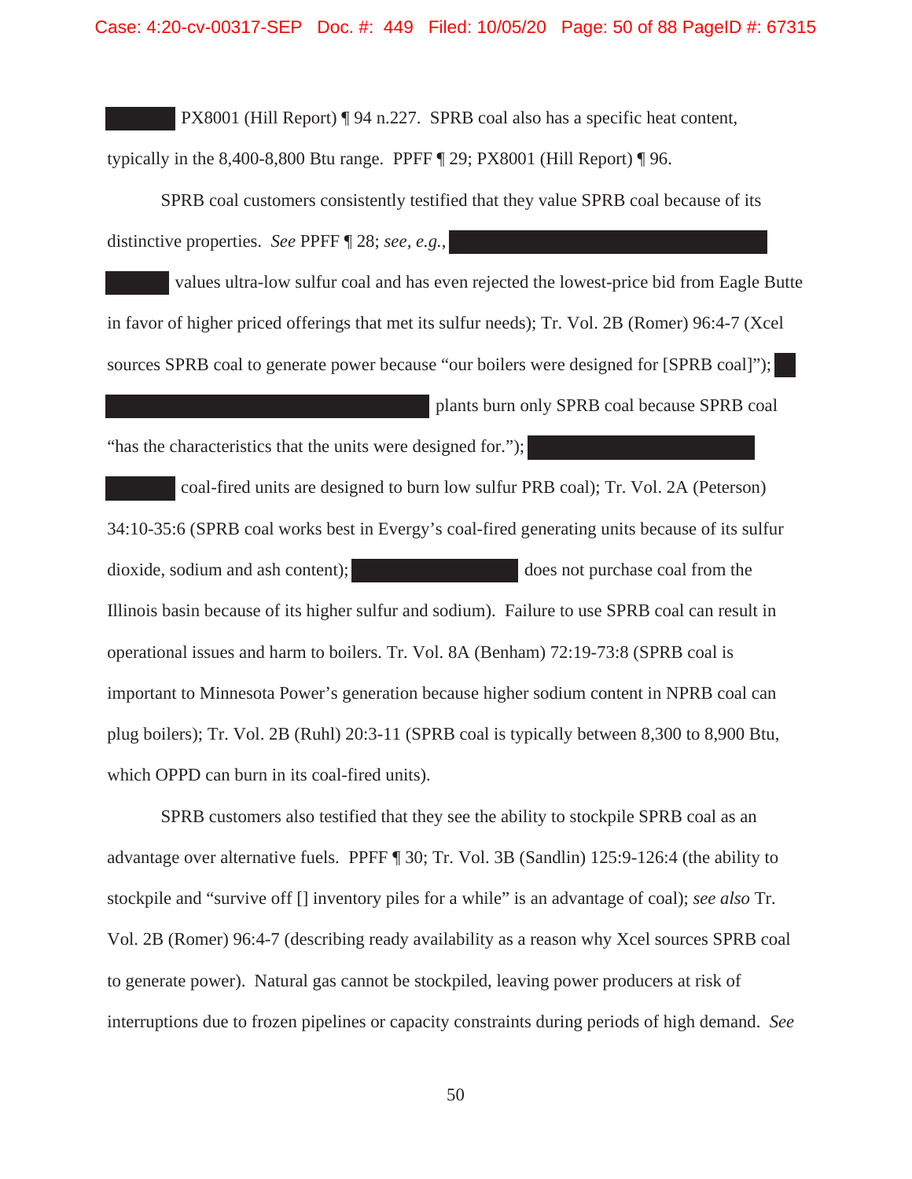PX8001 (Hill Report) ¶ 94 n.227. SPRB coal also has a specific heat content, typically in the 8,400-8,800 Btu range. PPFF ¶ 29; PX8001 (Hill Report) ¶ 96.

SPRB coal customers consistently testified that they value SPRB coal because of its distinctive properties. *See* PPFF ¶ 28; *see, e.g.*, values ultra-low sulfur coal and has even rejected the lowest-price bid from Eagle Butte in favor of higher priced offerings that met its sulfur needs); Tr. Vol. 2B (Romer) 96:4-7 (Xcel sources SPRB coal to generate power because "our boilers were designed for [SPRB coal]"); plants burn only SPRB coal because SPRB coal "has the characteristics that the units were designed for."); coal-fired units are designed to burn low sulfur PRB coal); Tr. Vol. 2A (Peterson) 34:10-35:6 (SPRB coal works best in Evergy's coal-fired generating units because of its sulfur dioxide, sodium and ash content); does not purchase coal from the Illinois basin because of its higher sulfur and sodium). Failure to use SPRB coal can result in operational issues and harm to boilers. Tr. Vol. 8A (Benham) 72:19-73:8 (SPRB coal is important to Minnesota Power's generation because higher sodium content in NPRB coal can plug boilers); Tr. Vol. 2B (Ruhl) 20:3-11 (SPRB coal is typically between 8,300 to 8,900 Btu, which OPPD can burn in its coal-fired units).

SPRB customers also testified that they see the ability to stockpile SPRB coal as an advantage over alternative fuels. PPFF ¶ 30; Tr. Vol. 3B (Sandlin) 125:9-126:4 (the ability to stockpile and "survive off [] inventory piles for a while" is an advantage of coal); *see also* Tr. Vol. 2B (Romer) 96:4-7 (describing ready availability as a reason why Xcel sources SPRB coal to generate power). Natural gas cannot be stockpiled, leaving power producers at risk of interruptions due to frozen pipelines or capacity constraints during periods of high demand. *See*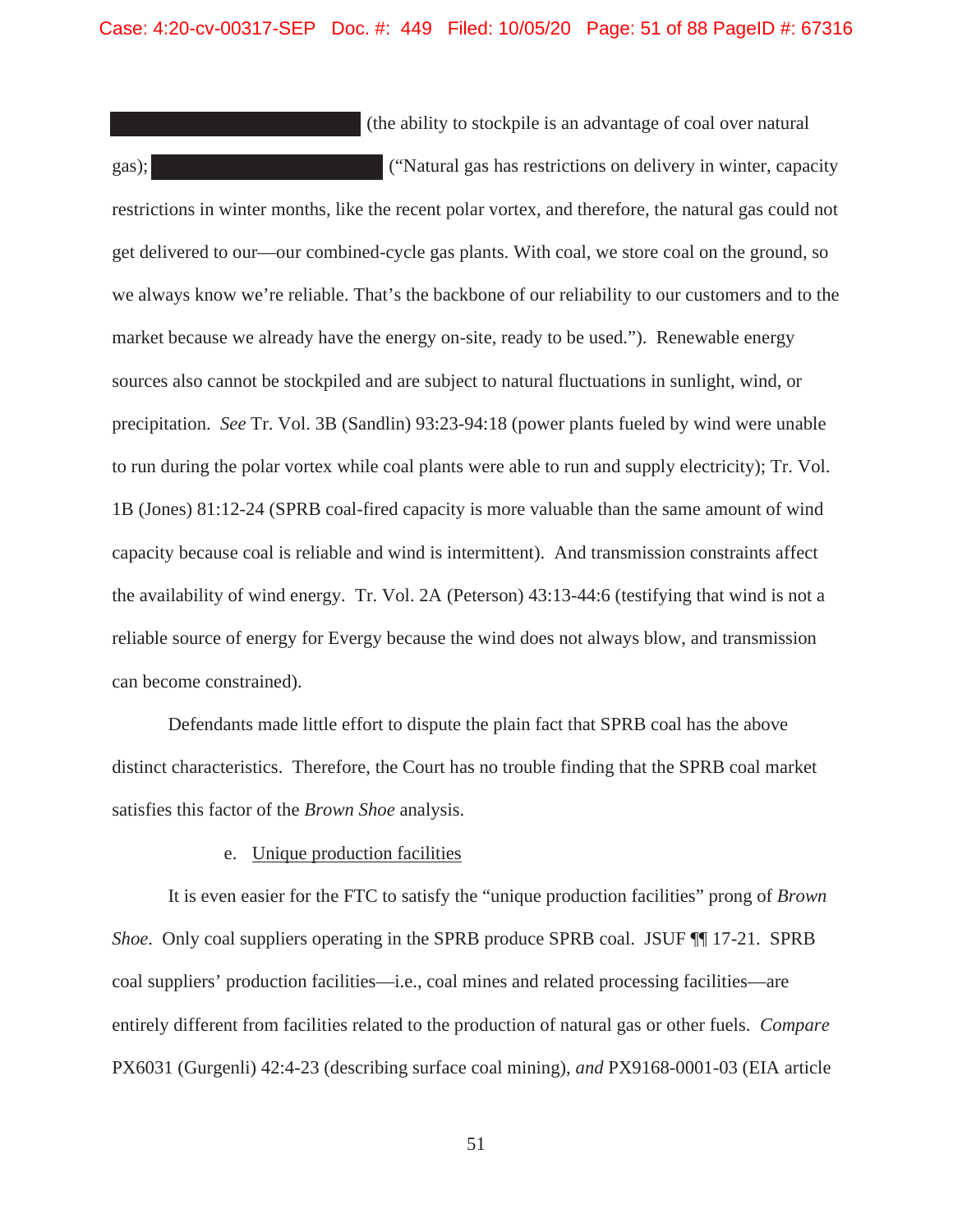[REDACTED] (the ability to stockpile is an advantage of coal over natural gas); [REDACTED] ("Natural gas has restrictions on delivery in winter, capacity restrictions in winter months, like the recent polar vortex, and therefore, the natural gas could not get delivered to our—our combined-cycle gas plants. With coal, we store coal on the ground, so we always know we're reliable. That's the backbone of our reliability to our customers and to the market because we already have the energy on-site, ready to be used."). Renewable energy sources also cannot be stockpiled and are subject to natural fluctuations in sunlight, wind, or precipitation. *See* Tr. Vol. 3B (Sandlin) 93:23-94:18 (power plants fueled by wind were unable to run during the polar vortex while coal plants were able to run and supply electricity); Tr. Vol. 1B (Jones) 81:12-24 (SPRB coal-fired capacity is more valuable than the same amount of wind capacity because coal is reliable and wind is intermittent). And transmission constraints affect the availability of wind energy. Tr. Vol. 2A (Peterson) 43:13-44:6 (testifying that wind is not a reliable source of energy for Evergy because the wind does not always blow, and transmission can become constrained).

Defendants made little effort to dispute the plain fact that SPRB coal has the above distinct characteristics. Therefore, the Court has no trouble finding that the SPRB coal market satisfies this factor of the *Brown Shoe* analysis.

e. Unique production facilities

It is even easier for the FTC to satisfy the "unique production facilities" prong of *Brown Shoe*. Only coal suppliers operating in the SPRB produce SPRB coal. JSUF ¶¶ 17-21. SPRB coal suppliers' production facilities—i.e., coal mines and related processing facilities—are entirely different from facilities related to the production of natural gas or other fuels. *Compare* PX6031 (Gurgenli) 42:4-23 (describing surface coal mining), *and* PX9168-0001-03 (EIA article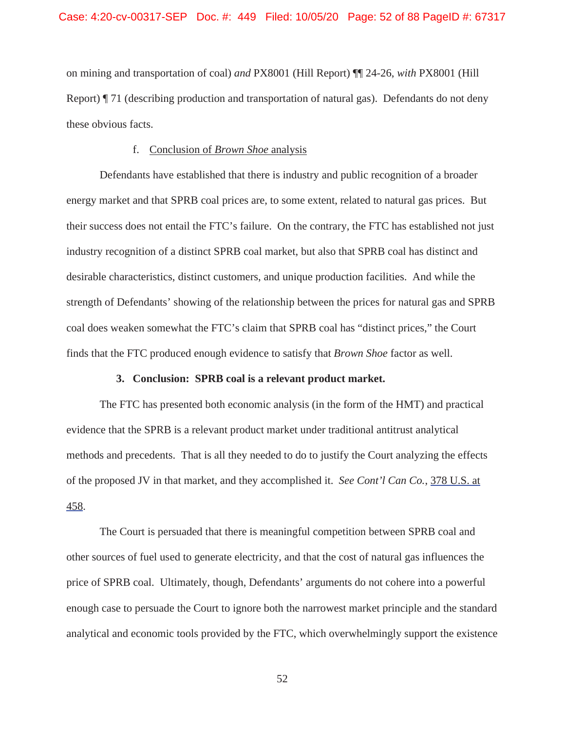on mining and transportation of coal) *and* PX8001 (Hill Report) ¶¶ 24-26, *with* PX8001 (Hill Report) ¶ 71 (describing production and transportation of natural gas). Defendants do not deny these obvious facts.

f. Conclusion of *Brown Shoe* analysis

Defendants have established that there is industry and public recognition of a broader energy market and that SPRB coal prices are, to some extent, related to natural gas prices. But their success does not entail the FTC's failure. On the contrary, the FTC has established not just industry recognition of a distinct SPRB coal market, but also that SPRB coal has distinct and desirable characteristics, distinct customers, and unique production facilities. And while the strength of Defendants' showing of the relationship between the prices for natural gas and SPRB coal does weaken somewhat the FTC's claim that SPRB coal has "distinct prices," the Court finds that the FTC produced enough evidence to satisfy that *Brown Shoe* factor as well.

**3. Conclusion: SPRB coal is a relevant product market.**

The FTC has presented both economic analysis (in the form of the HMT) and practical evidence that the SPRB is a relevant product market under traditional antitrust analytical methods and precedents. That is all they needed to do to justify the Court analyzing the effects of the proposed JV in that market, and they accomplished it. *See Cont'l Can Co.*, 378 U.S. at 458.

The Court is persuaded that there is meaningful competition between SPRB coal and other sources of fuel used to generate electricity, and that the cost of natural gas influences the price of SPRB coal. Ultimately, though, Defendants' arguments do not cohere into a powerful enough case to persuade the Court to ignore both the narrowest market principle and the standard analytical and economic tools provided by the FTC, which overwhelmingly support the existence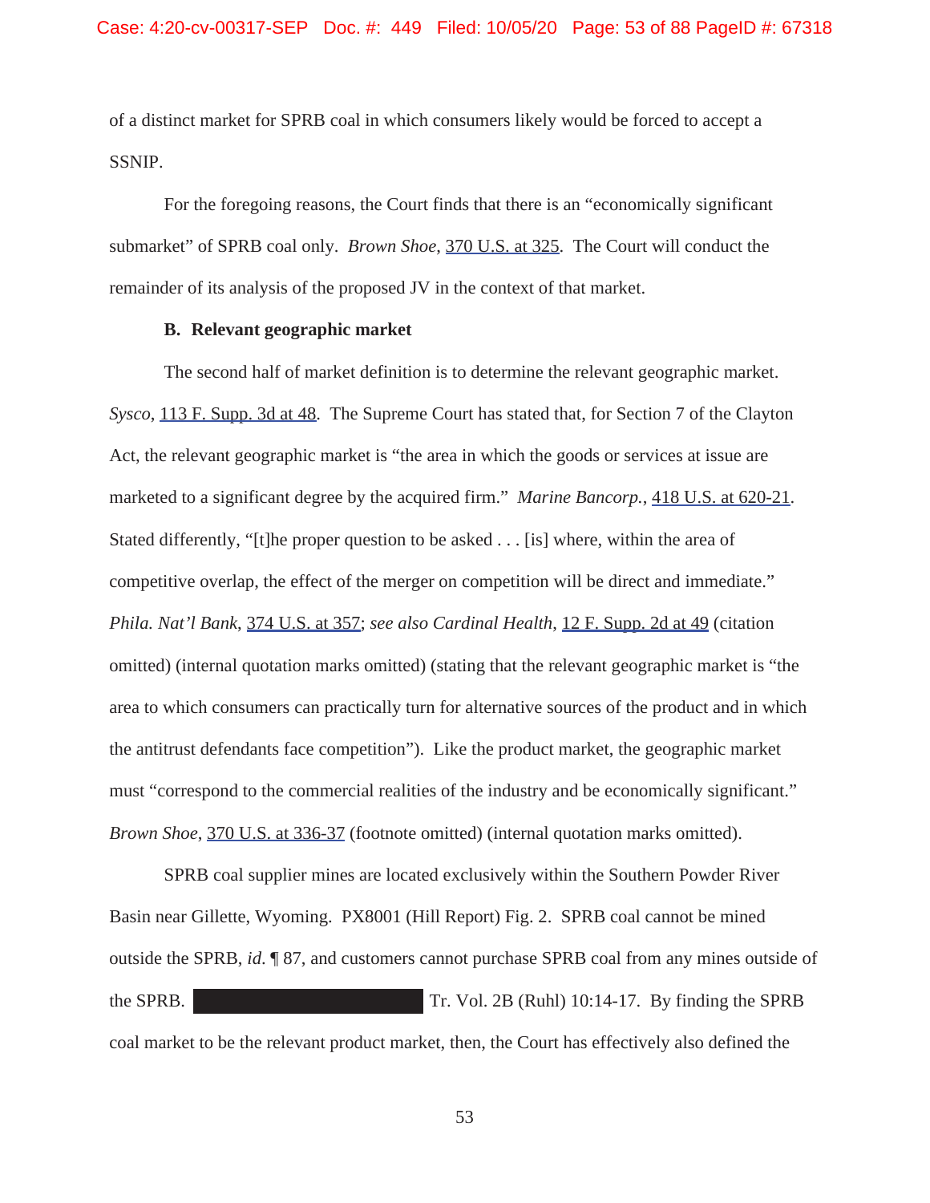of a distinct market for SPRB coal in which consumers likely would be forced to accept a SSNIP.

For the foregoing reasons, the Court finds that there is an "economically significant submarket" of SPRB coal only. *Brown Shoe*, 370 U.S. at 325. The Court will conduct the remainder of its analysis of the proposed JV in the context of that market.

**B. Relevant geographic market**

The second half of market definition is to determine the relevant geographic market. *Sysco*, 113 F. Supp. 3d at 48. The Supreme Court has stated that, for Section 7 of the Clayton Act, the relevant geographic market is "the area in which the goods or services at issue are marketed to a significant degree by the acquired firm." *Marine Bancorp.*, 418 U.S. at 620-21. Stated differently, "[t]he proper question to be asked . . . [is] where, within the area of competitive overlap, the effect of the merger on competition will be direct and immediate." *Phila. Nat'l Bank*, 374 U.S. at 357; *see also Cardinal Health*, 12 F. Supp. 2d at 49 (citation omitted) (internal quotation marks omitted) (stating that the relevant geographic market is "the area to which consumers can practically turn for alternative sources of the product and in which the antitrust defendants face competition"). Like the product market, the geographic market must "correspond to the commercial realities of the industry and be economically significant." *Brown Shoe*, 370 U.S. at 336-37 (footnote omitted) (internal quotation marks omitted).

SPRB coal supplier mines are located exclusively within the Southern Powder River Basin near Gillette, Wyoming. PX8001 (Hill Report) Fig. 2. SPRB coal cannot be mined outside the SPRB, *id.* ¶ 87, and customers cannot purchase SPRB coal from any mines outside of the SPRB. [REDACTED] Tr. Vol. 2B (Ruhl) 10:14-17. By finding the SPRB coal market to be the relevant product market, then, the Court has effectively also defined the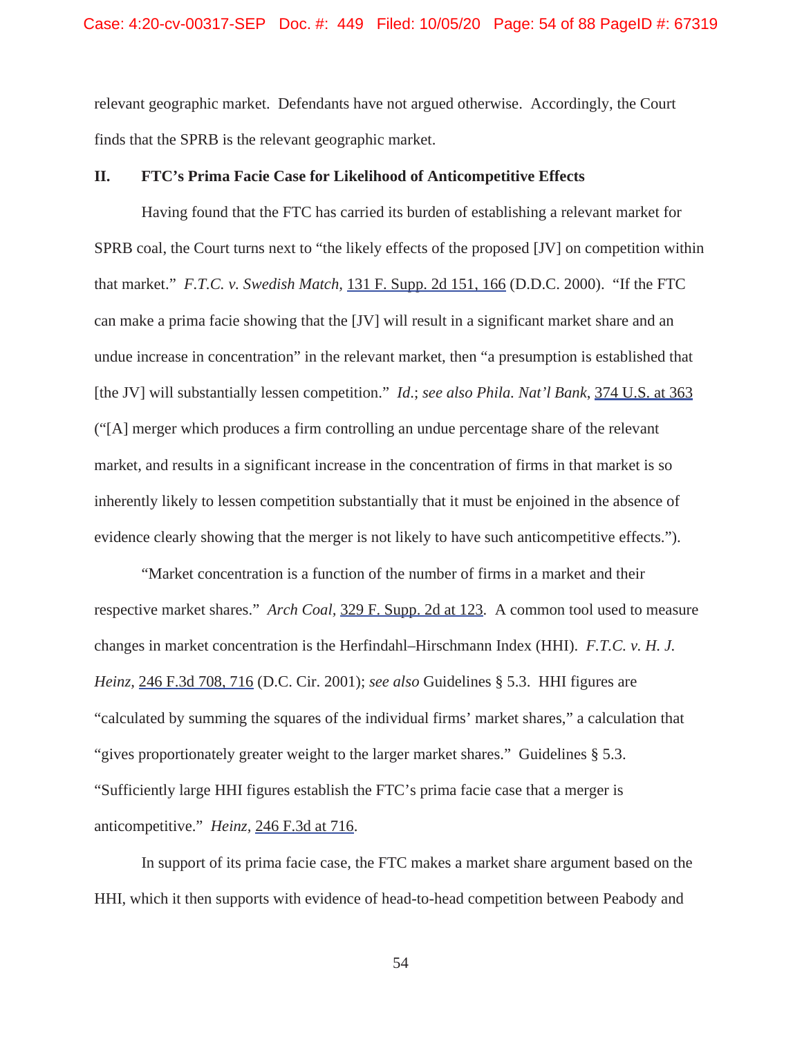relevant geographic market. Defendants have not argued otherwise. Accordingly, the Court finds that the SPRB is the relevant geographic market.

## II. FTC's Prima Facie Case for Likelihood of Anticompetitive Effects

Having found that the FTC has carried its burden of establishing a relevant market for SPRB coal, the Court turns next to "the likely effects of the proposed [JV] on competition within that market." *F.T.C. v. Swedish Match*, 131 F. Supp. 2d 151, 166 (D.D.C. 2000). "If the FTC can make a prima facie showing that the [JV] will result in a significant market share and an undue increase in concentration" in the relevant market, then "a presumption is established that [the JV] will substantially lessen competition." *Id.*; *see also Phila. Nat'l Bank*, 374 U.S. at 363 ("[A] merger which produces a firm controlling an undue percentage share of the relevant market, and results in a significant increase in the concentration of firms in that market is so inherently likely to lessen competition substantially that it must be enjoined in the absence of evidence clearly showing that the merger is not likely to have such anticompetitive effects.").

"Market concentration is a function of the number of firms in a market and their respective market shares." *Arch Coal*, 329 F. Supp. 2d at 123. A common tool used to measure changes in market concentration is the Herfindahl–Hirschmann Index (HHI). *F.T.C. v. H. J. Heinz*, 246 F.3d 708, 716 (D.C. Cir. 2001); *see also* Guidelines § 5.3. HHI figures are "calculated by summing the squares of the individual firms' market shares," a calculation that "gives proportionately greater weight to the larger market shares." Guidelines § 5.3. "Sufficiently large HHI figures establish the FTC's prima facie case that a merger is anticompetitive." *Heinz*, 246 F.3d at 716.

In support of its prima facie case, the FTC makes a market share argument based on the HHI, which it then supports with evidence of head-to-head competition between Peabody and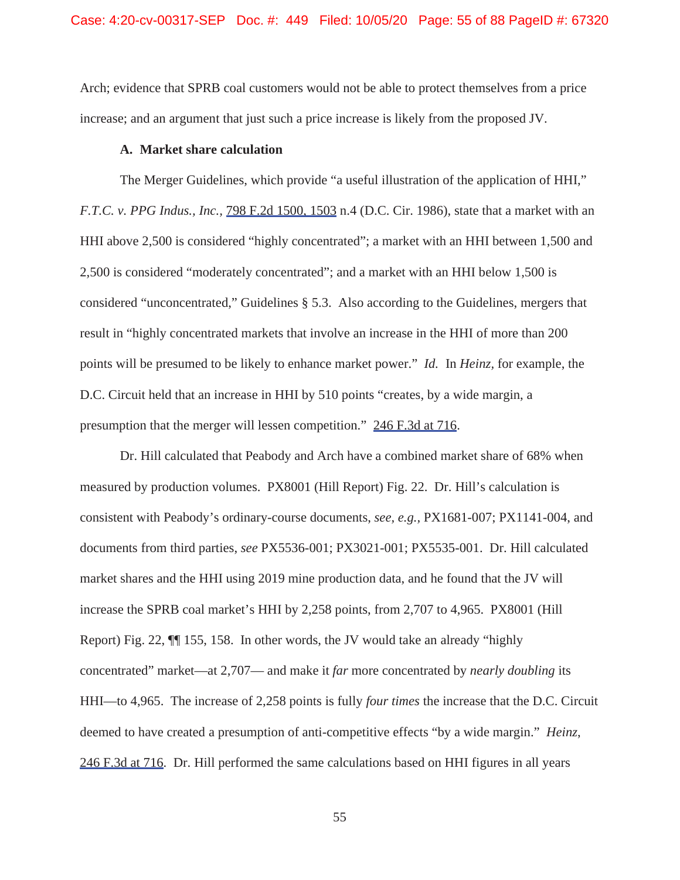Arch; evidence that SPRB coal customers would not be able to protect themselves from a price increase; and an argument that just such a price increase is likely from the proposed JV.

### A. Market share calculation

The Merger Guidelines, which provide "a useful illustration of the application of HHI," *F.T.C. v. PPG Indus., Inc.*, 798 F.2d 1500, 1503 n.4 (D.C. Cir. 1986), state that a market with an HHI above 2,500 is considered "highly concentrated"; a market with an HHI between 1,500 and 2,500 is considered "moderately concentrated"; and a market with an HHI below 1,500 is considered "unconcentrated," Guidelines § 5.3. Also according to the Guidelines, mergers that result in "highly concentrated markets that involve an increase in the HHI of more than 200 points will be presumed to be likely to enhance market power." *Id.* In *Heinz*, for example, the D.C. Circuit held that an increase in HHI by 510 points "creates, by a wide margin, a presumption that the merger will lessen competition." 246 F.3d at 716.

Dr. Hill calculated that Peabody and Arch have a combined market share of 68% when measured by production volumes. PX8001 (Hill Report) Fig. 22. Dr. Hill's calculation is consistent with Peabody's ordinary-course documents, *see, e.g.*, PX1681-007; PX1141-004, and documents from third parties, *see* PX5536-001; PX3021-001; PX5535-001. Dr. Hill calculated market shares and the HHI using 2019 mine production data, and he found that the JV will increase the SPRB coal market's HHI by 2,258 points, from 2,707 to 4,965. PX8001 (Hill Report) Fig. 22, ¶¶ 155, 158. In other words, the JV would take an already "highly concentrated" market—at 2,707— and make it *far* more concentrated by *nearly doubling* its HHI—to 4,965. The increase of 2,258 points is fully *four times* the increase that the D.C. Circuit deemed to have created a presumption of anti-competitive effects "by a wide margin." *Heinz*, 246 F.3d at 716. Dr. Hill performed the same calculations based on HHI figures in all years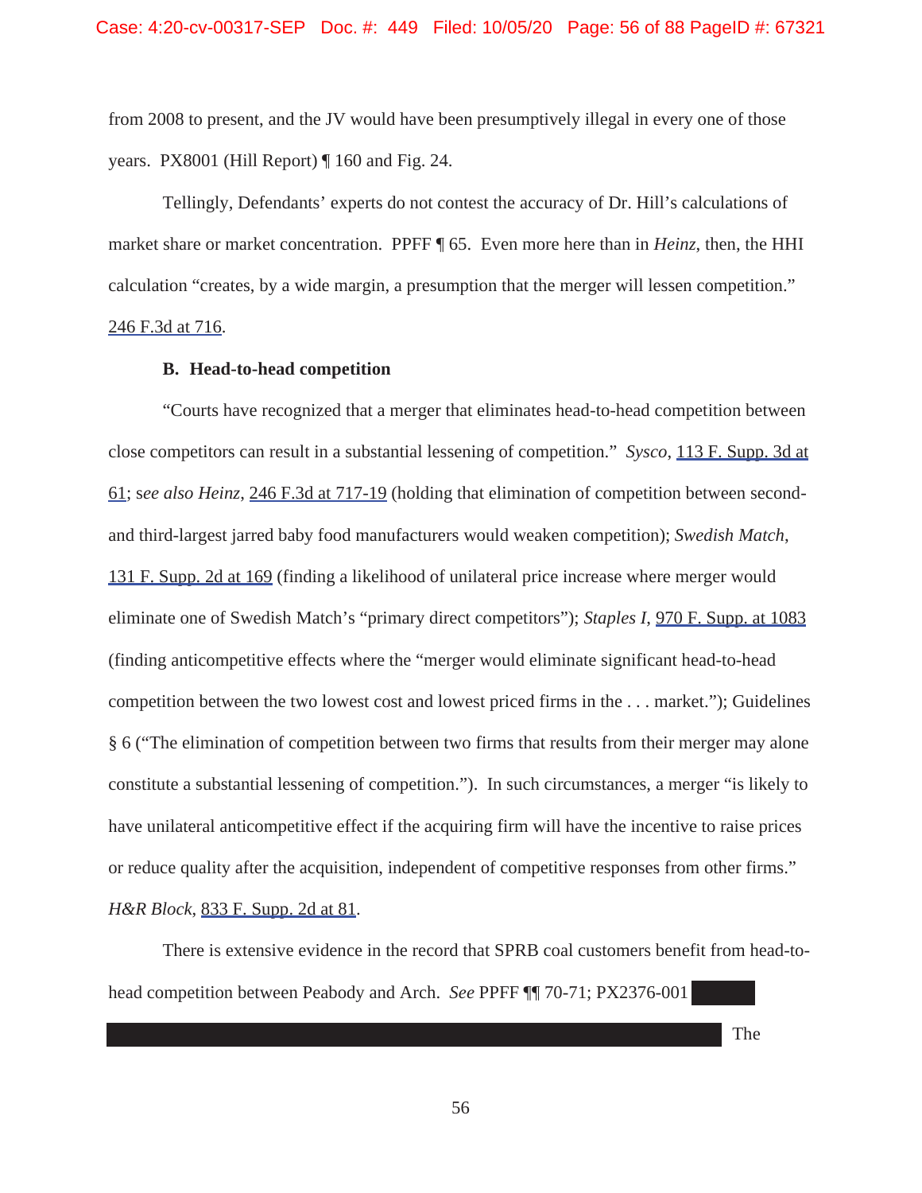from 2008 to present, and the JV would have been presumptively illegal in every one of those years. PX8001 (Hill Report) ¶ 160 and Fig. 24.

Tellingly, Defendants' experts do not contest the accuracy of Dr. Hill's calculations of market share or market concentration. PPFF ¶ 65. Even more here than in *Heinz*, then, the HHI calculation "creates, by a wide margin, a presumption that the merger will lessen competition." 246 F.3d at 716.

**B. Head-to-head competition**

"Courts have recognized that a merger that eliminates head-to-head competition between close competitors can result in a substantial lessening of competition." *Sysco*, 113 F. Supp. 3d at 61; s*ee also Heinz*, 246 F.3d at 717-19 (holding that elimination of competition between second- and third-largest jarred baby food manufacturers would weaken competition); *Swedish Match*, 131 F. Supp. 2d at 169 (finding a likelihood of unilateral price increase where merger would eliminate one of Swedish Match's "primary direct competitors"); *Staples I*, 970 F. Supp. at 1083 (finding anticompetitive effects where the "merger would eliminate significant head-to-head competition between the two lowest cost and lowest priced firms in the . . . market."); Guidelines § 6 ("The elimination of competition between two firms that results from their merger may alone constitute a substantial lessening of competition."). In such circumstances, a merger "is likely to have unilateral anticompetitive effect if the acquiring firm will have the incentive to raise prices or reduce quality after the acquisition, independent of competitive responses from other firms." *H&R Block*, 833 F. Supp. 2d at 81.

There is extensive evidence in the record that SPRB coal customers benefit from head-to-head competition between Peabody and Arch. *See* PPFF ¶¶ 70-71; PX2376-001 [REDACTED] The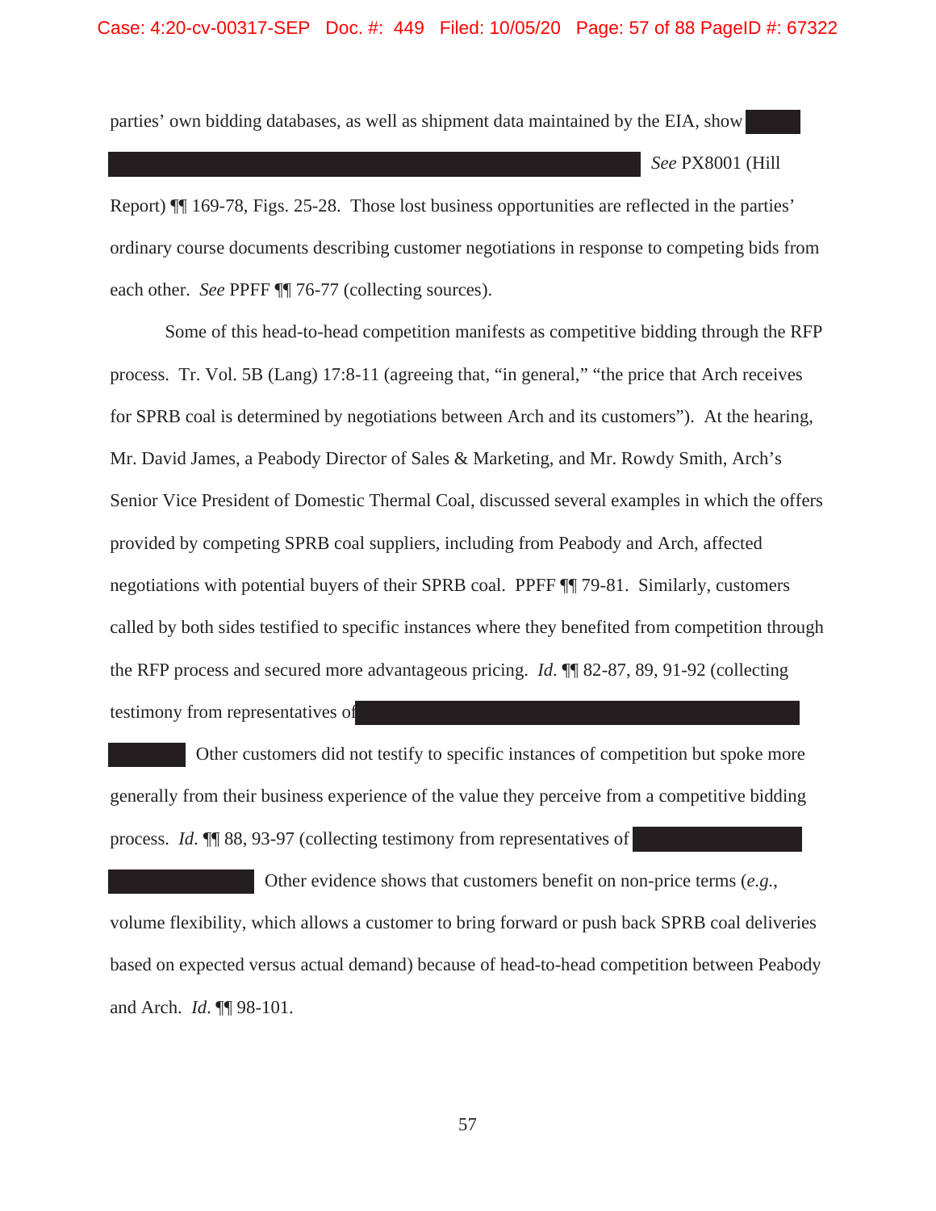parties' own bidding databases, as well as shipment data maintained by the EIA, show ██████ ████████████████████████████████████████████████████████ *See* PX8001 (Hill Report) ¶¶ 169-78, Figs. 25-28. Those lost business opportunities are reflected in the parties' ordinary course documents describing customer negotiations in response to competing bids from each other. *See* PPFF ¶¶ 76-77 (collecting sources).

Some of this head-to-head competition manifests as competitive bidding through the RFP process. Tr. Vol. 5B (Lang) 17:8-11 (agreeing that, "in general," "the price that Arch receives for SPRB coal is determined by negotiations between Arch and its customers"). At the hearing, Mr. David James, a Peabody Director of Sales & Marketing, and Mr. Rowdy Smith, Arch's Senior Vice President of Domestic Thermal Coal, discussed several examples in which the offers provided by competing SPRB coal suppliers, including from Peabody and Arch, affected negotiations with potential buyers of their SPRB coal. PPFF ¶¶ 79-81. Similarly, customers called by both sides testified to specific instances where they benefited from competition through the RFP process and secured more advantageous pricing. *Id.* ¶¶ 82-87, 89, 91-92 (collecting testimony from representatives of ████████████████████████████████████████ ████████ Other customers did not testify to specific instances of competition but spoke more generally from their business experience of the value they perceive from a competitive bidding process. *Id.* ¶¶ 88, 93-97 (collecting testimony from representatives of ████████████████ ██████████████ Other evidence shows that customers benefit on non-price terms (*e.g.*, volume flexibility, which allows a customer to bring forward or push back SPRB coal deliveries based on expected versus actual demand) because of head-to-head competition between Peabody and Arch. *Id.* ¶¶ 98-101.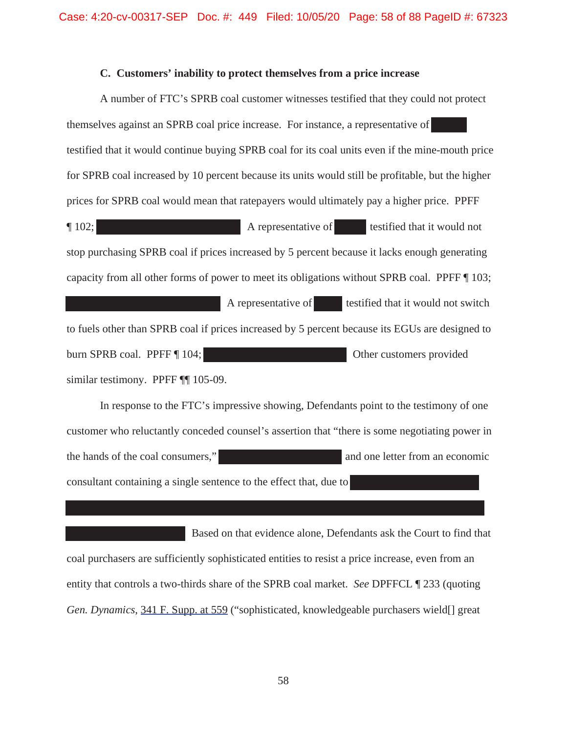### C. Customers' inability to protect themselves from a price increase

A number of FTC's SPRB coal customer witnesses testified that they could not protect themselves against an SPRB coal price increase. For instance, a representative of [REDACTED] testified that it would continue buying SPRB coal for its coal units even if the mine-mouth price for SPRB coal increased by 10 percent because its units would still be profitable, but the higher prices for SPRB coal would mean that ratepayers would ultimately pay a higher price. PPFF ¶ 102; [REDACTED] A representative of [REDACTED] testified that it would not stop purchasing SPRB coal if prices increased by 5 percent because it lacks enough generating capacity from all other forms of power to meet its obligations without SPRB coal. PPFF ¶ 103; [REDACTED] A representative of [REDACTED] testified that it would not switch to fuels other than SPRB coal if prices increased by 5 percent because its EGUs are designed to burn SPRB coal. PPFF ¶ 104; [REDACTED] Other customers provided similar testimony. PPFF ¶¶ 105-09.

In response to the FTC's impressive showing, Defendants point to the testimony of one customer who reluctantly conceded counsel's assertion that "there is some negotiating power in the hands of the coal consumers," [REDACTED] and one letter from an economic consultant containing a single sentence to the effect that, due to [REDACTED]

[REDACTED] Based on that evidence alone, Defendants ask the Court to find that coal purchasers are sufficiently sophisticated entities to resist a price increase, even from an entity that controls a two-thirds share of the SPRB coal market. *See* DPFFCL ¶ 233 (quoting *Gen. Dynamics*, 341 F. Supp. at 559 ("sophisticated, knowledgeable purchasers wield[] great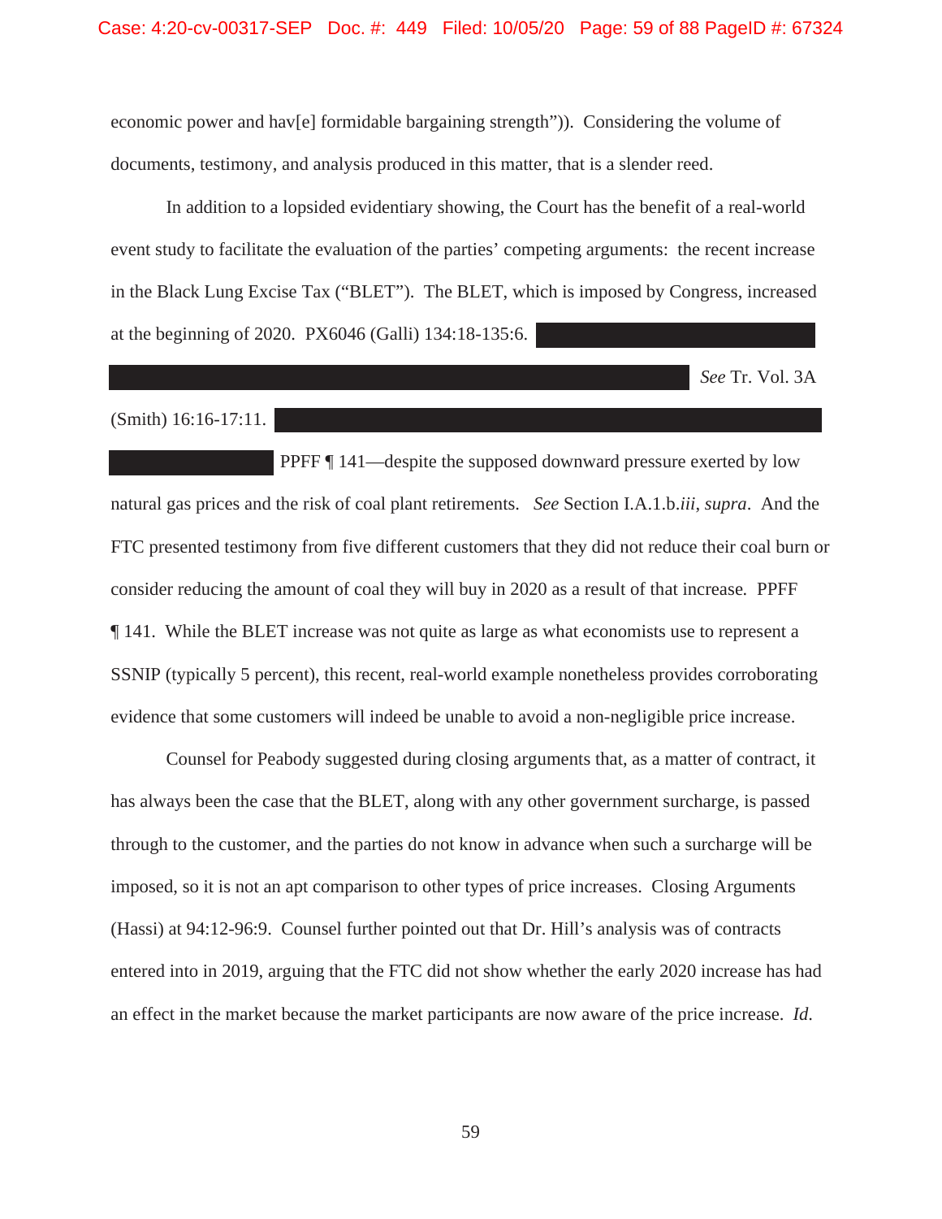economic power and hav[e] formidable bargaining strength")). Considering the volume of documents, testimony, and analysis produced in this matter, that is a slender reed.

In addition to a lopsided evidentiary showing, the Court has the benefit of a real-world event study to facilitate the evaluation of the parties' competing arguments: the recent increase in the Black Lung Excise Tax ("BLET"). The BLET, which is imposed by Congress, increased at the beginning of 2020. PX6046 (Galli) 134:18-135:6. [REDACTED] *See* Tr. Vol. 3A (Smith) 16:16-17:11. [REDACTED] PPFF ¶ 141—despite the supposed downward pressure exerted by low natural gas prices and the risk of coal plant retirements. *See* Section I.A.1.b.*iii*, *supra*. And the FTC presented testimony from five different customers that they did not reduce their coal burn or consider reducing the amount of coal they will buy in 2020 as a result of that increase. PPFF ¶ 141. While the BLET increase was not quite as large as what economists use to represent a SSNIP (typically 5 percent), this recent, real-world example nonetheless provides corroborating evidence that some customers will indeed be unable to avoid a non-negligible price increase.

Counsel for Peabody suggested during closing arguments that, as a matter of contract, it has always been the case that the BLET, along with any other government surcharge, is passed through to the customer, and the parties do not know in advance when such a surcharge will be imposed, so it is not an apt comparison to other types of price increases. Closing Arguments (Hassi) at 94:12-96:9. Counsel further pointed out that Dr. Hill's analysis was of contracts entered into in 2019, arguing that the FTC did not show whether the early 2020 increase has had an effect in the market because the market participants are now aware of the price increase. *Id.*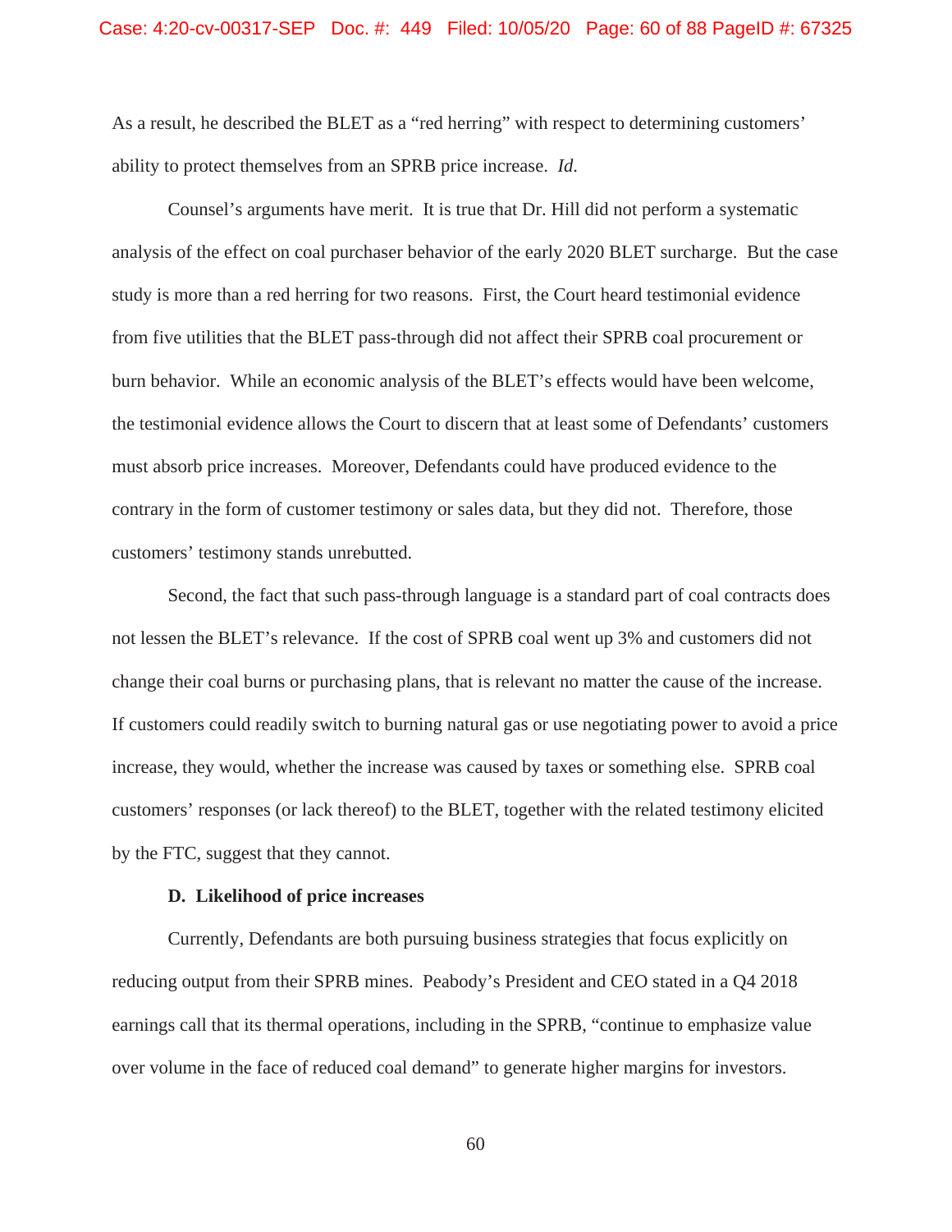As a result, he described the BLET as a "red herring" with respect to determining customers' ability to protect themselves from an SPRB price increase. *Id.*

Counsel's arguments have merit. It is true that Dr. Hill did not perform a systematic analysis of the effect on coal purchaser behavior of the early 2020 BLET surcharge. But the case study is more than a red herring for two reasons. First, the Court heard testimonial evidence from five utilities that the BLET pass-through did not affect their SPRB coal procurement or burn behavior. While an economic analysis of the BLET's effects would have been welcome, the testimonial evidence allows the Court to discern that at least some of Defendants' customers must absorb price increases. Moreover, Defendants could have produced evidence to the contrary in the form of customer testimony or sales data, but they did not. Therefore, those customers' testimony stands unrebutted.

Second, the fact that such pass-through language is a standard part of coal contracts does not lessen the BLET's relevance. If the cost of SPRB coal went up 3% and customers did not change their coal burns or purchasing plans, that is relevant no matter the cause of the increase. If customers could readily switch to burning natural gas or use negotiating power to avoid a price increase, they would, whether the increase was caused by taxes or something else. SPRB coal customers' responses (or lack thereof) to the BLET, together with the related testimony elicited by the FTC, suggest that they cannot.

**D. Likelihood of price increases**

Currently, Defendants are both pursuing business strategies that focus explicitly on reducing output from their SPRB mines. Peabody's President and CEO stated in a Q4 2018 earnings call that its thermal operations, including in the SPRB, "continue to emphasize value over volume in the face of reduced coal demand" to generate higher margins for investors.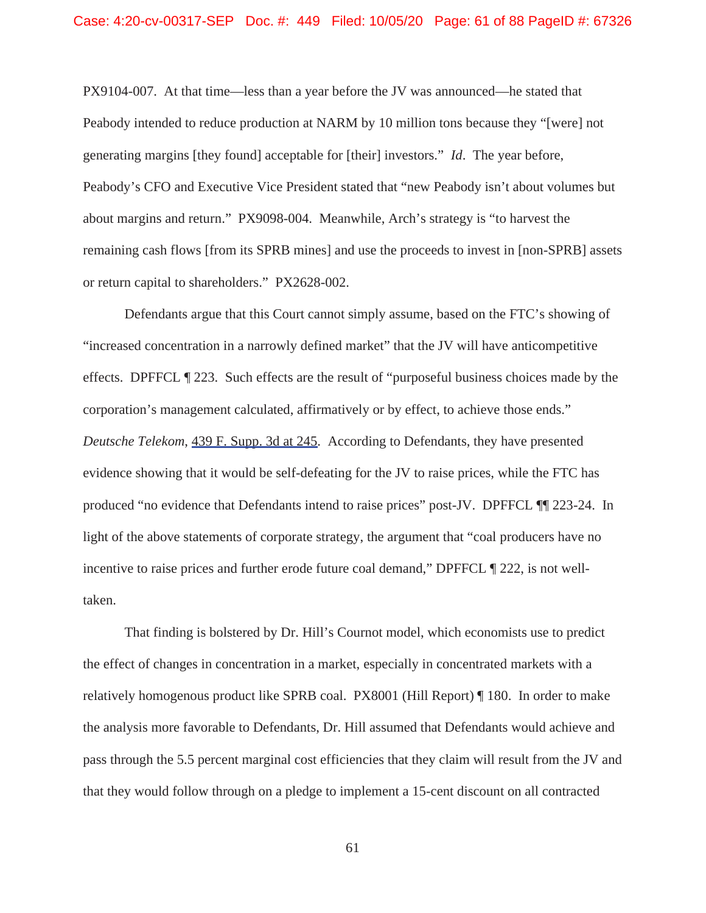PX9104-007. At that time—less than a year before the JV was announced—he stated that Peabody intended to reduce production at NARM by 10 million tons because they "[were] not generating margins [they found] acceptable for [their] investors." *Id*. The year before, Peabody's CFO and Executive Vice President stated that "new Peabody isn't about volumes but about margins and return." PX9098-004. Meanwhile, Arch's strategy is "to harvest the remaining cash flows [from its SPRB mines] and use the proceeds to invest in [non-SPRB] assets or return capital to shareholders." PX2628-002.

Defendants argue that this Court cannot simply assume, based on the FTC's showing of "increased concentration in a narrowly defined market" that the JV will have anticompetitive effects. DPFFCL ¶ 223. Such effects are the result of "purposeful business choices made by the corporation's management calculated, affirmatively or by effect, to achieve those ends." *Deutsche Telekom*, 439 F. Supp. 3d at 245. According to Defendants, they have presented evidence showing that it would be self-defeating for the JV to raise prices, while the FTC has produced "no evidence that Defendants intend to raise prices" post-JV. DPFFCL ¶¶ 223-24. In light of the above statements of corporate strategy, the argument that "coal producers have no incentive to raise prices and further erode future coal demand," DPFFCL ¶ 222, is not well-taken.

That finding is bolstered by Dr. Hill's Cournot model, which economists use to predict the effect of changes in concentration in a market, especially in concentrated markets with a relatively homogenous product like SPRB coal. PX8001 (Hill Report) ¶ 180. In order to make the analysis more favorable to Defendants, Dr. Hill assumed that Defendants would achieve and pass through the 5.5 percent marginal cost efficiencies that they claim will result from the JV and that they would follow through on a pledge to implement a 15-cent discount on all contracted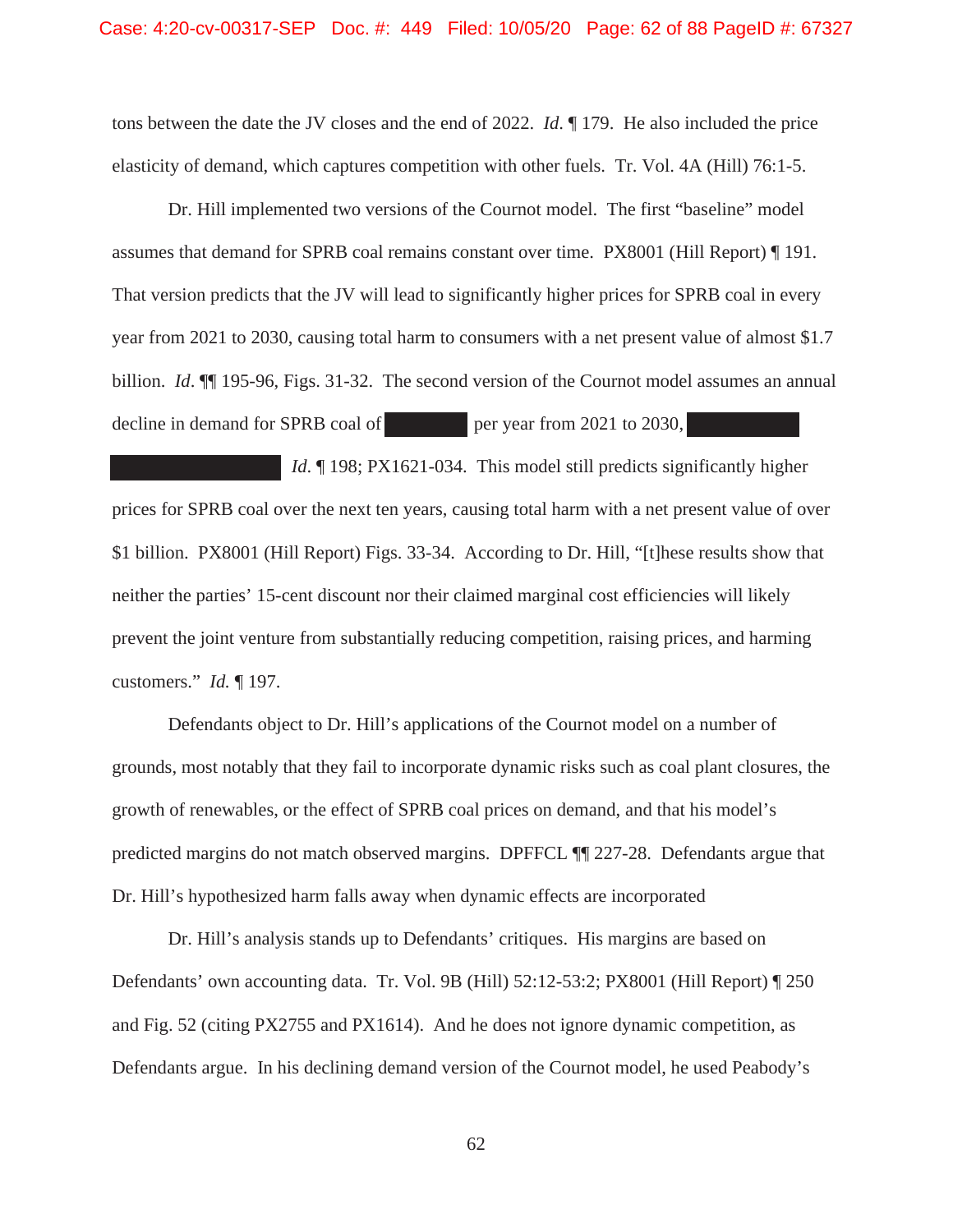tons between the date the JV closes and the end of 2022. *Id*. ¶ 179. He also included the price elasticity of demand, which captures competition with other fuels. Tr. Vol. 4A (Hill) 76:1-5.

Dr. Hill implemented two versions of the Cournot model. The first "baseline" model assumes that demand for SPRB coal remains constant over time. PX8001 (Hill Report) ¶ 191. That version predicts that the JV will lead to significantly higher prices for SPRB coal in every year from 2021 to 2030, causing total harm to consumers with a net present value of almost $1.7 billion. *Id*. ¶¶ 195-96, Figs. 31-32. The second version of the Cournot model assumes an annual decline in demand for SPRB coal of ██████ per year from 2021 to 2030, ████████ ████████████ *Id*. ¶ 198; PX1621-034. This model still predicts significantly higher prices for SPRB coal over the next ten years, causing total harm with a net present value of over $1 billion. PX8001 (Hill Report) Figs. 33-34. According to Dr. Hill, "[t]hese results show that neither the parties' 15-cent discount nor their claimed marginal cost efficiencies will likely prevent the joint venture from substantially reducing competition, raising prices, and harming customers." *Id.* ¶ 197.

Defendants object to Dr. Hill's applications of the Cournot model on a number of grounds, most notably that they fail to incorporate dynamic risks such as coal plant closures, the growth of renewables, or the effect of SPRB coal prices on demand, and that his model's predicted margins do not match observed margins. DPFFCL ¶¶ 227-28. Defendants argue that Dr. Hill's hypothesized harm falls away when dynamic effects are incorporated

Dr. Hill's analysis stands up to Defendants' critiques. His margins are based on Defendants' own accounting data. Tr. Vol. 9B (Hill) 52:12-53:2; PX8001 (Hill Report) ¶ 250 and Fig. 52 (citing PX2755 and PX1614). And he does not ignore dynamic competition, as Defendants argue. In his declining demand version of the Cournot model, he used Peabody's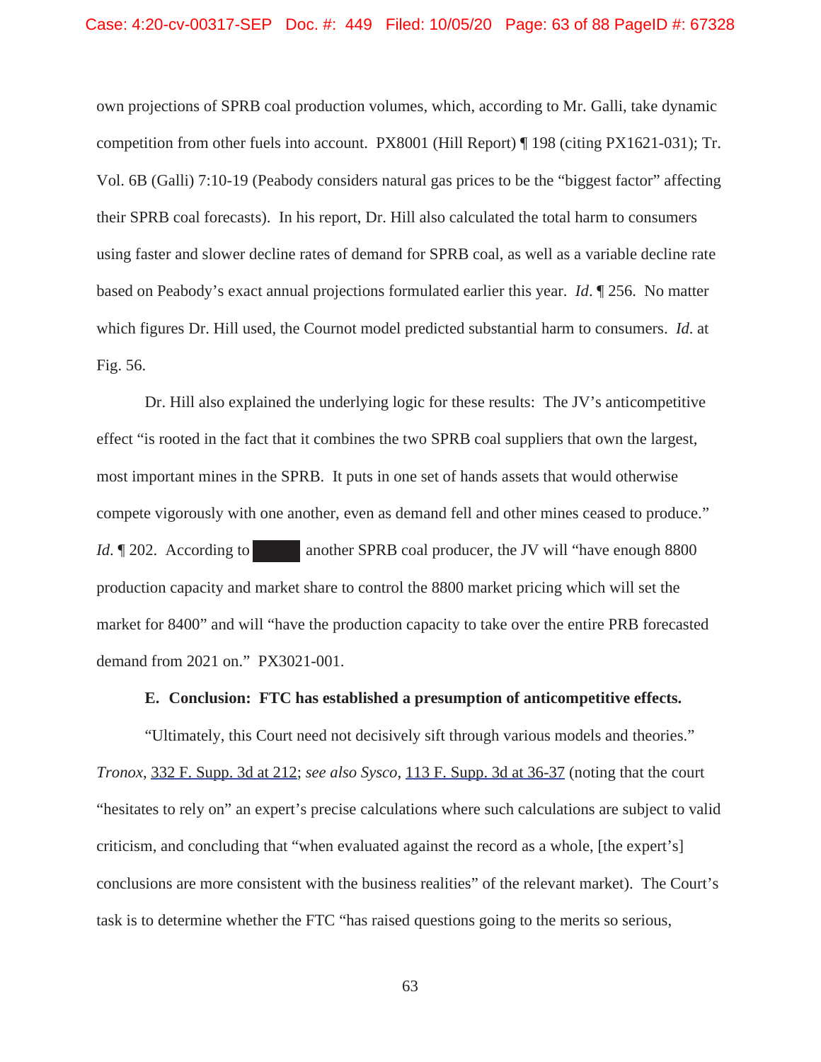own projections of SPRB coal production volumes, which, according to Mr. Galli, take dynamic competition from other fuels into account. PX8001 (Hill Report) ¶ 198 (citing PX1621-031); Tr. Vol. 6B (Galli) 7:10-19 (Peabody considers natural gas prices to be the "biggest factor" affecting their SPRB coal forecasts). In his report, Dr. Hill also calculated the total harm to consumers using faster and slower decline rates of demand for SPRB coal, as well as a variable decline rate based on Peabody's exact annual projections formulated earlier this year. *Id*. ¶ 256. No matter which figures Dr. Hill used, the Cournot model predicted substantial harm to consumers. *Id.* at Fig. 56.

Dr. Hill also explained the underlying logic for these results: The JV's anticompetitive effect "is rooted in the fact that it combines the two SPRB coal suppliers that own the largest, most important mines in the SPRB. It puts in one set of hands assets that would otherwise compete vigorously with one another, even as demand fell and other mines ceased to produce." *Id.* ¶ 202. According to [REDACTED] another SPRB coal producer, the JV will "have enough 8800 production capacity and market share to control the 8800 market pricing which will set the market for 8400" and will "have the production capacity to take over the entire PRB forecasted demand from 2021 on." PX3021-001.

**E. Conclusion: FTC has established a presumption of anticompetitive effects.**

"Ultimately, this Court need not decisively sift through various models and theories." *Tronox*, 332 F. Supp. 3d at 212; *see also Sysco*, 113 F. Supp. 3d at 36-37 (noting that the court "hesitates to rely on" an expert's precise calculations where such calculations are subject to valid criticism, and concluding that "when evaluated against the record as a whole, [the expert's] conclusions are more consistent with the business realities" of the relevant market). The Court's task is to determine whether the FTC "has raised questions going to the merits so serious,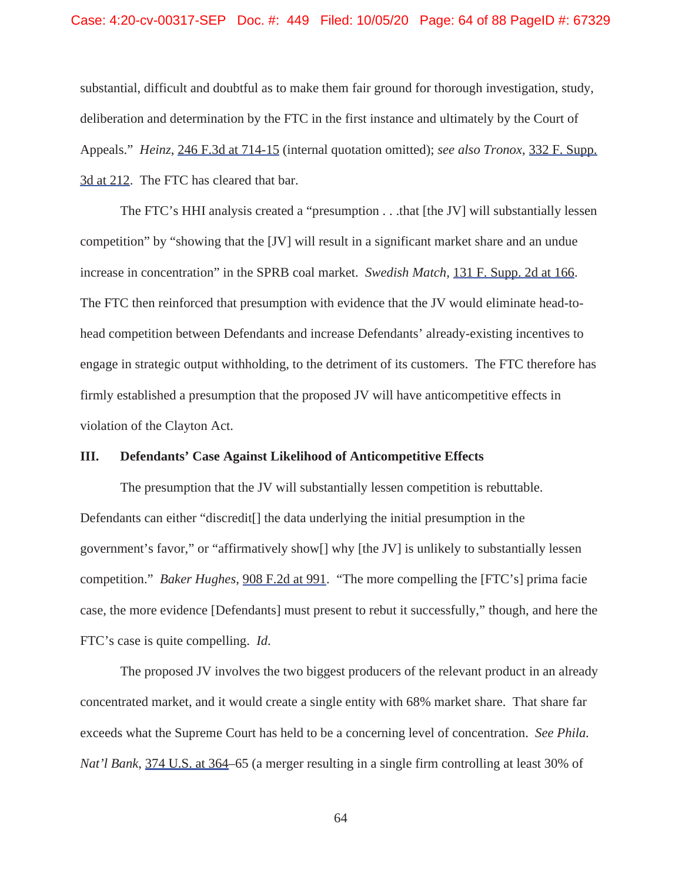substantial, difficult and doubtful as to make them fair ground for thorough investigation, study, deliberation and determination by the FTC in the first instance and ultimately by the Court of Appeals." *Heinz*, 246 F.3d at 714-15 (internal quotation omitted); *see also Tronox*, 332 F. Supp. 3d at 212. The FTC has cleared that bar.

The FTC's HHI analysis created a "presumption . . .that [the JV] will substantially lessen competition" by "showing that the [JV] will result in a significant market share and an undue increase in concentration" in the SPRB coal market. *Swedish Match*, 131 F. Supp. 2d at 166. The FTC then reinforced that presumption with evidence that the JV would eliminate head-to-head competition between Defendants and increase Defendants' already-existing incentives to engage in strategic output withholding, to the detriment of its customers. The FTC therefore has firmly established a presumption that the proposed JV will have anticompetitive effects in violation of the Clayton Act.

## III. Defendants' Case Against Likelihood of Anticompetitive Effects

The presumption that the JV will substantially lessen competition is rebuttable. Defendants can either "discredit[] the data underlying the initial presumption in the government's favor," or "affirmatively show[] why [the JV] is unlikely to substantially lessen competition." *Baker Hughes*, 908 F.2d at 991. "The more compelling the [FTC's] prima facie case, the more evidence [Defendants] must present to rebut it successfully," though, and here the FTC's case is quite compelling. *Id*.

The proposed JV involves the two biggest producers of the relevant product in an already concentrated market, and it would create a single entity with 68% market share. That share far exceeds what the Supreme Court has held to be a concerning level of concentration. *See Phila. Nat'l Bank*, 374 U.S. at 364–65 (a merger resulting in a single firm controlling at least 30% of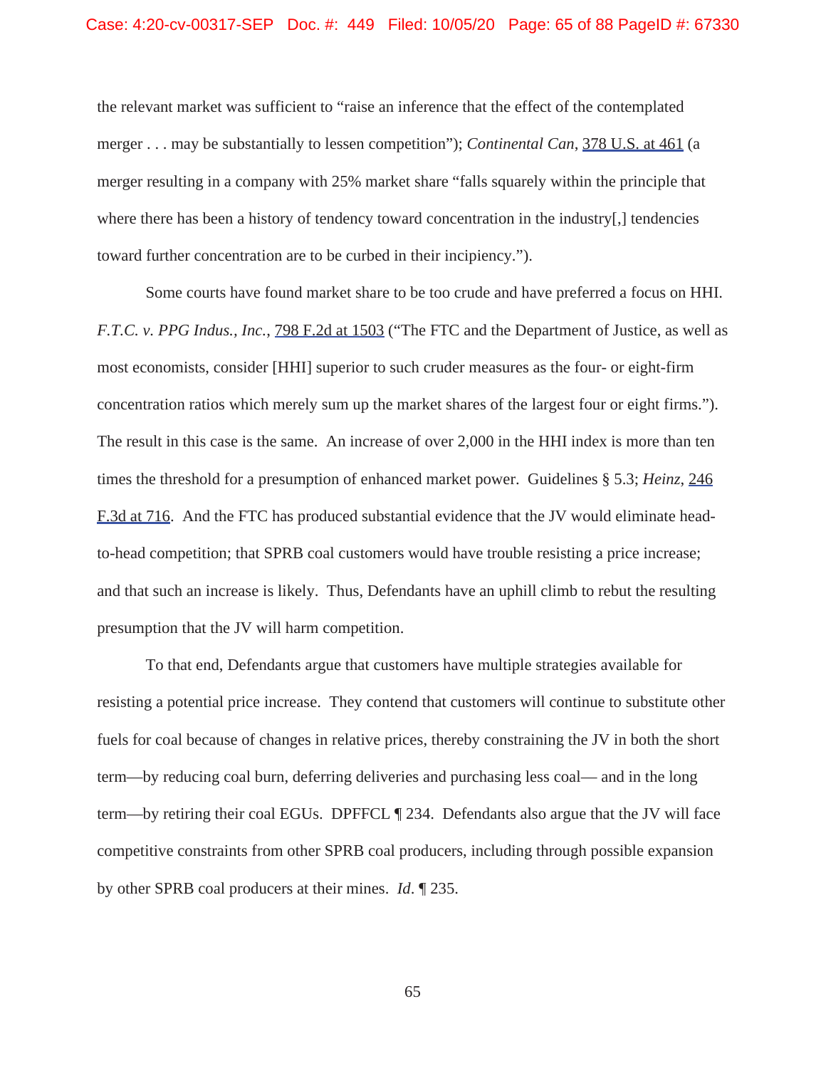the relevant market was sufficient to "raise an inference that the effect of the contemplated merger . . . may be substantially to lessen competition"); *Continental Can*, 378 U.S. at 461 (a merger resulting in a company with 25% market share "falls squarely within the principle that where there has been a history of tendency toward concentration in the industry[,] tendencies toward further concentration are to be curbed in their incipiency.").

Some courts have found market share to be too crude and have preferred a focus on HHI. *F.T.C. v. PPG Indus., Inc.*, 798 F.2d at 1503 ("The FTC and the Department of Justice, as well as most economists, consider [HHI] superior to such cruder measures as the four- or eight-firm concentration ratios which merely sum up the market shares of the largest four or eight firms."). The result in this case is the same. An increase of over 2,000 in the HHI index is more than ten times the threshold for a presumption of enhanced market power. Guidelines § 5.3; *Heinz*, 246 F.3d at 716. And the FTC has produced substantial evidence that the JV would eliminate head-to-head competition; that SPRB coal customers would have trouble resisting a price increase; and that such an increase is likely. Thus, Defendants have an uphill climb to rebut the resulting presumption that the JV will harm competition.

To that end, Defendants argue that customers have multiple strategies available for resisting a potential price increase. They contend that customers will continue to substitute other fuels for coal because of changes in relative prices, thereby constraining the JV in both the short term—by reducing coal burn, deferring deliveries and purchasing less coal— and in the long term—by retiring their coal EGUs. DPFFCL ¶ 234. Defendants also argue that the JV will face competitive constraints from other SPRB coal producers, including through possible expansion by other SPRB coal producers at their mines. *Id*. ¶ 235.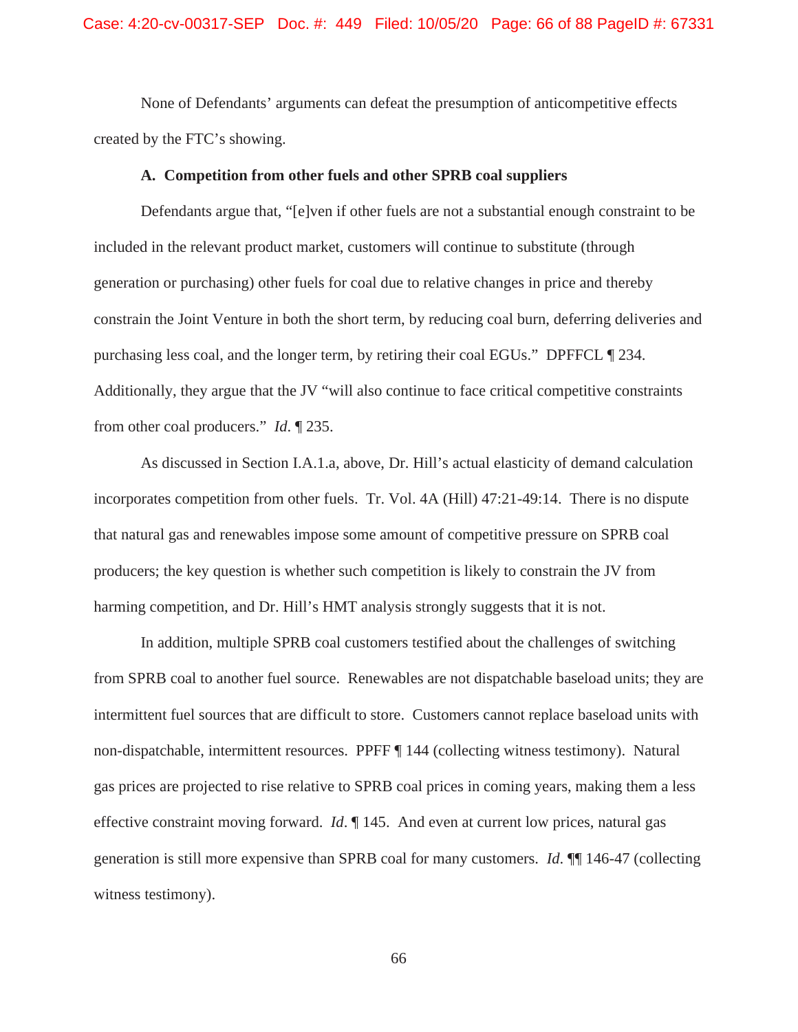None of Defendants' arguments can defeat the presumption of anticompetitive effects created by the FTC's showing.

### A. Competition from other fuels and other SPRB coal suppliers

Defendants argue that, "[e]ven if other fuels are not a substantial enough constraint to be included in the relevant product market, customers will continue to substitute (through generation or purchasing) other fuels for coal due to relative changes in price and thereby constrain the Joint Venture in both the short term, by reducing coal burn, deferring deliveries and purchasing less coal, and the longer term, by retiring their coal EGUs." DPFFCL ¶ 234. Additionally, they argue that the JV "will also continue to face critical competitive constraints from other coal producers." *Id.* ¶ 235.

As discussed in Section I.A.1.a, above, Dr. Hill's actual elasticity of demand calculation incorporates competition from other fuels. Tr. Vol. 4A (Hill) 47:21-49:14. There is no dispute that natural gas and renewables impose some amount of competitive pressure on SPRB coal producers; the key question is whether such competition is likely to constrain the JV from harming competition, and Dr. Hill's HMT analysis strongly suggests that it is not.

In addition, multiple SPRB coal customers testified about the challenges of switching from SPRB coal to another fuel source. Renewables are not dispatchable baseload units; they are intermittent fuel sources that are difficult to store. Customers cannot replace baseload units with non-dispatchable, intermittent resources. PPFF ¶ 144 (collecting witness testimony). Natural gas prices are projected to rise relative to SPRB coal prices in coming years, making them a less effective constraint moving forward. *Id.* ¶ 145. And even at current low prices, natural gas generation is still more expensive than SPRB coal for many customers. *Id.* ¶¶ 146-47 (collecting witness testimony).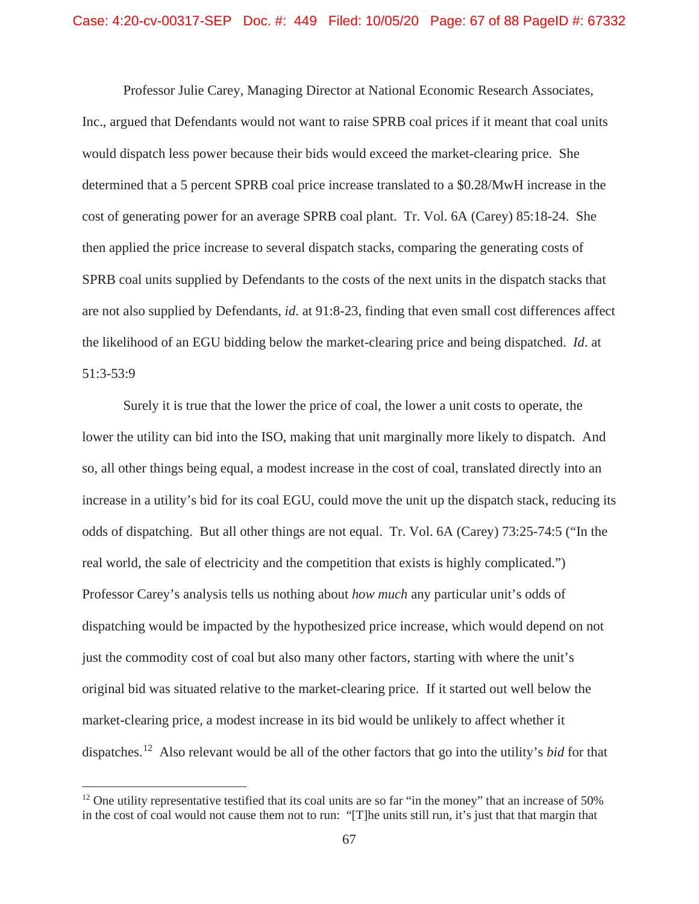Professor Julie Carey, Managing Director at National Economic Research Associates, Inc., argued that Defendants would not want to raise SPRB coal prices if it meant that coal units would dispatch less power because their bids would exceed the market-clearing price. She determined that a 5 percent SPRB coal price increase translated to a $0.28/MwH increase in the cost of generating power for an average SPRB coal plant. Tr. Vol. 6A (Carey) 85:18-24. She then applied the price increase to several dispatch stacks, comparing the generating costs of SPRB coal units supplied by Defendants to the costs of the next units in the dispatch stacks that are not also supplied by Defendants, *id*. at 91:8-23, finding that even small cost differences affect the likelihood of an EGU bidding below the market-clearing price and being dispatched. *Id*. at 51:3-53:9

Surely it is true that the lower the price of coal, the lower a unit costs to operate, the lower the utility can bid into the ISO, making that unit marginally more likely to dispatch. And so, all other things being equal, a modest increase in the cost of coal, translated directly into an increase in a utility's bid for its coal EGU, could move the unit up the dispatch stack, reducing its odds of dispatching. But all other things are not equal. Tr. Vol. 6A (Carey) 73:25-74:5 ("In the real world, the sale of electricity and the competition that exists is highly complicated.") Professor Carey's analysis tells us nothing about *how much* any particular unit's odds of dispatching would be impacted by the hypothesized price increase, which would depend on not just the commodity cost of coal but also many other factors, starting with where the unit's original bid was situated relative to the market-clearing price. If it started out well below the market-clearing price, a modest increase in its bid would be unlikely to affect whether it dispatches.[12] Also relevant would be all of the other factors that go into the utility's *bid* for that

[12] One utility representative testified that its coal units are so far "in the money" that an increase of 50% in the cost of coal would not cause them not to run: "[T]he units still run, it's just that that margin that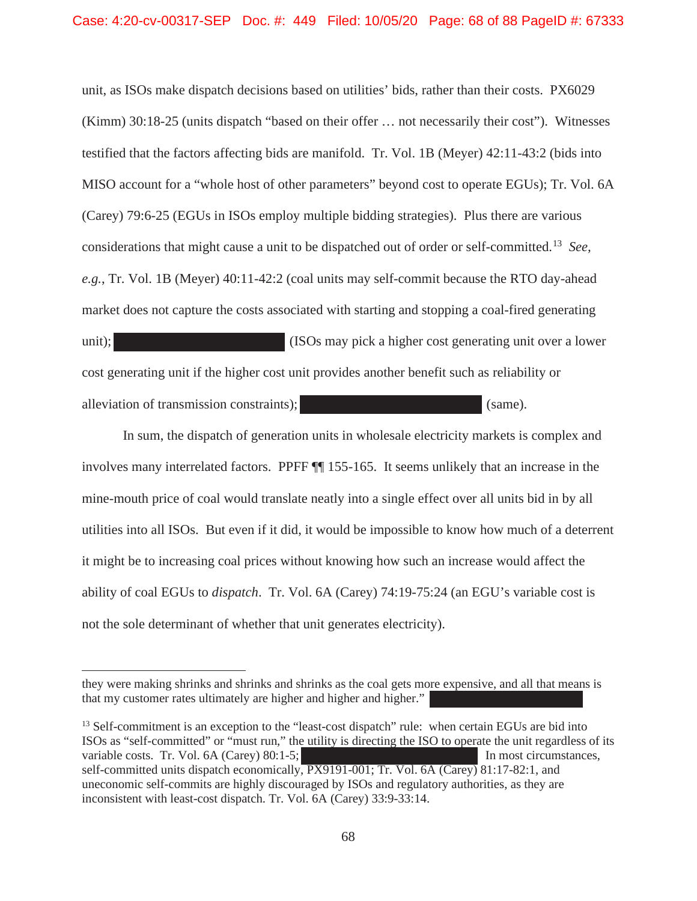unit, as ISOs make dispatch decisions based on utilities' bids, rather than their costs. PX6029 (Kimm) 30:18-25 (units dispatch "based on their offer … not necessarily their cost"). Witnesses testified that the factors affecting bids are manifold. Tr. Vol. 1B (Meyer) 42:11-43:2 (bids into MISO account for a "whole host of other parameters" beyond cost to operate EGUs); Tr. Vol. 6A (Carey) 79:6-25 (EGUs in ISOs employ multiple bidding strategies). Plus there are various considerations that might cause a unit to be dispatched out of order or self-committed.[13] *See, e.g.*, Tr. Vol. 1B (Meyer) 40:11-42:2 (coal units may self-commit because the RTO day-ahead market does not capture the costs associated with starting and stopping a coal-fired generating unit); ████████████ (ISOs may pick a higher cost generating unit over a lower cost generating unit if the higher cost unit provides another benefit such as reliability or alleviation of transmission constraints); ████████████ (same).

In sum, the dispatch of generation units in wholesale electricity markets is complex and involves many interrelated factors. PPFF ¶¶ 155-165. It seems unlikely that an increase in the mine-mouth price of coal would translate neatly into a single effect over all units bid in by all utilities into all ISOs. But even if it did, it would be impossible to know how much of a deterrent it might be to increasing coal prices without knowing how such an increase would affect the ability of coal EGUs to *dispatch*. Tr. Vol. 6A (Carey) 74:19-75:24 (an EGU's variable cost is not the sole determinant of whether that unit generates electricity).

---

they were making shrinks and shrinks and shrinks as the coal gets more expensive, and all that means is that my customer rates ultimately are higher and higher and higher." ████████████

[13] Self-commitment is an exception to the "least-cost dispatch" rule: when certain EGUs are bid into ISOs as "self-committed" or "must run," the utility is directing the ISO to operate the unit regardless of its variable costs. Tr. Vol. 6A (Carey) 80:1-5; ████████████ In most circumstances, self-committed units dispatch economically, PX9191-001; Tr. Vol. 6A (Carey) 81:17-82:1, and uneconomic self-commits are highly discouraged by ISOs and regulatory authorities, as they are inconsistent with least-cost dispatch. Tr. Vol. 6A (Carey) 33:9-33:14.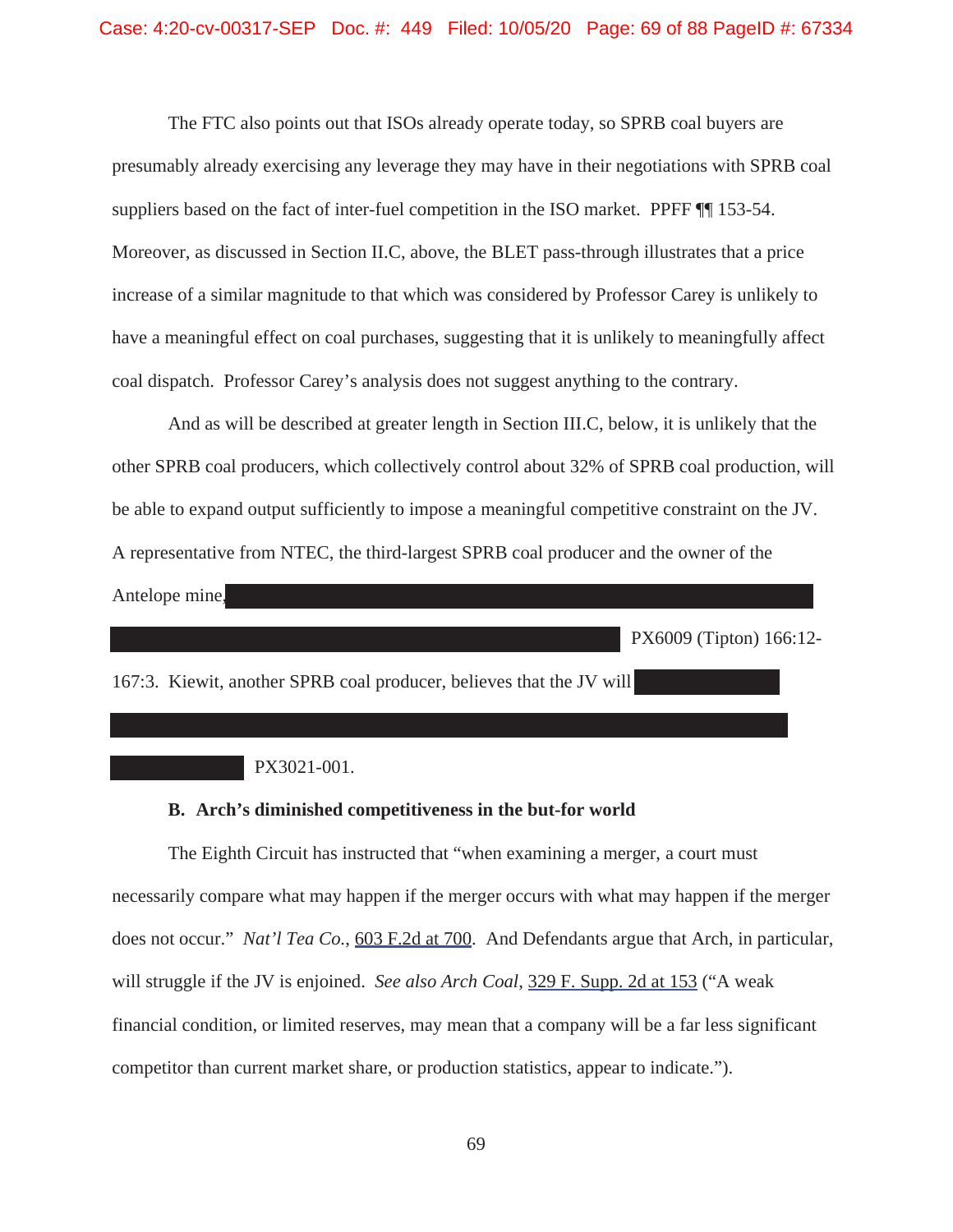The FTC also points out that ISOs already operate today, so SPRB coal buyers are presumably already exercising any leverage they may have in their negotiations with SPRB coal suppliers based on the fact of inter-fuel competition in the ISO market. PPFF ¶¶ 153-54. Moreover, as discussed in Section II.C, above, the BLET pass-through illustrates that a price increase of a similar magnitude to that which was considered by Professor Carey is unlikely to have a meaningful effect on coal purchases, suggesting that it is unlikely to meaningfully affect coal dispatch. Professor Carey's analysis does not suggest anything to the contrary.

And as will be described at greater length in Section III.C, below, it is unlikely that the other SPRB coal producers, which collectively control about 32% of SPRB coal production, will be able to expand output sufficiently to impose a meaningful competitive constraint on the JV. A representative from NTEC, the third-largest SPRB coal producer and the owner of the Antelope mine, [REDACTED] PX6009 (Tipton) 166:12-167:3. Kiewit, another SPRB coal producer, believes that the JV will [REDACTED] PX3021-001.

### B. Arch's diminished competitiveness in the but-for world

The Eighth Circuit has instructed that "when examining a merger, a court must necessarily compare what may happen if the merger occurs with what may happen if the merger does not occur." *Nat'l Tea Co.*, 603 F.2d at 700. And Defendants argue that Arch, in particular, will struggle if the JV is enjoined. *See also Arch Coal*, 329 F. Supp. 2d at 153 ("A weak financial condition, or limited reserves, may mean that a company will be a far less significant competitor than current market share, or production statistics, appear to indicate.").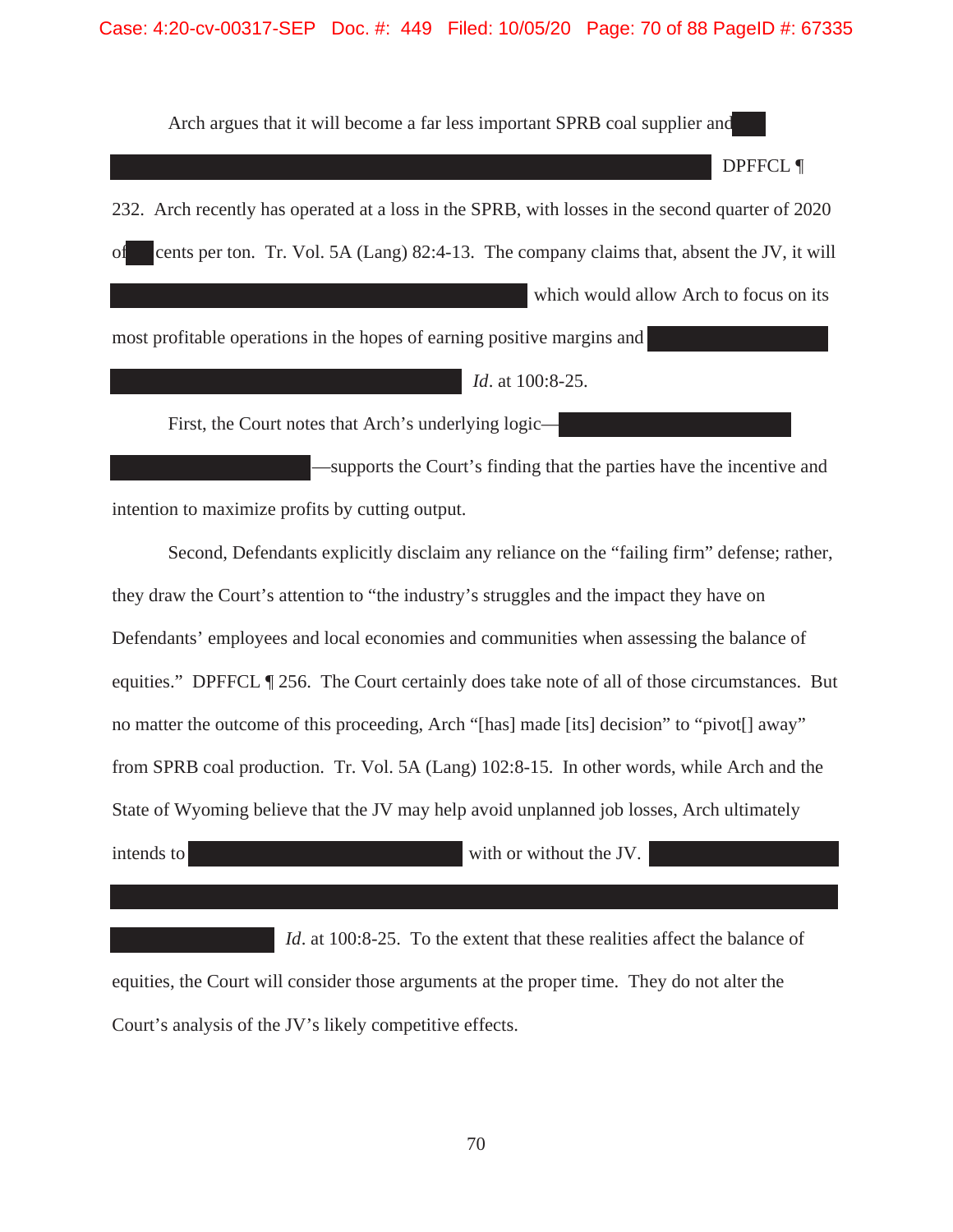Arch argues that it will become a far less important SPRB coal supplier and [REDACTED] DPFFCL ¶ 232. Arch recently has operated at a loss in the SPRB, with losses in the second quarter of 2020 of [REDACTED] cents per ton. Tr. Vol. 5A (Lang) 82:4-13. The company claims that, absent the JV, it will [REDACTED] which would allow Arch to focus on its most profitable operations in the hopes of earning positive margins and [REDACTED] *Id*. at 100:8-25.

First, the Court notes that Arch's underlying logic—[REDACTED]—supports the Court's finding that the parties have the incentive and intention to maximize profits by cutting output.

Second, Defendants explicitly disclaim any reliance on the "failing firm" defense; rather, they draw the Court's attention to "the industry's struggles and the impact they have on Defendants' employees and local economies and communities when assessing the balance of equities." DPFFCL ¶ 256. The Court certainly does take note of all of those circumstances. But no matter the outcome of this proceeding, Arch "[has] made [its] decision" to "pivot[] away" from SPRB coal production. Tr. Vol. 5A (Lang) 102:8-15. In other words, while Arch and the State of Wyoming believe that the JV may help avoid unplanned job losses, Arch ultimately intends to [REDACTED] with or without the JV. [REDACTED] *Id*. at 100:8-25. To the extent that these realities affect the balance of equities, the Court will consider those arguments at the proper time. They do not alter the Court's analysis of the JV's likely competitive effects.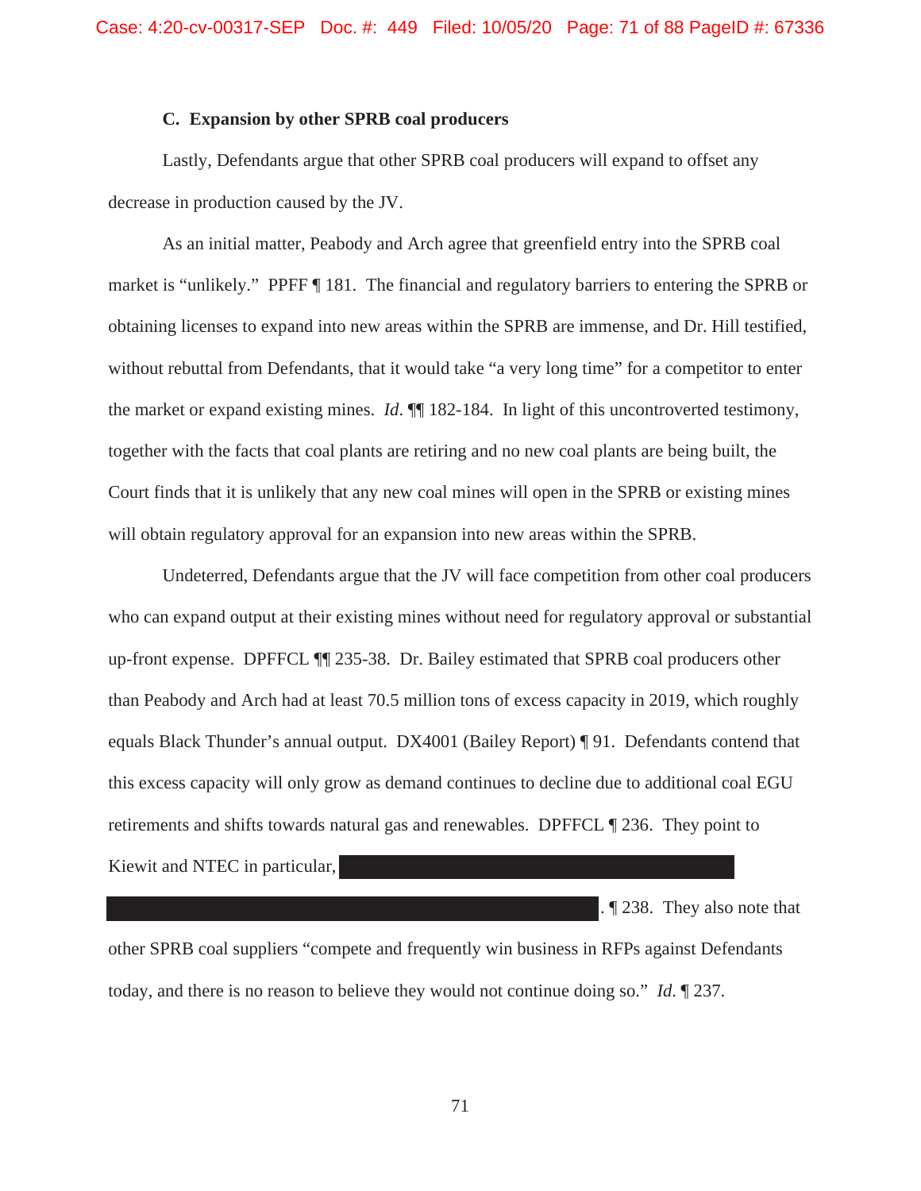### C. Expansion by other SPRB coal producers

Lastly, Defendants argue that other SPRB coal producers will expand to offset any decrease in production caused by the JV.

As an initial matter, Peabody and Arch agree that greenfield entry into the SPRB coal market is "unlikely." PPFF ¶ 181. The financial and regulatory barriers to entering the SPRB or obtaining licenses to expand into new areas within the SPRB are immense, and Dr. Hill testified, without rebuttal from Defendants, that it would take "a very long time" for a competitor to enter the market or expand existing mines. *Id*. ¶¶ 182-184. In light of this uncontroverted testimony, together with the facts that coal plants are retiring and no new coal plants are being built, the Court finds that it is unlikely that any new coal mines will open in the SPRB or existing mines will obtain regulatory approval for an expansion into new areas within the SPRB.

Undeterred, Defendants argue that the JV will face competition from other coal producers who can expand output at their existing mines without need for regulatory approval or substantial up-front expense. DPFFCL ¶¶ 235-38. Dr. Bailey estimated that SPRB coal producers other than Peabody and Arch had at least 70.5 million tons of excess capacity in 2019, which roughly equals Black Thunder's annual output. DX4001 (Bailey Report) ¶ 91. Defendants contend that this excess capacity will only grow as demand continues to decline due to additional coal EGU retirements and shifts towards natural gas and renewables. DPFFCL ¶ 236. They point to Kiewit and NTEC in particular, [REDACTED] [REDACTED]. ¶ 238. They also note that other SPRB coal suppliers "compete and frequently win business in RFPs against Defendants today, and there is no reason to believe they would not continue doing so." *Id.* ¶ 237.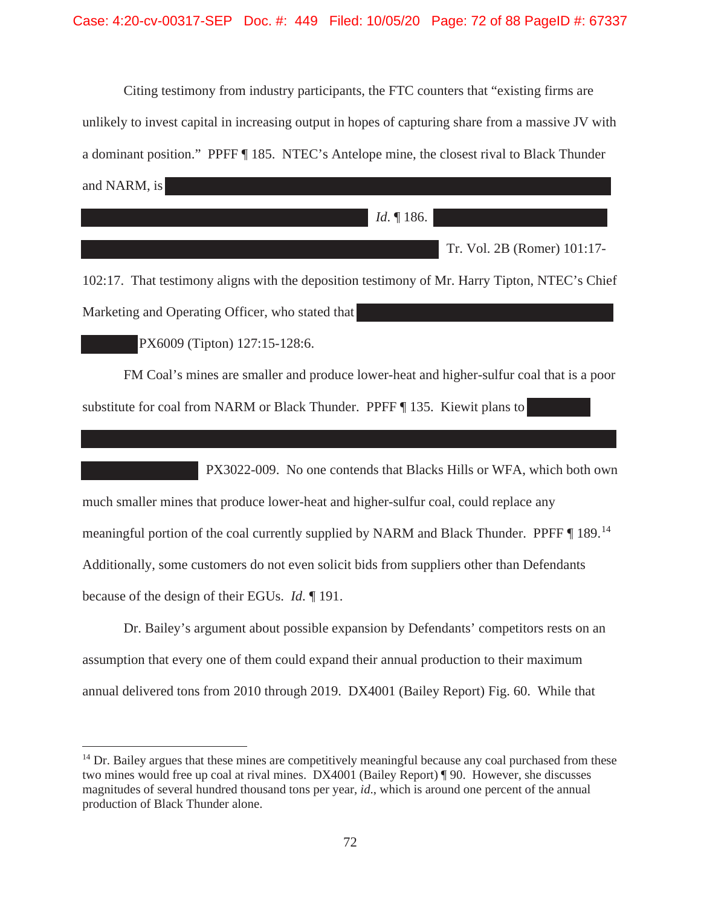Citing testimony from industry participants, the FTC counters that "existing firms are unlikely to invest capital in increasing output in hopes of capturing share from a massive JV with a dominant position." PPFF ¶ 185. NTEC's Antelope mine, the closest rival to Black Thunder and NARM, is [REDACTED] *Id.* ¶ 186. [REDACTED] Tr. Vol. 2B (Romer) 101:17-102:17. That testimony aligns with the deposition testimony of Mr. Harry Tipton, NTEC's Chief Marketing and Operating Officer, who stated that [REDACTED] PX6009 (Tipton) 127:15-128:6.

FM Coal's mines are smaller and produce lower-heat and higher-sulfur coal that is a poor substitute for coal from NARM or Black Thunder. PPFF ¶ 135. Kiewit plans to [REDACTED] PX3022-009. No one contends that Blacks Hills or WFA, which both own much smaller mines that produce lower-heat and higher-sulfur coal, could replace any meaningful portion of the coal currently supplied by NARM and Black Thunder. PPFF ¶ 189.[14] Additionally, some customers do not even solicit bids from suppliers other than Defendants because of the design of their EGUs. *Id.* ¶ 191.

Dr. Bailey's argument about possible expansion by Defendants' competitors rests on an assumption that every one of them could expand their annual production to their maximum annual delivered tons from 2010 through 2019. DX4001 (Bailey Report) Fig. 60. While that

---

[14] Dr. Bailey argues that these mines are competitively meaningful because any coal purchased from these two mines would free up coal at rival mines. DX4001 (Bailey Report) ¶ 90. However, she discusses magnitudes of several hundred thousand tons per year, *id.*, which is around one percent of the annual production of Black Thunder alone.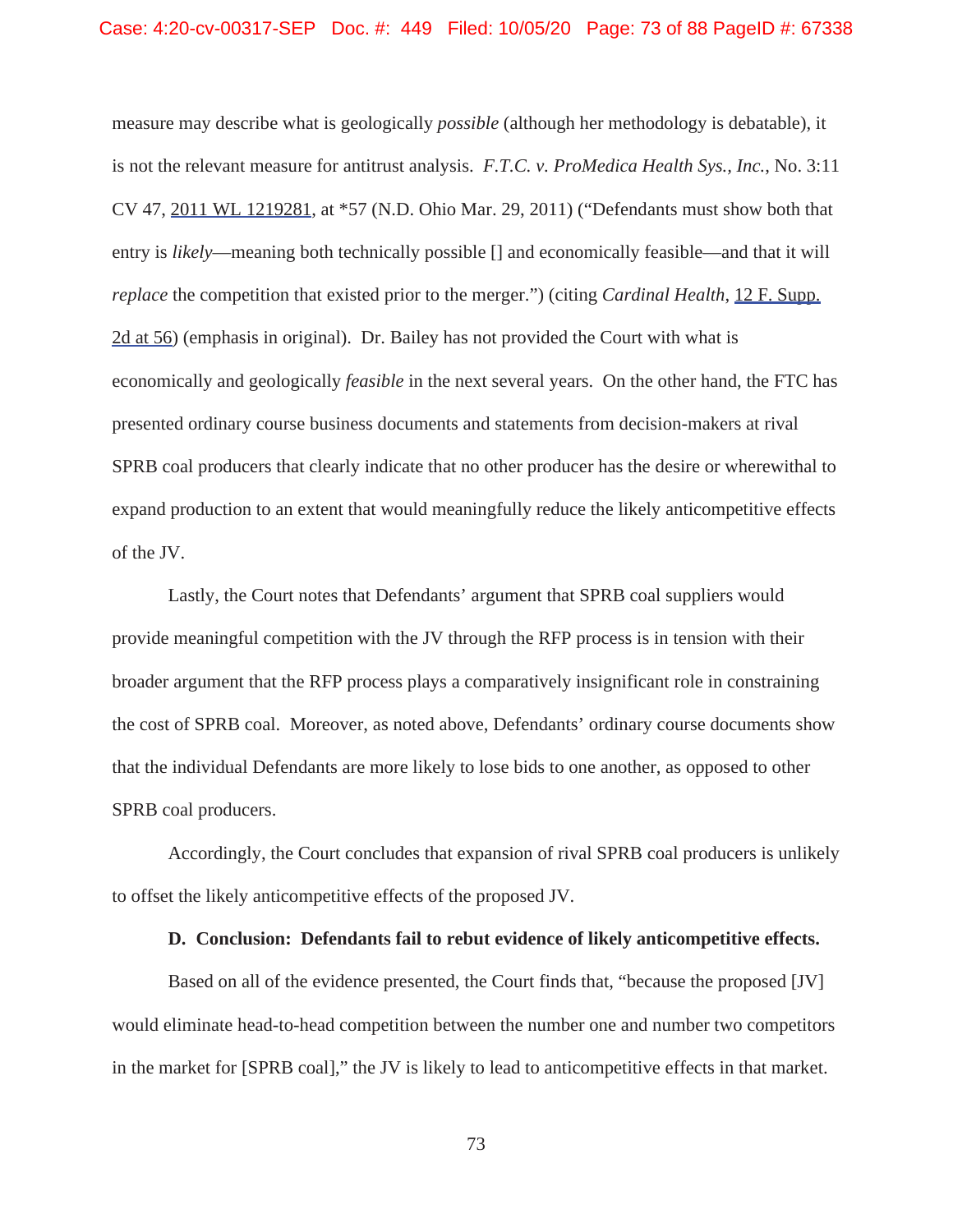measure may describe what is geologically *possible* (although her methodology is debatable), it is not the relevant measure for antitrust analysis. *F.T.C. v. ProMedica Health Sys., Inc.*, No. 3:11 CV 47, 2011 WL 1219281, at *57 (N.D. Ohio Mar. 29, 2011) ("Defendants must show both that entry is *likely*—meaning both technically possible [] and economically feasible—and that it will *replace* the competition that existed prior to the merger.") (citing *Cardinal Health*, 12 F. Supp. 2d at 56) (emphasis in original). Dr. Bailey has not provided the Court with what is economically and geologically *feasible* in the next several years. On the other hand, the FTC has presented ordinary course business documents and statements from decision-makers at rival SPRB coal producers that clearly indicate that no other producer has the desire or wherewithal to expand production to an extent that would meaningfully reduce the likely anticompetitive effects of the JV.

Lastly, the Court notes that Defendants' argument that SPRB coal suppliers would provide meaningful competition with the JV through the RFP process is in tension with their broader argument that the RFP process plays a comparatively insignificant role in constraining the cost of SPRB coal. Moreover, as noted above, Defendants' ordinary course documents show that the individual Defendants are more likely to lose bids to one another, as opposed to other SPRB coal producers.

Accordingly, the Court concludes that expansion of rival SPRB coal producers is unlikely to offset the likely anticompetitive effects of the proposed JV.

**D. Conclusion: Defendants fail to rebut evidence of likely anticompetitive effects.**

Based on all of the evidence presented, the Court finds that, "because the proposed [JV] would eliminate head-to-head competition between the number one and number two competitors in the market for [SPRB coal]," the JV is likely to lead to anticompetitive effects in that market.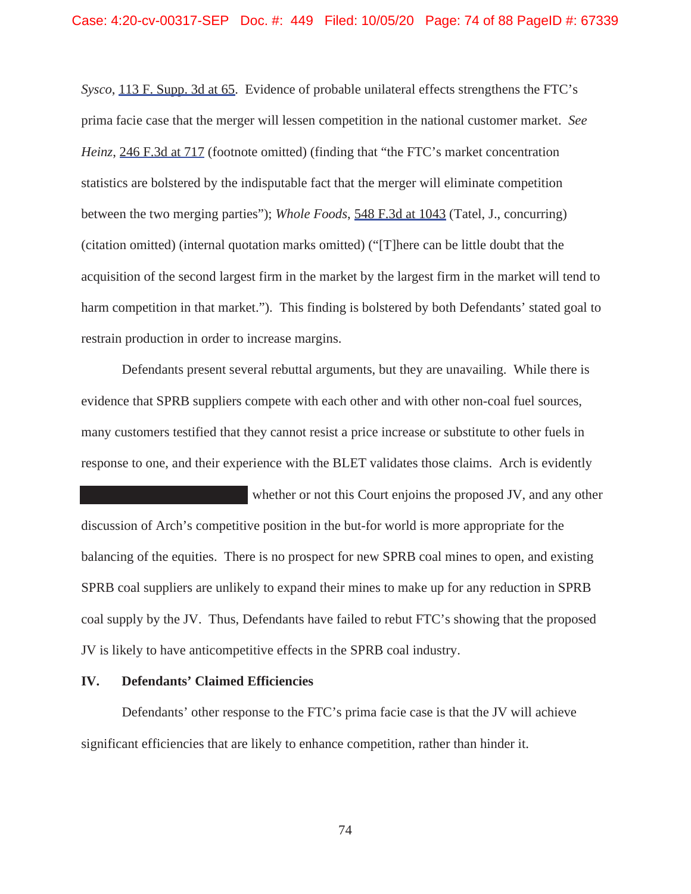*Sysco*, 113 F. Supp. 3d at 65. Evidence of probable unilateral effects strengthens the FTC's prima facie case that the merger will lessen competition in the national customer market. *See Heinz*, 246 F.3d at 717 (footnote omitted) (finding that "the FTC's market concentration statistics are bolstered by the indisputable fact that the merger will eliminate competition between the two merging parties"); *Whole Foods*, 548 F.3d at 1043 (Tatel, J., concurring) (citation omitted) (internal quotation marks omitted) ("[T]here can be little doubt that the acquisition of the second largest firm in the market by the largest firm in the market will tend to harm competition in that market."). This finding is bolstered by both Defendants' stated goal to restrain production in order to increase margins.

Defendants present several rebuttal arguments, but they are unavailing. While there is evidence that SPRB suppliers compete with each other and with other non-coal fuel sources, many customers testified that they cannot resist a price increase or substitute to other fuels in response to one, and their experience with the BLET validates those claims. Arch is evidently [REDACTED] whether or not this Court enjoins the proposed JV, and any other discussion of Arch's competitive position in the but-for world is more appropriate for the balancing of the equities. There is no prospect for new SPRB coal mines to open, and existing SPRB coal suppliers are unlikely to expand their mines to make up for any reduction in SPRB coal supply by the JV. Thus, Defendants have failed to rebut FTC's showing that the proposed JV is likely to have anticompetitive effects in the SPRB coal industry.

## IV. Defendants' Claimed Efficiencies

Defendants' other response to the FTC's prima facie case is that the JV will achieve significant efficiencies that are likely to enhance competition, rather than hinder it.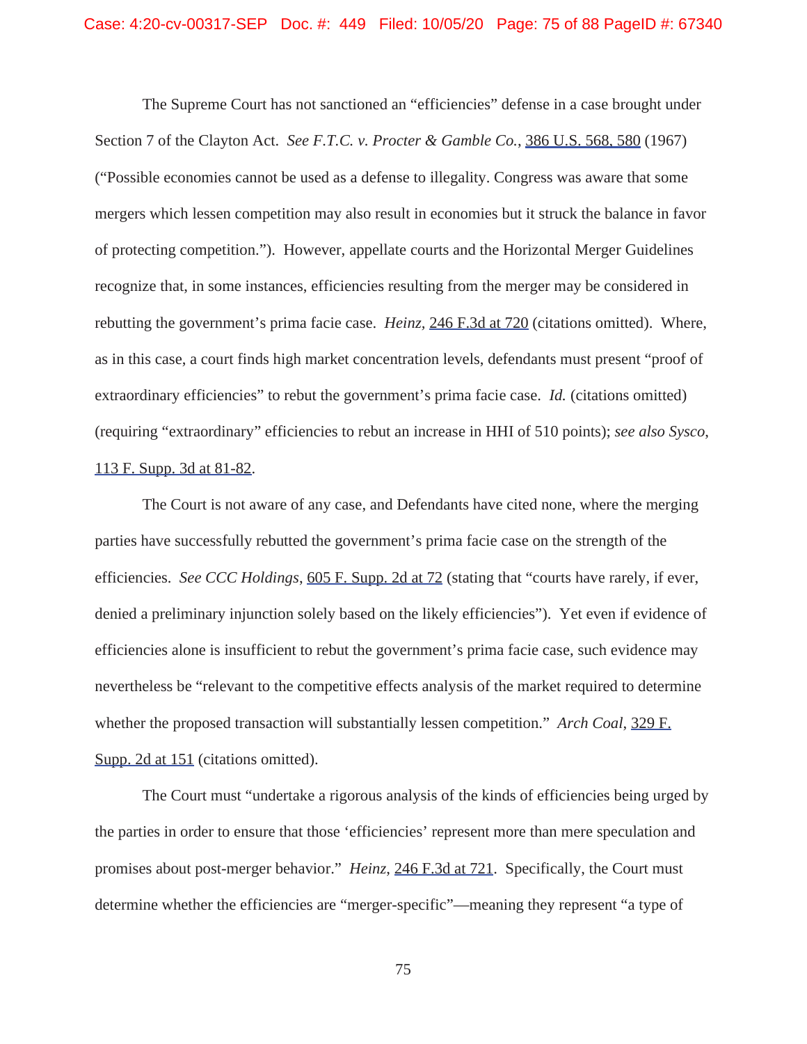The Supreme Court has not sanctioned an "efficiencies" defense in a case brought under Section 7 of the Clayton Act. *See F.T.C. v. Procter & Gamble Co.*, 386 U.S. 568, 580 (1967) ("Possible economies cannot be used as a defense to illegality. Congress was aware that some mergers which lessen competition may also result in economies but it struck the balance in favor of protecting competition."). However, appellate courts and the Horizontal Merger Guidelines recognize that, in some instances, efficiencies resulting from the merger may be considered in rebutting the government's prima facie case. *Heinz,* 246 F.3d at 720 (citations omitted). Where, as in this case, a court finds high market concentration levels, defendants must present "proof of extraordinary efficiencies" to rebut the government's prima facie case. *Id.* (citations omitted) (requiring "extraordinary" efficiencies to rebut an increase in HHI of 510 points); *see also Sysco*, 113 F. Supp. 3d at 81-82.

The Court is not aware of any case, and Defendants have cited none, where the merging parties have successfully rebutted the government's prima facie case on the strength of the efficiencies. *See CCC Holdings*, 605 F. Supp. 2d at 72 (stating that "courts have rarely, if ever, denied a preliminary injunction solely based on the likely efficiencies"). Yet even if evidence of efficiencies alone is insufficient to rebut the government's prima facie case, such evidence may nevertheless be "relevant to the competitive effects analysis of the market required to determine whether the proposed transaction will substantially lessen competition." *Arch Coal*, 329 F. Supp. 2d at 151 (citations omitted).

The Court must "undertake a rigorous analysis of the kinds of efficiencies being urged by the parties in order to ensure that those 'efficiencies' represent more than mere speculation and promises about post-merger behavior." *Heinz*, 246 F.3d at 721. Specifically, the Court must determine whether the efficiencies are "merger-specific"—meaning they represent "a type of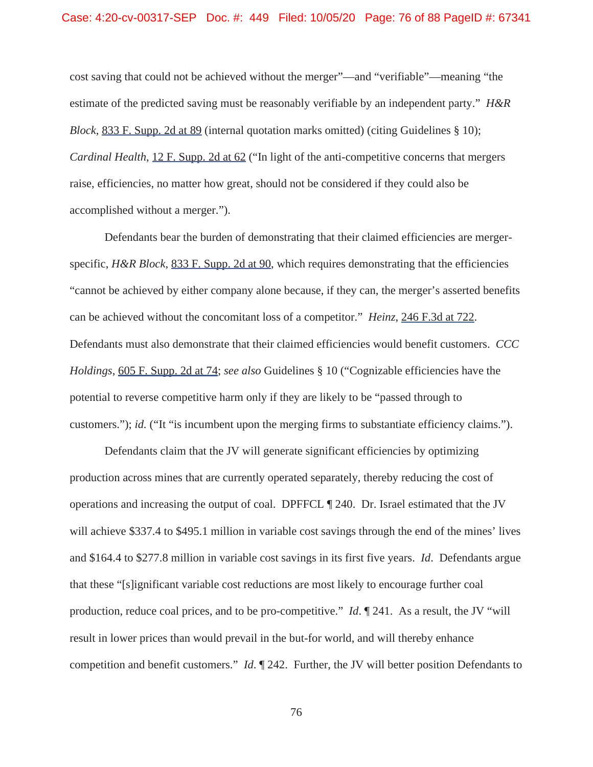cost saving that could not be achieved without the merger"—and "verifiable"—meaning "the estimate of the predicted saving must be reasonably verifiable by an independent party." *H&R Block*, 833 F. Supp. 2d at 89 (internal quotation marks omitted) (citing Guidelines § 10); *Cardinal Health*, 12 F. Supp. 2d at 62 ("In light of the anti-competitive concerns that mergers raise, efficiencies, no matter how great, should not be considered if they could also be accomplished without a merger.").

Defendants bear the burden of demonstrating that their claimed efficiencies are merger-specific, *H&R Block*, 833 F. Supp. 2d at 90, which requires demonstrating that the efficiencies "cannot be achieved by either company alone because, if they can, the merger's asserted benefits can be achieved without the concomitant loss of a competitor." *Heinz*, 246 F.3d at 722. Defendants must also demonstrate that their claimed efficiencies would benefit customers. *CCC Holdings*, 605 F. Supp. 2d at 74; *see also* Guidelines § 10 ("Cognizable efficiencies have the potential to reverse competitive harm only if they are likely to be "passed through to customers."); *id.* ("It "is incumbent upon the merging firms to substantiate efficiency claims.").

Defendants claim that the JV will generate significant efficiencies by optimizing production across mines that are currently operated separately, thereby reducing the cost of operations and increasing the output of coal. DPFFCL ¶ 240. Dr. Israel estimated that the JV will achieve $337.4 to $495.1 million in variable cost savings through the end of the mines' lives and $164.4 to $277.8 million in variable cost savings in its first five years. *Id*. Defendants argue that these "[s]ignificant variable cost reductions are most likely to encourage further coal production, reduce coal prices, and to be pro-competitive." *Id*. ¶ 241. As a result, the JV "will result in lower prices than would prevail in the but-for world, and will thereby enhance competition and benefit customers." *Id*. ¶ 242. Further, the JV will better position Defendants to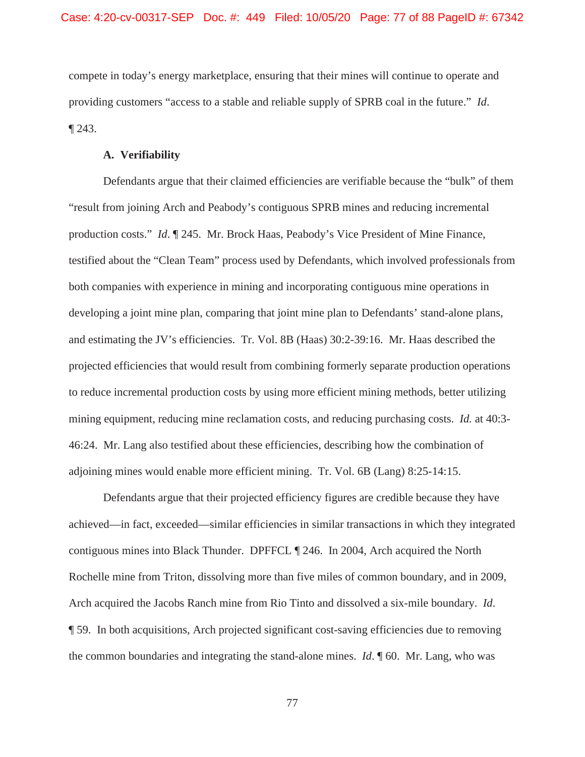compete in today's energy marketplace, ensuring that their mines will continue to operate and providing customers "access to a stable and reliable supply of SPRB coal in the future." *Id*. ¶ 243.

### A. Verifiability

Defendants argue that their claimed efficiencies are verifiable because the "bulk" of them "result from joining Arch and Peabody's contiguous SPRB mines and reducing incremental production costs." *Id*. ¶ 245. Mr. Brock Haas, Peabody's Vice President of Mine Finance, testified about the "Clean Team" process used by Defendants, which involved professionals from both companies with experience in mining and incorporating contiguous mine operations in developing a joint mine plan, comparing that joint mine plan to Defendants' stand-alone plans, and estimating the JV's efficiencies. Tr. Vol. 8B (Haas) 30:2-39:16. Mr. Haas described the projected efficiencies that would result from combining formerly separate production operations to reduce incremental production costs by using more efficient mining methods, better utilizing mining equipment, reducing mine reclamation costs, and reducing purchasing costs. *Id.* at 40:3-46:24. Mr. Lang also testified about these efficiencies, describing how the combination of adjoining mines would enable more efficient mining. Tr. Vol. 6B (Lang) 8:25-14:15.

Defendants argue that their projected efficiency figures are credible because they have achieved—in fact, exceeded—similar efficiencies in similar transactions in which they integrated contiguous mines into Black Thunder. DPFFCL ¶ 246. In 2004, Arch acquired the North Rochelle mine from Triton, dissolving more than five miles of common boundary, and in 2009, Arch acquired the Jacobs Ranch mine from Rio Tinto and dissolved a six-mile boundary. *Id*. ¶ 59. In both acquisitions, Arch projected significant cost-saving efficiencies due to removing the common boundaries and integrating the stand-alone mines. *Id*. ¶ 60. Mr. Lang, who was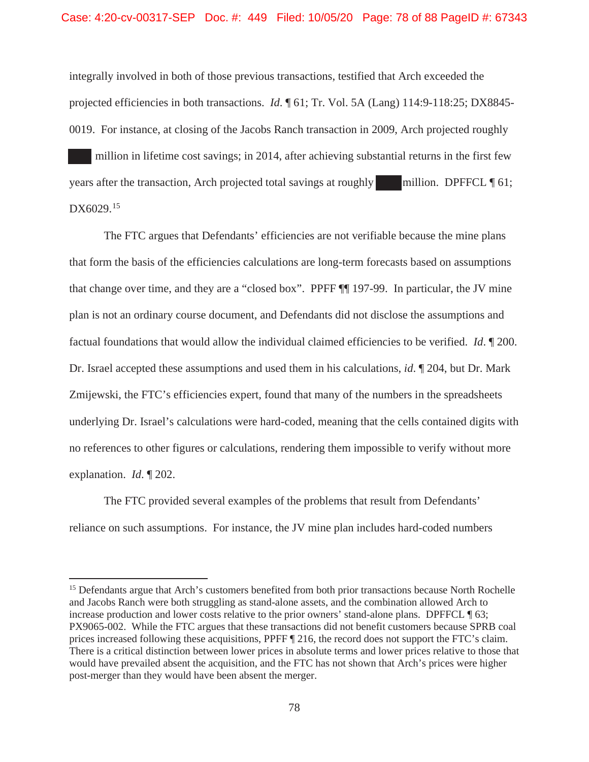integrally involved in both of those previous transactions, testified that Arch exceeded the projected efficiencies in both transactions. *Id.* ¶ 61; Tr. Vol. 5A (Lang) 114:9-118:25; DX8845-0019. For instance, at closing of the Jacobs Ranch transaction in 2009, Arch projected roughly ██ million in lifetime cost savings; in 2014, after achieving substantial returns in the first few years after the transaction, Arch projected total savings at roughly ██ million. DPFFCL ¶ 61; DX6029.[15]

The FTC argues that Defendants' efficiencies are not verifiable because the mine plans that form the basis of the efficiencies calculations are long-term forecasts based on assumptions that change over time, and they are a "closed box". PPFF ¶¶ 197-99. In particular, the JV mine plan is not an ordinary course document, and Defendants did not disclose the assumptions and factual foundations that would allow the individual claimed efficiencies to be verified. *Id.* ¶ 200. Dr. Israel accepted these assumptions and used them in his calculations, *id.* ¶ 204, but Dr. Mark Zmijewski, the FTC's efficiencies expert, found that many of the numbers in the spreadsheets underlying Dr. Israel's calculations were hard-coded, meaning that the cells contained digits with no references to other figures or calculations, rendering them impossible to verify without more explanation. *Id.* ¶ 202.

The FTC provided several examples of the problems that result from Defendants' reliance on such assumptions. For instance, the JV mine plan includes hard-coded numbers

---

[15] Defendants argue that Arch's customers benefited from both prior transactions because North Rochelle and Jacobs Ranch were both struggling as stand-alone assets, and the combination allowed Arch to increase production and lower costs relative to the prior owners' stand-alone plans. DPFFCL ¶ 63; PX9065-002. While the FTC argues that these transactions did not benefit customers because SPRB coal prices increased following these acquisitions, PPFF ¶ 216, the record does not support the FTC's claim. There is a critical distinction between lower prices in absolute terms and lower prices relative to those that would have prevailed absent the acquisition, and the FTC has not shown that Arch's prices were higher post-merger than they would have been absent the merger.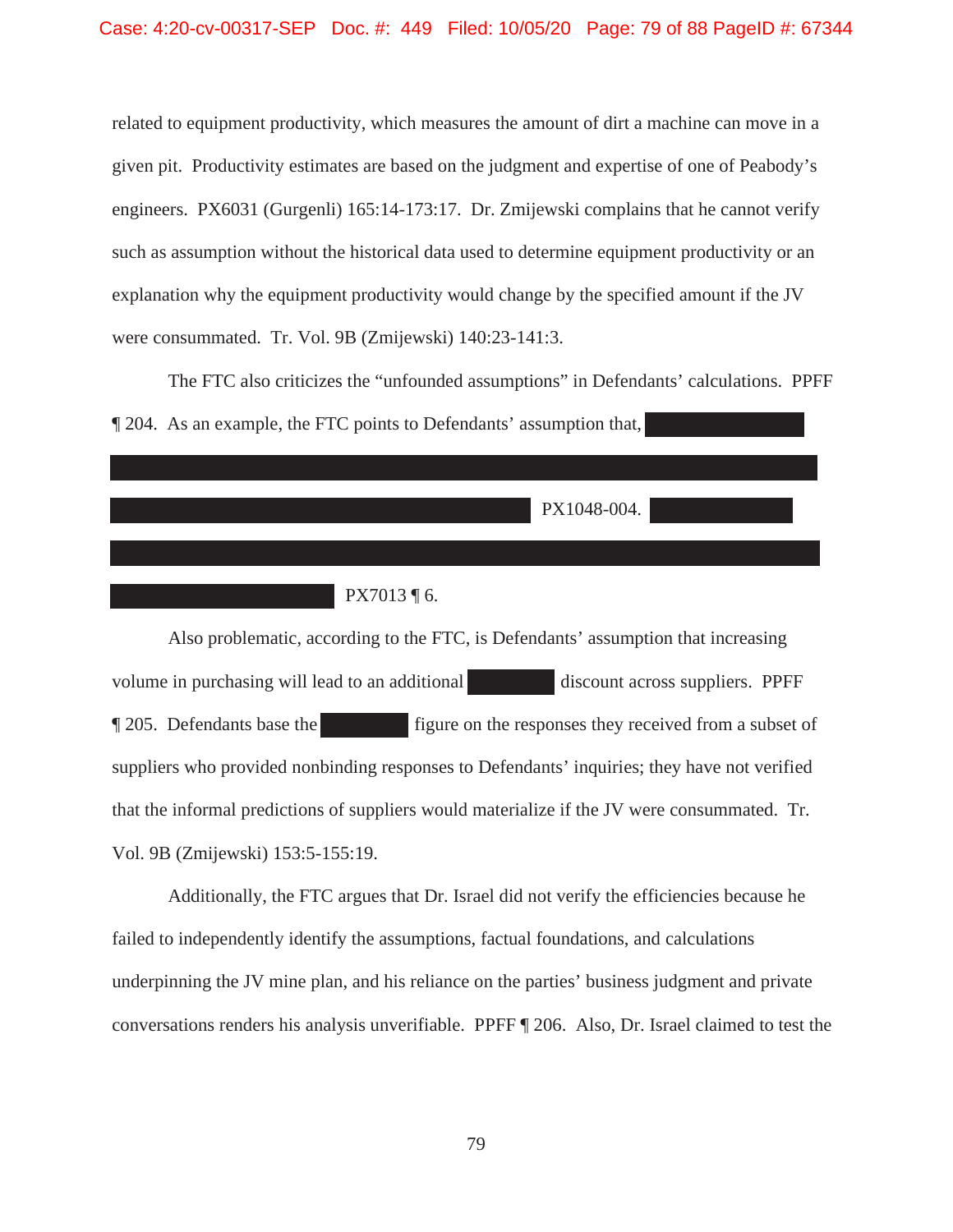related to equipment productivity, which measures the amount of dirt a machine can move in a given pit. Productivity estimates are based on the judgment and expertise of one of Peabody's engineers. PX6031 (Gurgenli) 165:14-173:17. Dr. Zmijewski complains that he cannot verify such as assumption without the historical data used to determine equipment productivity or an explanation why the equipment productivity would change by the specified amount if the JV were consummated. Tr. Vol. 9B (Zmijewski) 140:23-141:3.

The FTC also criticizes the "unfounded assumptions" in Defendants' calculations. PPFF ¶ 204. As an example, the FTC points to Defendants' assumption that, [REDACTED] PX1048-004. [REDACTED] PX7013 ¶ 6.

Also problematic, according to the FTC, is Defendants' assumption that increasing volume in purchasing will lead to an additional [REDACTED] discount across suppliers. PPFF ¶ 205. Defendants base the [REDACTED] figure on the responses they received from a subset of suppliers who provided nonbinding responses to Defendants' inquiries; they have not verified that the informal predictions of suppliers would materialize if the JV were consummated. Tr. Vol. 9B (Zmijewski) 153:5-155:19.

Additionally, the FTC argues that Dr. Israel did not verify the efficiencies because he failed to independently identify the assumptions, factual foundations, and calculations underpinning the JV mine plan, and his reliance on the parties' business judgment and private conversations renders his analysis unverifiable. PPFF ¶ 206. Also, Dr. Israel claimed to test the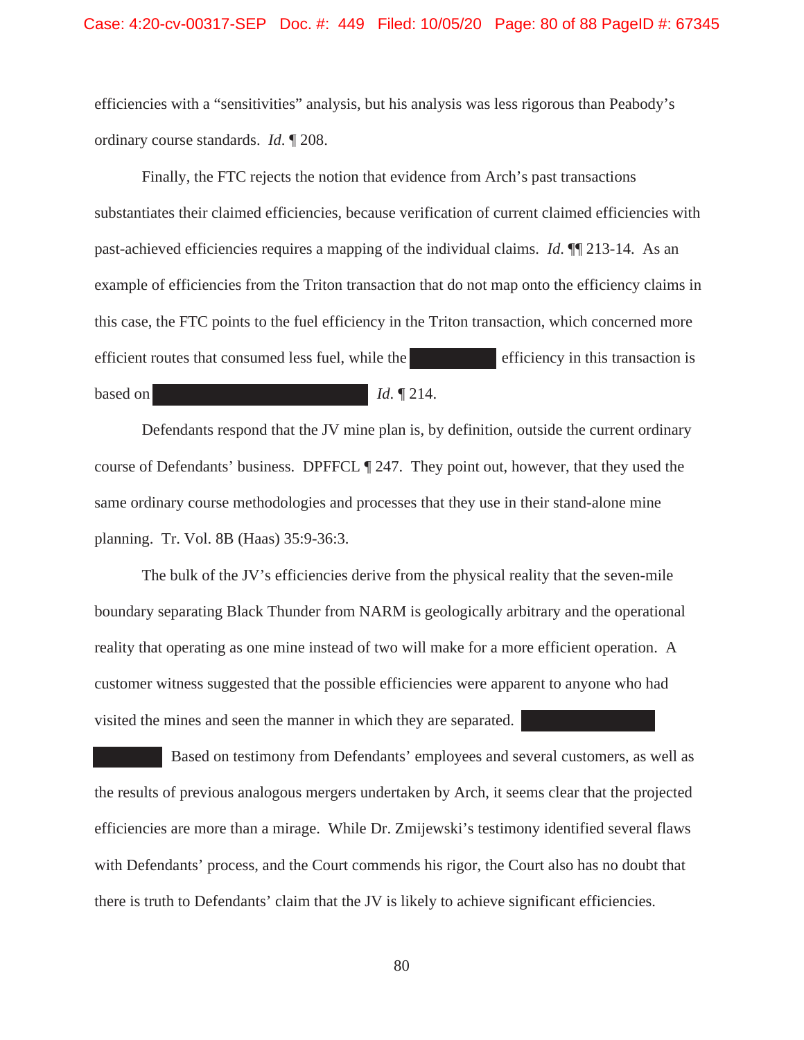efficiencies with a "sensitivities" analysis, but his analysis was less rigorous than Peabody's ordinary course standards. *Id*. ¶ 208.

Finally, the FTC rejects the notion that evidence from Arch's past transactions substantiates their claimed efficiencies, because verification of current claimed efficiencies with past-achieved efficiencies requires a mapping of the individual claims. *Id*. ¶¶ 213-14. As an example of efficiencies from the Triton transaction that do not map onto the efficiency claims in this case, the FTC points to the fuel efficiency in the Triton transaction, which concerned more efficient routes that consumed less fuel, while the [REDACTED] efficiency in this transaction is based on [REDACTED] *Id*. ¶ 214.

Defendants respond that the JV mine plan is, by definition, outside the current ordinary course of Defendants' business. DPFFCL ¶ 247. They point out, however, that they used the same ordinary course methodologies and processes that they use in their stand-alone mine planning. Tr. Vol. 8B (Haas) 35:9-36:3.

The bulk of the JV's efficiencies derive from the physical reality that the seven-mile boundary separating Black Thunder from NARM is geologically arbitrary and the operational reality that operating as one mine instead of two will make for a more efficient operation. A customer witness suggested that the possible efficiencies were apparent to anyone who had visited the mines and seen the manner in which they are separated. [REDACTED] Based on testimony from Defendants' employees and several customers, as well as the results of previous analogous mergers undertaken by Arch, it seems clear that the projected efficiencies are more than a mirage. While Dr. Zmijewski's testimony identified several flaws with Defendants' process, and the Court commends his rigor, the Court also has no doubt that there is truth to Defendants' claim that the JV is likely to achieve significant efficiencies.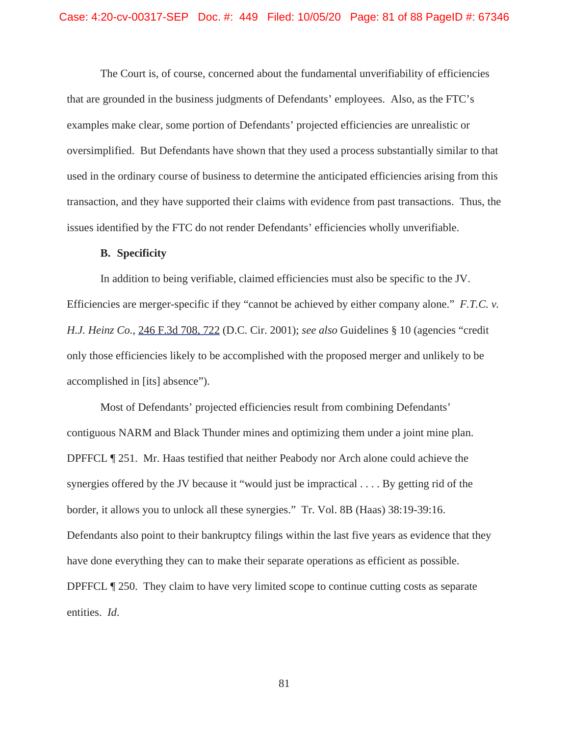The Court is, of course, concerned about the fundamental unverifiability of efficiencies that are grounded in the business judgments of Defendants' employees. Also, as the FTC's examples make clear, some portion of Defendants' projected efficiencies are unrealistic or oversimplified. But Defendants have shown that they used a process substantially similar to that used in the ordinary course of business to determine the anticipated efficiencies arising from this transaction, and they have supported their claims with evidence from past transactions. Thus, the issues identified by the FTC do not render Defendants' efficiencies wholly unverifiable.

**B. Specificity**

In addition to being verifiable, claimed efficiencies must also be specific to the JV. Efficiencies are merger-specific if they "cannot be achieved by either company alone." *F.T.C. v. H.J. Heinz Co.*, 246 F.3d 708, 722 (D.C. Cir. 2001); *see also* Guidelines § 10 (agencies "credit only those efficiencies likely to be accomplished with the proposed merger and unlikely to be accomplished in [its] absence").

Most of Defendants' projected efficiencies result from combining Defendants' contiguous NARM and Black Thunder mines and optimizing them under a joint mine plan. DPFFCL ¶ 251. Mr. Haas testified that neither Peabody nor Arch alone could achieve the synergies offered by the JV because it "would just be impractical . . . . By getting rid of the border, it allows you to unlock all these synergies." Tr. Vol. 8B (Haas) 38:19-39:16. Defendants also point to their bankruptcy filings within the last five years as evidence that they have done everything they can to make their separate operations as efficient as possible. DPFFCL ¶ 250. They claim to have very limited scope to continue cutting costs as separate entities. *Id.*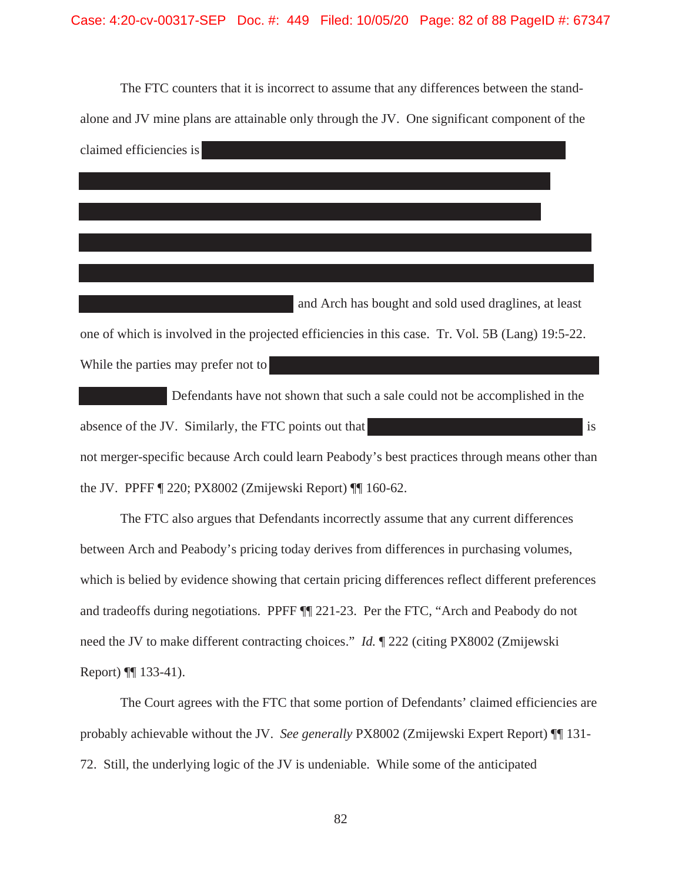The FTC counters that it is incorrect to assume that any differences between the stand-alone and JV mine plans are attainable only through the JV. One significant component of the claimed efficiencies is [REDACTED] and Arch has bought and sold used draglines, at least one of which is involved in the projected efficiencies in this case. Tr. Vol. 5B (Lang) 19:5-22. While the parties may prefer not to [REDACTED] Defendants have not shown that such a sale could not be accomplished in the absence of the JV. Similarly, the FTC points out that [REDACTED] is not merger-specific because Arch could learn Peabody's best practices through means other than the JV. PPFF ¶ 220; PX8002 (Zmijewski Report) ¶¶ 160-62.

The FTC also argues that Defendants incorrectly assume that any current differences between Arch and Peabody's pricing today derives from differences in purchasing volumes, which is belied by evidence showing that certain pricing differences reflect different preferences and tradeoffs during negotiations. PPFF ¶¶ 221-23. Per the FTC, "Arch and Peabody do not need the JV to make different contracting choices." *Id.* ¶ 222 (citing PX8002 (Zmijewski Report) ¶¶ 133-41).

The Court agrees with the FTC that some portion of Defendants' claimed efficiencies are probably achievable without the JV. *See generally* PX8002 (Zmijewski Expert Report) ¶¶ 131-72. Still, the underlying logic of the JV is undeniable. While some of the anticipated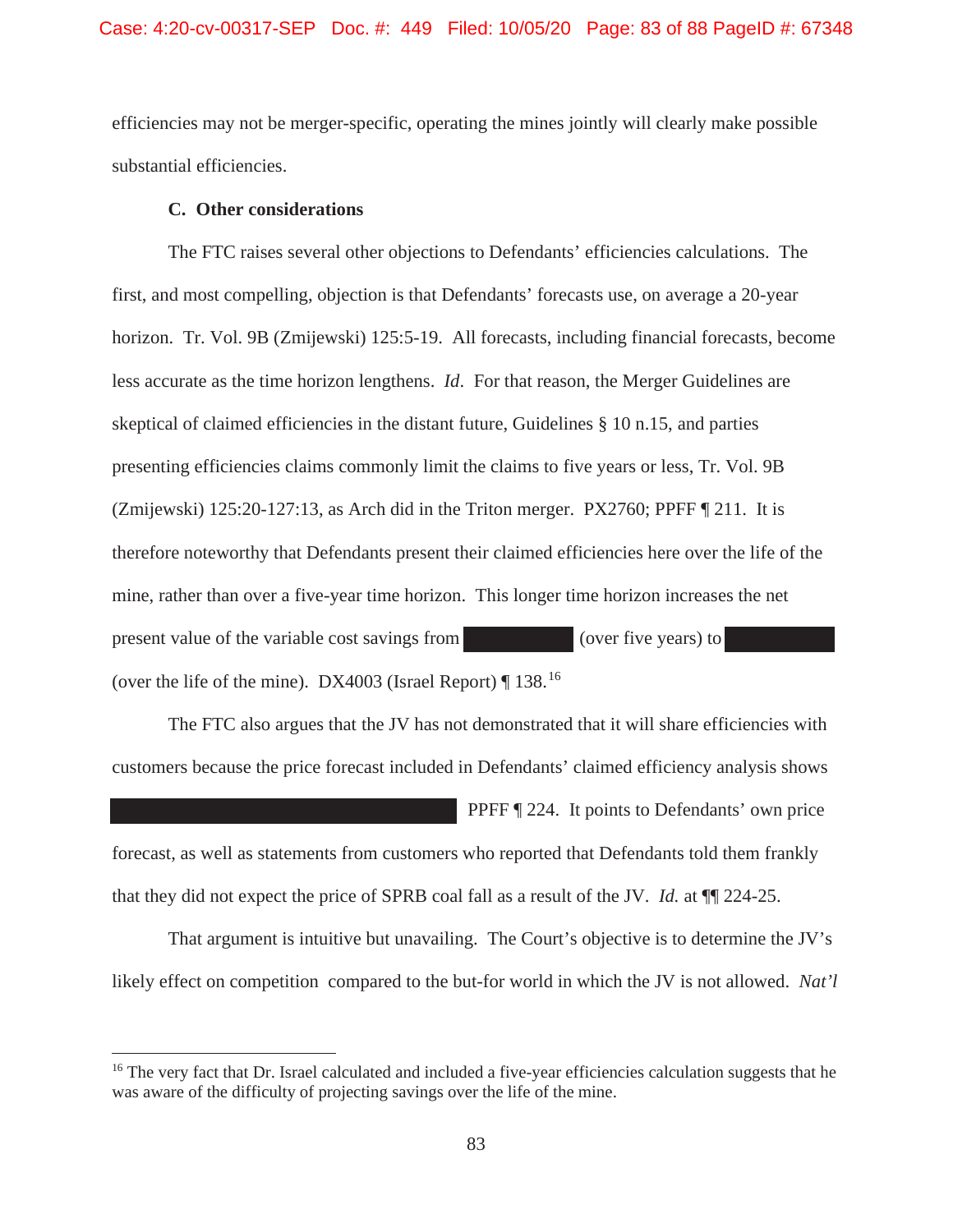efficiencies may not be merger-specific, operating the mines jointly will clearly make possible substantial efficiencies.

### C. Other considerations

The FTC raises several other objections to Defendants' efficiencies calculations. The first, and most compelling, objection is that Defendants' forecasts use, on average a 20-year horizon. Tr. Vol. 9B (Zmijewski) 125:5-19. All forecasts, including financial forecasts, become less accurate as the time horizon lengthens. *Id*. For that reason, the Merger Guidelines are skeptical of claimed efficiencies in the distant future, Guidelines § 10 n.15, and parties presenting efficiencies claims commonly limit the claims to five years or less, Tr. Vol. 9B (Zmijewski) 125:20-127:13, as Arch did in the Triton merger. PX2760; PPFF ¶ 211. It is therefore noteworthy that Defendants present their claimed efficiencies here over the life of the mine, rather than over a five-year time horizon. This longer time horizon increases the net present value of the variable cost savings from [REDACTED] (over five years) to [REDACTED] (over the life of the mine). DX4003 (Israel Report) ¶ 138.[16]

The FTC also argues that the JV has not demonstrated that it will share efficiencies with customers because the price forecast included in Defendants' claimed efficiency analysis shows [REDACTED] PPFF ¶ 224. It points to Defendants' own price forecast, as well as statements from customers who reported that Defendants told them frankly that they did not expect the price of SPRB coal fall as a result of the JV. *Id.* at ¶¶ 224-25.

That argument is intuitive but unavailing. The Court's objective is to determine the JV's likely effect on competition compared to the but-for world in which the JV is not allowed. *Nat'l*

---

[16] The very fact that Dr. Israel calculated and included a five-year efficiencies calculation suggests that he was aware of the difficulty of projecting savings over the life of the mine.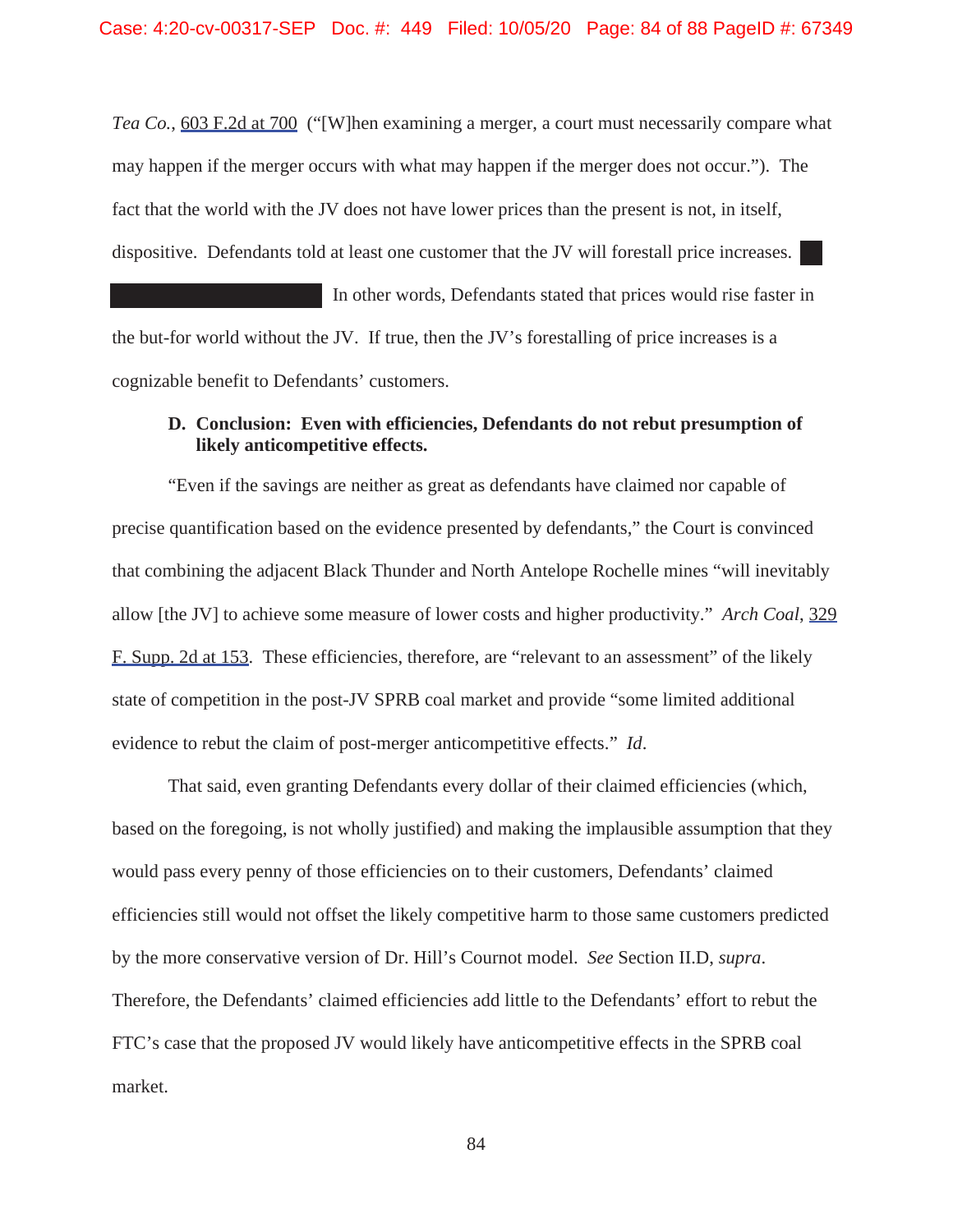*Tea Co.*, 603 F.2d at 700 ("[W]hen examining a merger, a court must necessarily compare what may happen if the merger occurs with what may happen if the merger does not occur."). The fact that the world with the JV does not have lower prices than the present is not, in itself, dispositive. Defendants told at least one customer that the JV will forestall price increases. ███ ████████████ In other words, Defendants stated that prices would rise faster in the but-for world without the JV. If true, then the JV's forestalling of price increases is a cognizable benefit to Defendants' customers.

**D. Conclusion: Even with efficiencies, Defendants do not rebut presumption of likely anticompetitive effects.**

"Even if the savings are neither as great as defendants have claimed nor capable of precise quantification based on the evidence presented by defendants," the Court is convinced that combining the adjacent Black Thunder and North Antelope Rochelle mines "will inevitably allow [the JV] to achieve some measure of lower costs and higher productivity." *Arch Coal*, 329 F. Supp. 2d at 153. These efficiencies, therefore, are "relevant to an assessment" of the likely state of competition in the post-JV SPRB coal market and provide "some limited additional evidence to rebut the claim of post-merger anticompetitive effects." *Id*.

That said, even granting Defendants every dollar of their claimed efficiencies (which, based on the foregoing, is not wholly justified) and making the implausible assumption that they would pass every penny of those efficiencies on to their customers, Defendants' claimed efficiencies still would not offset the likely competitive harm to those same customers predicted by the more conservative version of Dr. Hill's Cournot model. *See* Section II.D, *supra*. Therefore, the Defendants' claimed efficiencies add little to the Defendants' effort to rebut the FTC's case that the proposed JV would likely have anticompetitive effects in the SPRB coal market.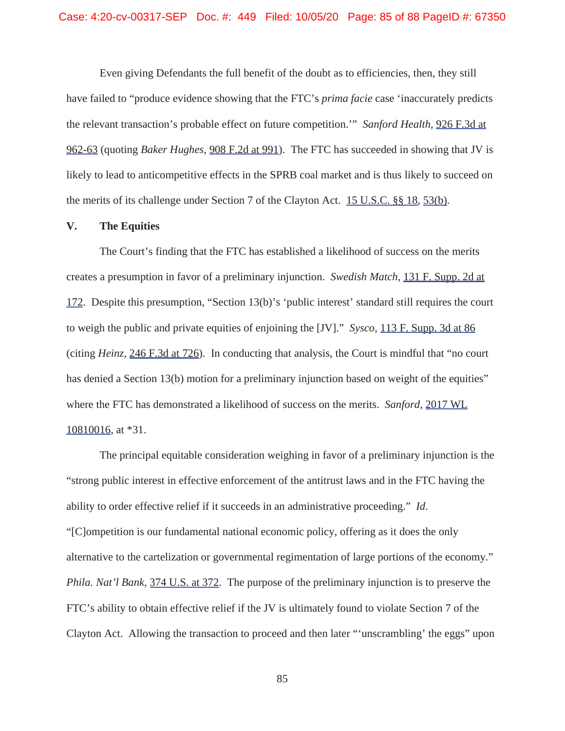Even giving Defendants the full benefit of the doubt as to efficiencies, then, they still have failed to "produce evidence showing that the FTC's *prima facie* case 'inaccurately predicts the relevant transaction's probable effect on future competition.'" *Sanford Health*, 926 F.3d at 962-63 (quoting *Baker Hughes*, 908 F.2d at 991). The FTC has succeeded in showing that JV is likely to lead to anticompetitive effects in the SPRB coal market and is thus likely to succeed on the merits of its challenge under Section 7 of the Clayton Act. 15 U.S.C. §§ 18, 53(b).

## V. The Equities

The Court's finding that the FTC has established a likelihood of success on the merits creates a presumption in favor of a preliminary injunction. *Swedish Match*, 131 F. Supp. 2d at 172. Despite this presumption, "Section 13(b)'s 'public interest' standard still requires the court to weigh the public and private equities of enjoining the [JV]." *Sysco*, 113 F. Supp. 3d at 86 (citing *Heinz*, 246 F.3d at 726). In conducting that analysis, the Court is mindful that "no court has denied a Section 13(b) motion for a preliminary injunction based on weight of the equities" where the FTC has demonstrated a likelihood of success on the merits. *Sanford*, 2017 WL 10810016, at *31.

The principal equitable consideration weighing in favor of a preliminary injunction is the "strong public interest in effective enforcement of the antitrust laws and in the FTC having the ability to order effective relief if it succeeds in an administrative proceeding." *Id.* "[C]ompetition is our fundamental national economic policy, offering as it does the only alternative to the cartelization or governmental regimentation of large portions of the economy." *Phila. Nat'l Bank*, 374 U.S. at 372. The purpose of the preliminary injunction is to preserve the FTC's ability to obtain effective relief if the JV is ultimately found to violate Section 7 of the Clayton Act. Allowing the transaction to proceed and then later "'unscrambling' the eggs" upon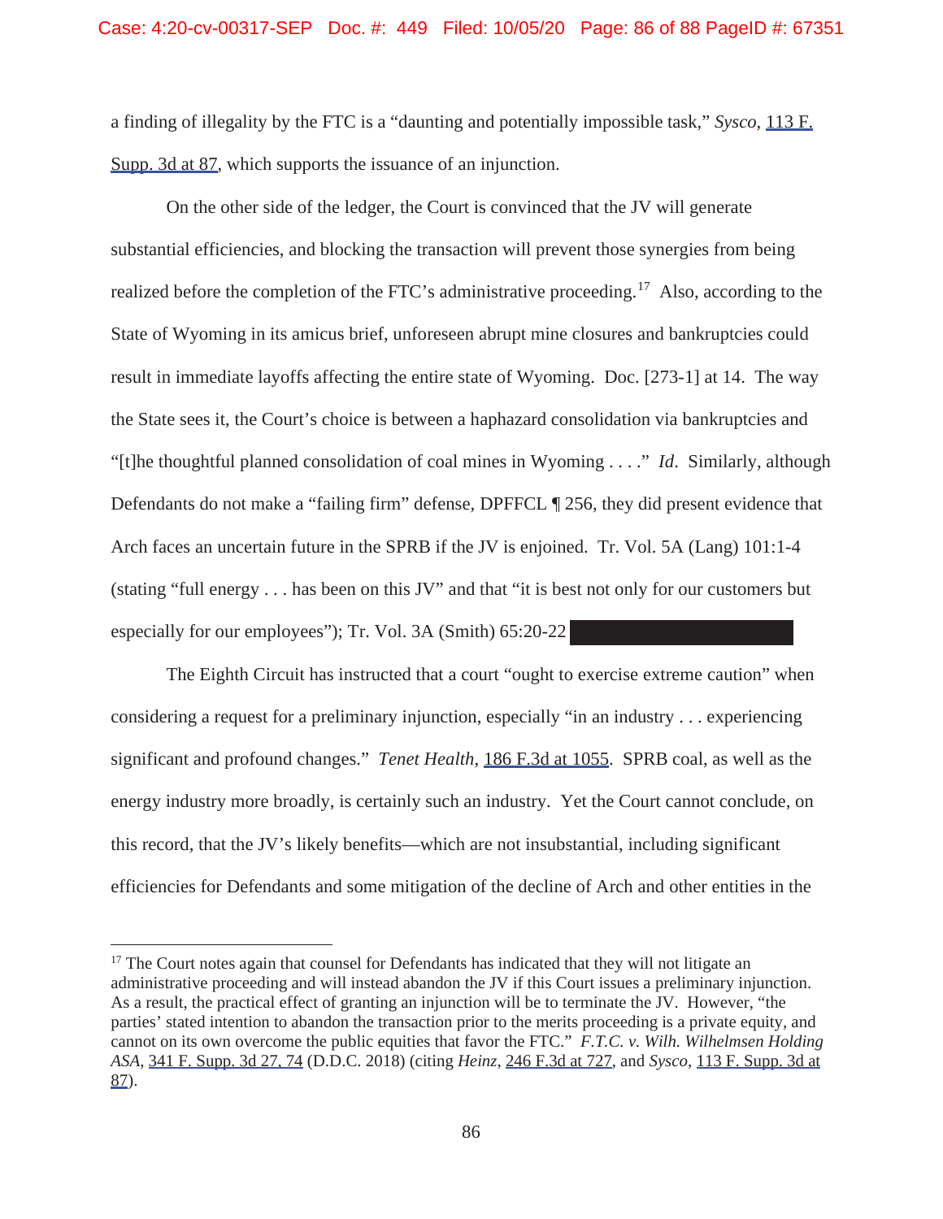a finding of illegality by the FTC is a "daunting and potentially impossible task," *Sysco*, 113 F. Supp. 3d at 87, which supports the issuance of an injunction.

On the other side of the ledger, the Court is convinced that the JV will generate substantial efficiencies, and blocking the transaction will prevent those synergies from being realized before the completion of the FTC's administrative proceeding.[17] Also, according to the State of Wyoming in its amicus brief, unforeseen abrupt mine closures and bankruptcies could result in immediate layoffs affecting the entire state of Wyoming. Doc. [273-1] at 14. The way the State sees it, the Court's choice is between a haphazard consolidation via bankruptcies and "[t]he thoughtful planned consolidation of coal mines in Wyoming . . . ." *Id*. Similarly, although Defendants do not make a "failing firm" defense, DPFFCL ¶ 256, they did present evidence that Arch faces an uncertain future in the SPRB if the JV is enjoined. Tr. Vol. 5A (Lang) 101:1-4 (stating "full energy . . . has been on this JV" and that "it is best not only for our customers but especially for our employees"); Tr. Vol. 3A (Smith) 65:20-22

The Eighth Circuit has instructed that a court "ought to exercise extreme caution" when considering a request for a preliminary injunction, especially "in an industry . . . experiencing significant and profound changes." *Tenet Health*, 186 F.3d at 1055. SPRB coal, as well as the energy industry more broadly, is certainly such an industry. Yet the Court cannot conclude, on this record, that the JV's likely benefits—which are not insubstantial, including significant efficiencies for Defendants and some mitigation of the decline of Arch and other entities in the

[17] The Court notes again that counsel for Defendants has indicated that they will not litigate an administrative proceeding and will instead abandon the JV if this Court issues a preliminary injunction. As a result, the practical effect of granting an injunction will be to terminate the JV. However, "the parties' stated intention to abandon the transaction prior to the merits proceeding is a private equity, and cannot on its own overcome the public equities that favor the FTC." *F.T.C. v. Wilh. Wilhelmsen Holding ASA*, 341 F. Supp. 3d 27, 74 (D.D.C. 2018) (citing *Heinz*, 246 F.3d at 727, and *Sysco*, 113 F. Supp. 3d at 87).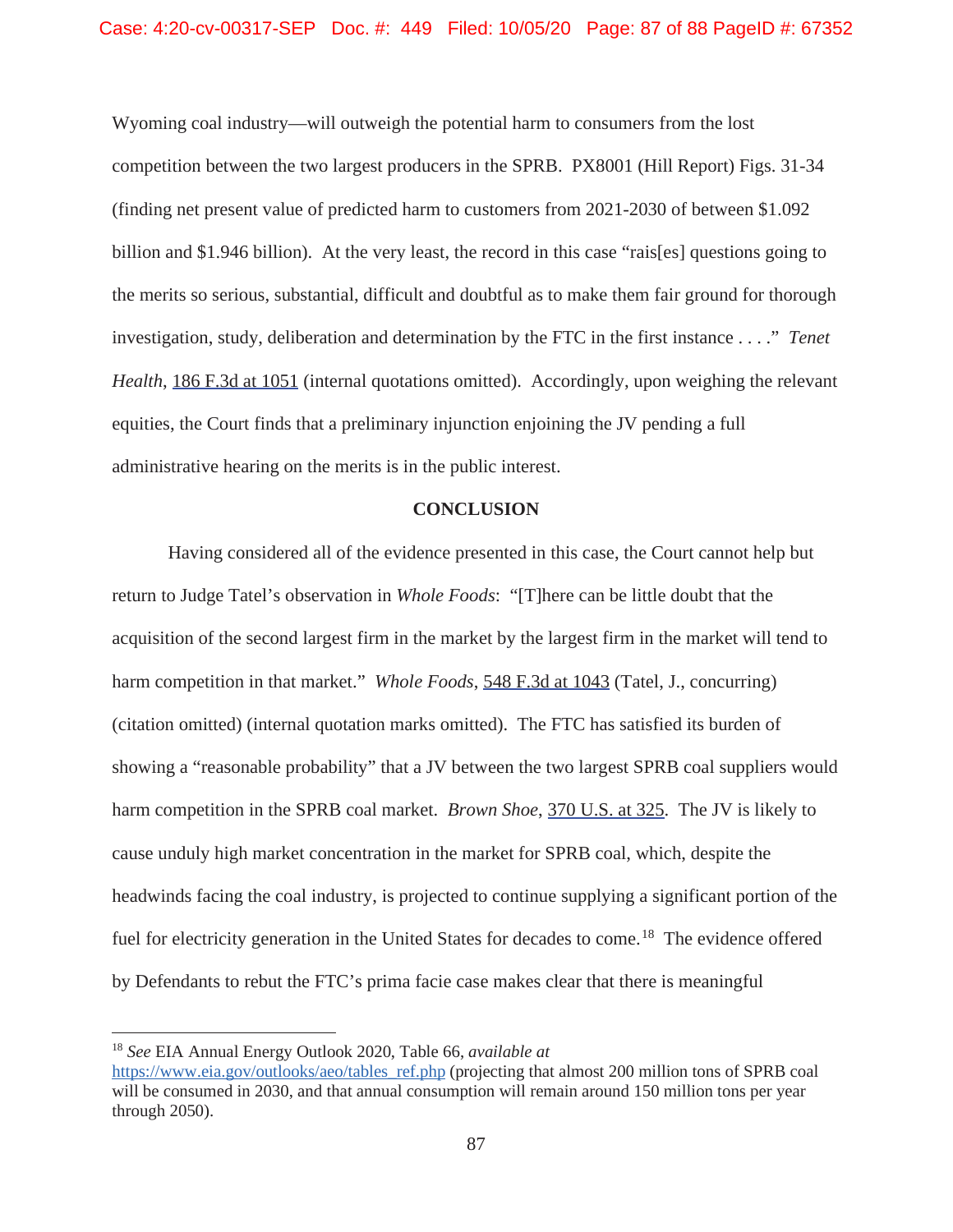Wyoming coal industry—will outweigh the potential harm to consumers from the lost competition between the two largest producers in the SPRB. PX8001 (Hill Report) Figs. 31-34 (finding net present value of predicted harm to customers from 2021-2030 of between $1.092 billion and $1.946 billion). At the very least, the record in this case "rais[es] questions going to the merits so serious, substantial, difficult and doubtful as to make them fair ground for thorough investigation, study, deliberation and determination by the FTC in the first instance . . . ." *Tenet Health*, 186 F.3d at 1051 (internal quotations omitted). Accordingly, upon weighing the relevant equities, the Court finds that a preliminary injunction enjoining the JV pending a full administrative hearing on the merits is in the public interest.

## CONCLUSION

Having considered all of the evidence presented in this case, the Court cannot help but return to Judge Tatel's observation in *Whole Foods*: "[T]here can be little doubt that the acquisition of the second largest firm in the market by the largest firm in the market will tend to harm competition in that market." *Whole Foods*, 548 F.3d at 1043 (Tatel, J., concurring) (citation omitted) (internal quotation marks omitted). The FTC has satisfied its burden of showing a "reasonable probability" that a JV between the two largest SPRB coal suppliers would harm competition in the SPRB coal market. *Brown Shoe*, 370 U.S. at 325. The JV is likely to cause unduly high market concentration in the market for SPRB coal, which, despite the headwinds facing the coal industry, is projected to continue supplying a significant portion of the fuel for electricity generation in the United States for decades to come.[18] The evidence offered by Defendants to rebut the FTC's prima facie case makes clear that there is meaningful

[18] *See* EIA Annual Energy Outlook 2020, Table 66, *available at* https://www.eia.gov/outlooks/aeo/tables_ref.php (projecting that almost 200 million tons of SPRB coal will be consumed in 2030, and that annual consumption will remain around 150 million tons per year through 2050).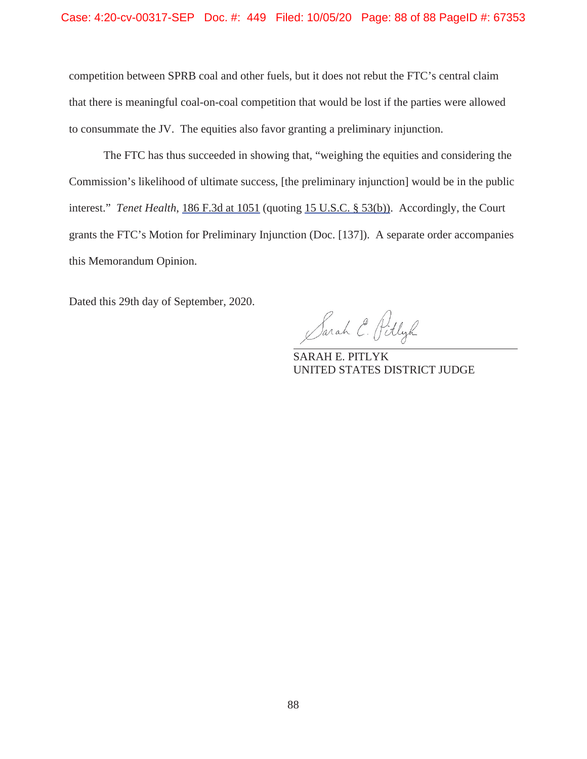competition between SPRB coal and other fuels, but it does not rebut the FTC's central claim that there is meaningful coal-on-coal competition that would be lost if the parties were allowed to consummate the JV. The equities also favor granting a preliminary injunction.

The FTC has thus succeeded in showing that, "weighing the equities and considering the Commission's likelihood of ultimate success, [the preliminary injunction] would be in the public interest." *Tenet Health*, 186 F.3d at 1051 (quoting 15 U.S.C. § 53(b)). Accordingly, the Court grants the FTC's Motion for Preliminary Injunction (Doc. [137]). A separate order accompanies this Memorandum Opinion.

Dated this 29th day of September, 2020.

Sarah E. Pitlyk

SARAH E. PITLYK
UNITED STATES DISTRICT JUDGE